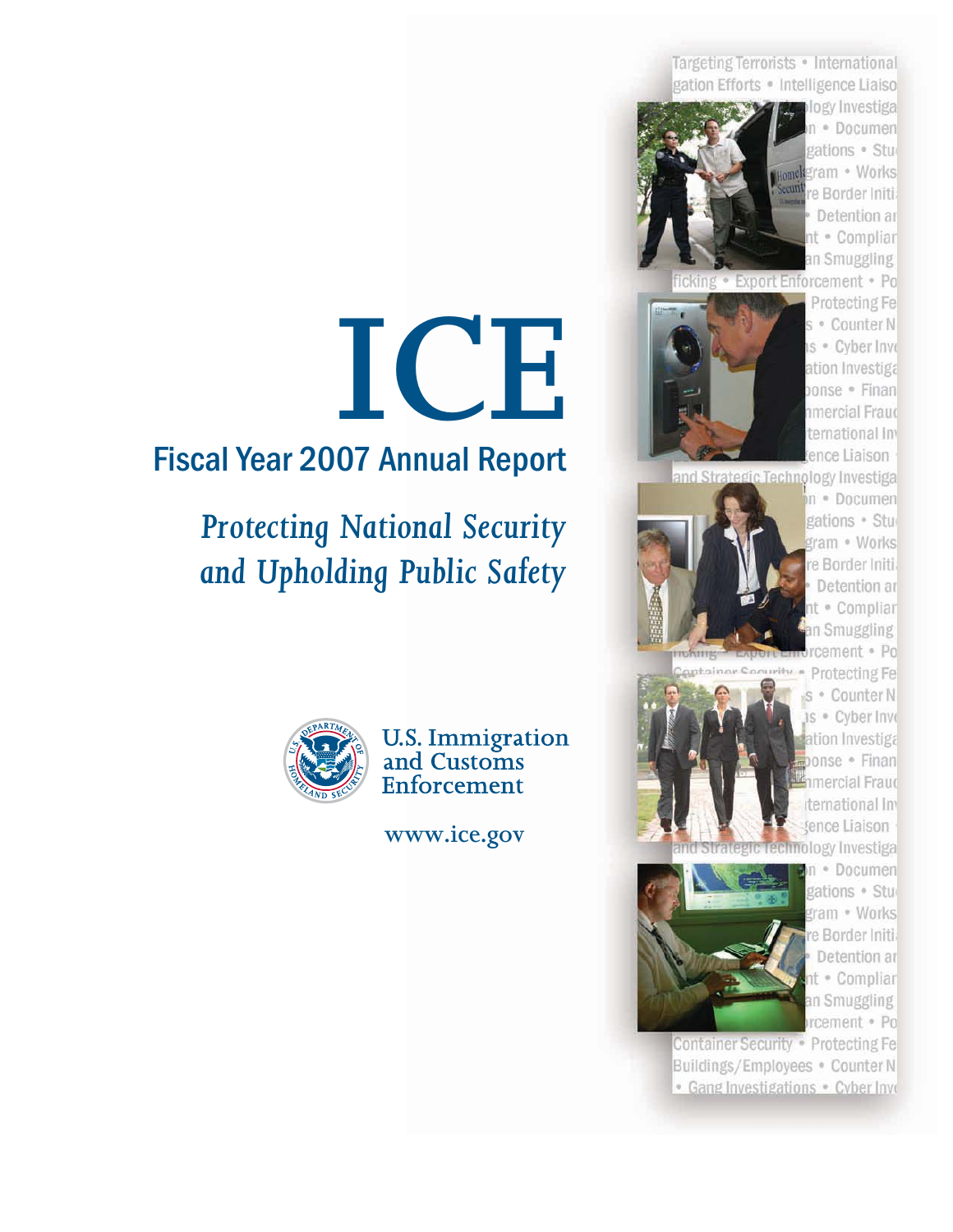# ICE

## Fiscal Year 2007 Annual Report

*Protecting National Security and Upholding Public Safety*

U.S. Immigration and Customs Enforcement

www.ice.gov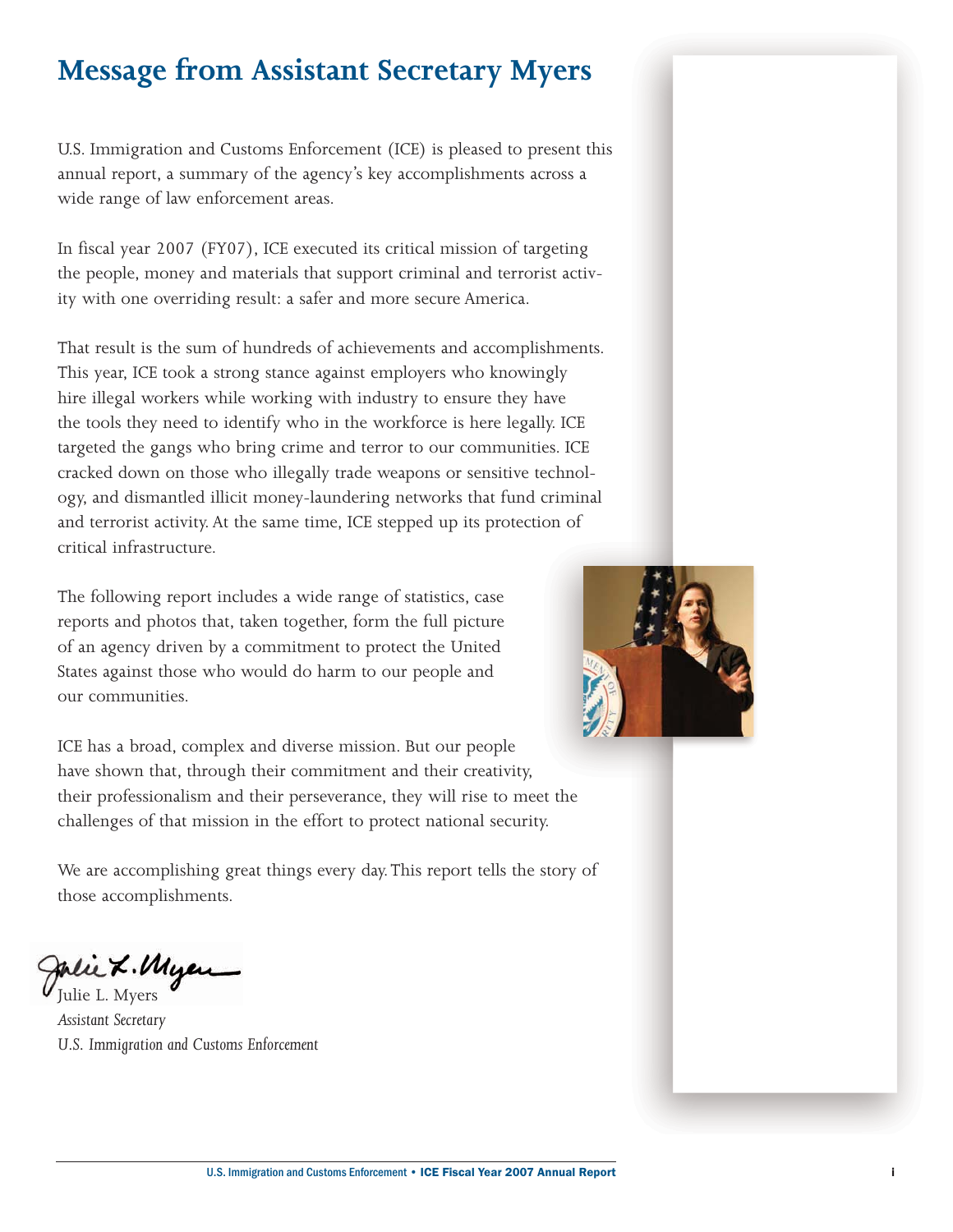# Message from Assistant Secretary Myers

U.S. Immigration and Customs Enforcement (ICE) is pleased to present this annual report, a summary of the agency's key accomplishments across a wide range of law enforcement areas.

In fiscal year 2007 (FY07), ICE executed its critical mission of targeting the people, money and materials that support criminal and terrorist activity with one overriding result: a safer and more secure America.

That result is the sum of hundreds of achievements and accomplishments. This year, ICE took a strong stance against employers who knowingly hire illegal workers while working with industry to ensure they have the tools they need to identify who in the workforce is here legally. ICE targeted the gangs who bring crime and terror to our communities. ICE cracked down on those who illegally trade weapons or sensitive technology, and dismantled illicit money-laundering networks that fund criminal and terrorist activity. At the same time, ICE stepped up its protection of critical infrastructure.

The following report includes a wide range of statistics, case reports and photos that, taken together, form the full picture of an agency driven by a commitment to protect the United States against those who would do harm to our people and our communities.

ICE has a broad, complex and diverse mission. But our people have shown that, through their commitment and their creativity, their professionalism and their perseverance, they will rise to meet the challenges of that mission in the effort to protect national security.

We are accomplishing great things every day. This report tells the story of those accomplishments.

Julie L. Myers
*Assistant Secretary*
*U.S. Immigration and Customs Enforcement*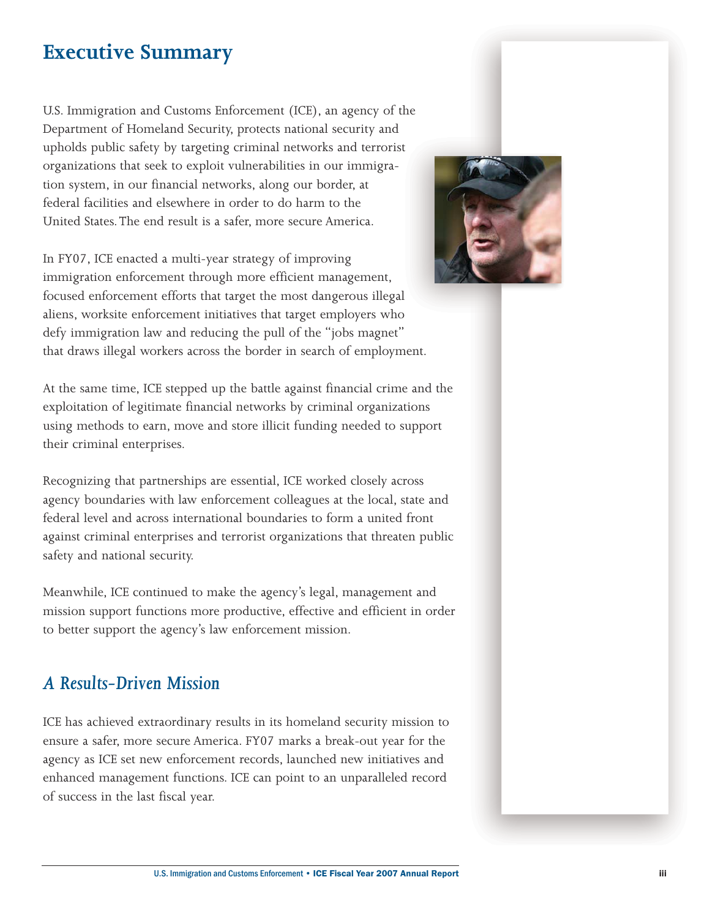# Executive Summary

U.S. Immigration and Customs Enforcement (ICE), an agency of the Department of Homeland Security, protects national security and upholds public safety by targeting criminal networks and terrorist organizations that seek to exploit vulnerabilities in our immigration system, in our financial networks, along our border, at federal facilities and elsewhere in order to do harm to the United States. The end result is a safer, more secure America.

In FY07, ICE enacted a multi-year strategy of improving immigration enforcement through more efficient management, focused enforcement efforts that target the most dangerous illegal aliens, worksite enforcement initiatives that target employers who defy immigration law and reducing the pull of the "jobs magnet" that draws illegal workers across the border in search of employment.

At the same time, ICE stepped up the battle against financial crime and the exploitation of legitimate financial networks by criminal organizations using methods to earn, move and store illicit funding needed to support their criminal enterprises.

Recognizing that partnerships are essential, ICE worked closely across agency boundaries with law enforcement colleagues at the local, state and federal level and across international boundaries to form a united front against criminal enterprises and terrorist organizations that threaten public safety and national security.

Meanwhile, ICE continued to make the agency's legal, management and mission support functions more productive, effective and efficient in order to better support the agency's law enforcement mission.

## *A Results-Driven Mission*

ICE has achieved extraordinary results in its homeland security mission to ensure a safer, more secure America. FY07 marks a break-out year for the agency as ICE set new enforcement records, launched new initiatives and enhanced management functions. ICE can point to an unparalleled record of success in the last fiscal year.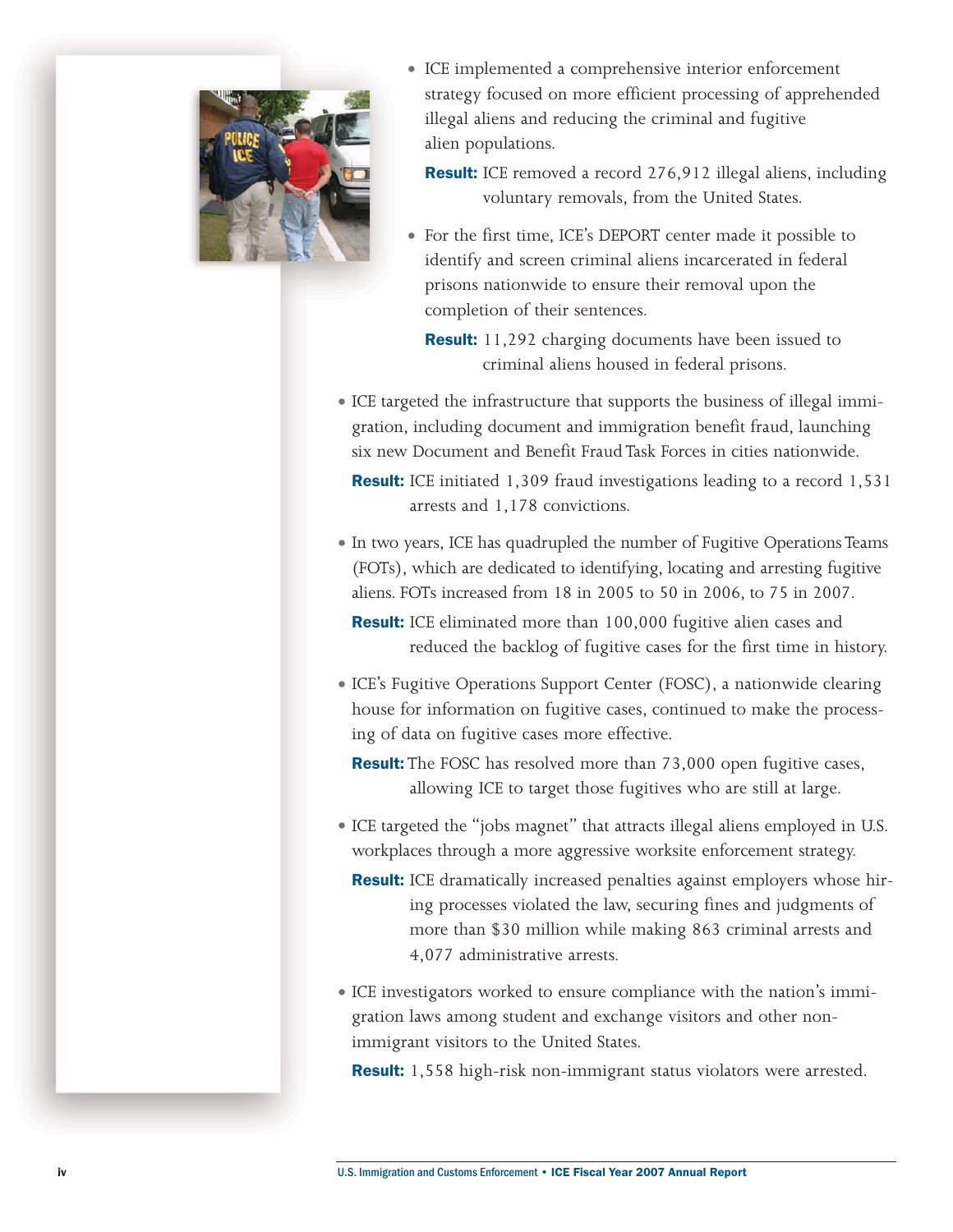- ICE implemented a comprehensive interior enforcement strategy focused on more efficient processing of apprehended illegal aliens and reducing the criminal and fugitive alien populations.

  **Result:** ICE removed a record 276,912 illegal aliens, including voluntary removals, from the United States.

- For the first time, ICE's DEPORT center made it possible to identify and screen criminal aliens incarcerated in federal prisons nationwide to ensure their removal upon the completion of their sentences.

  **Result:** 11,292 charging documents have been issued to criminal aliens housed in federal prisons.

- ICE targeted the infrastructure that supports the business of illegal immigration, including document and immigration benefit fraud, launching six new Document and Benefit Fraud Task Forces in cities nationwide.

  **Result:** ICE initiated 1,309 fraud investigations leading to a record 1,531 arrests and 1,178 convictions.

- In two years, ICE has quadrupled the number of Fugitive Operations Teams (FOTs), which are dedicated to identifying, locating and arresting fugitive aliens. FOTs increased from 18 in 2005 to 50 in 2006, to 75 in 2007.

  **Result:** ICE eliminated more than 100,000 fugitive alien cases and reduced the backlog of fugitive cases for the first time in history.

- ICE's Fugitive Operations Support Center (FOSC), a nationwide clearing house for information on fugitive cases, continued to make the processing of data on fugitive cases more effective.

  **Result:** The FOSC has resolved more than 73,000 open fugitive cases, allowing ICE to target those fugitives who are still at large.

- ICE targeted the "jobs magnet" that attracts illegal aliens employed in U.S. workplaces through a more aggressive worksite enforcement strategy.

  **Result:** ICE dramatically increased penalties against employers whose hiring processes violated the law, securing fines and judgments of more than $30 million while making 863 criminal arrests and 4,077 administrative arrests.

- ICE investigators worked to ensure compliance with the nation's immigration laws among student and exchange visitors and other non-immigrant visitors to the United States.

  **Result:** 1,558 high-risk non-immigrant status violators were arrested.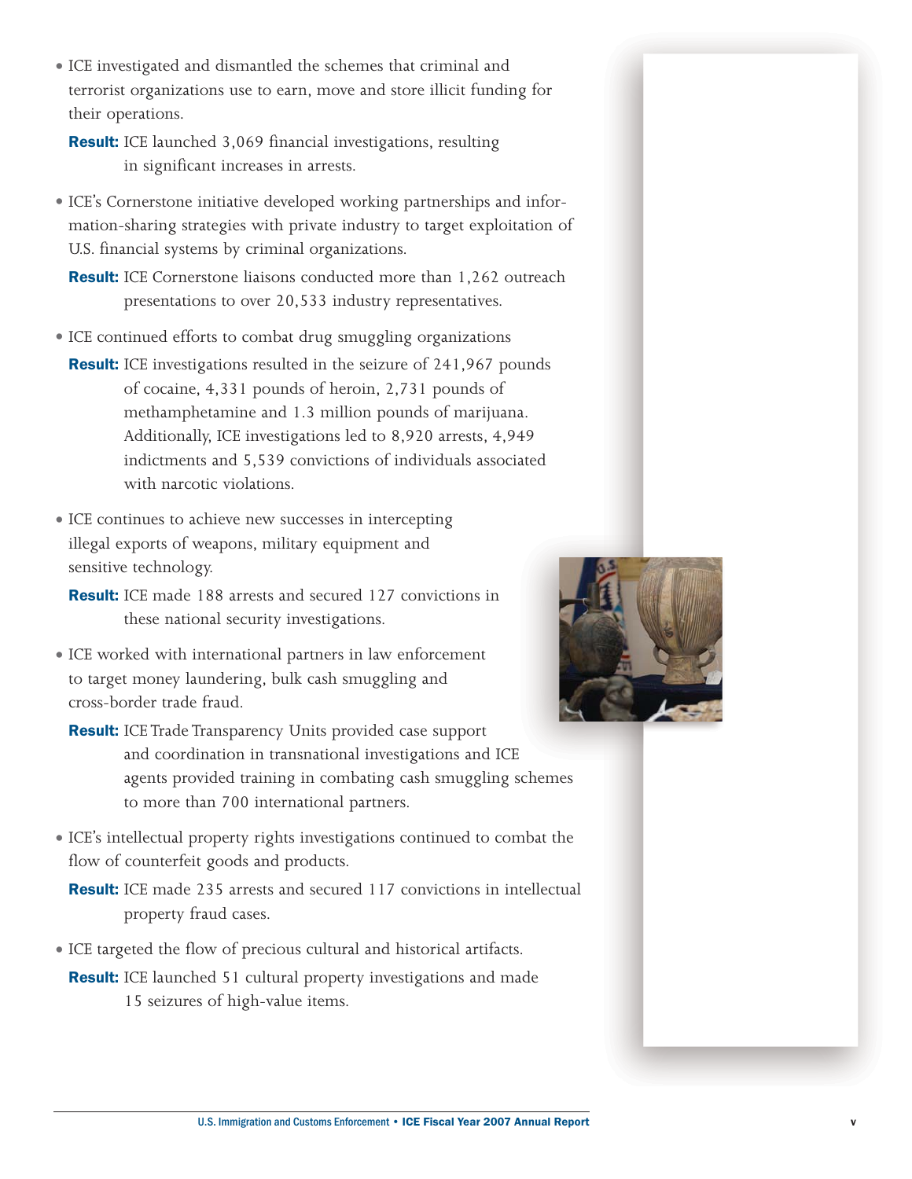- ICE investigated and dismantled the schemes that criminal and terrorist organizations use to earn, move and store illicit funding for their operations.

  **Result:** ICE launched 3,069 financial investigations, resulting in significant increases in arrests.

- ICE's Cornerstone initiative developed working partnerships and information-sharing strategies with private industry to target exploitation of U.S. financial systems by criminal organizations.

  **Result:** ICE Cornerstone liaisons conducted more than 1,262 outreach presentations to over 20,533 industry representatives.

- ICE continued efforts to combat drug smuggling organizations

  **Result:** ICE investigations resulted in the seizure of 241,967 pounds of cocaine, 4,331 pounds of heroin, 2,731 pounds of methamphetamine and 1.3 million pounds of marijuana. Additionally, ICE investigations led to 8,920 arrests, 4,949 indictments and 5,539 convictions of individuals associated with narcotic violations.

- ICE continues to achieve new successes in intercepting illegal exports of weapons, military equipment and sensitive technology.

  **Result:** ICE made 188 arrests and secured 127 convictions in these national security investigations.

- ICE worked with international partners in law enforcement to target money laundering, bulk cash smuggling and cross-border trade fraud.

  **Result:** ICE Trade Transparency Units provided case support and coordination in transnational investigations and ICE agents provided training in combating cash smuggling schemes to more than 700 international partners.

- ICE's intellectual property rights investigations continued to combat the flow of counterfeit goods and products.

  **Result:** ICE made 235 arrests and secured 117 convictions in intellectual property fraud cases.

- ICE targeted the flow of precious cultural and historical artifacts.

  **Result:** ICE launched 51 cultural property investigations and made 15 seizures of high-value items.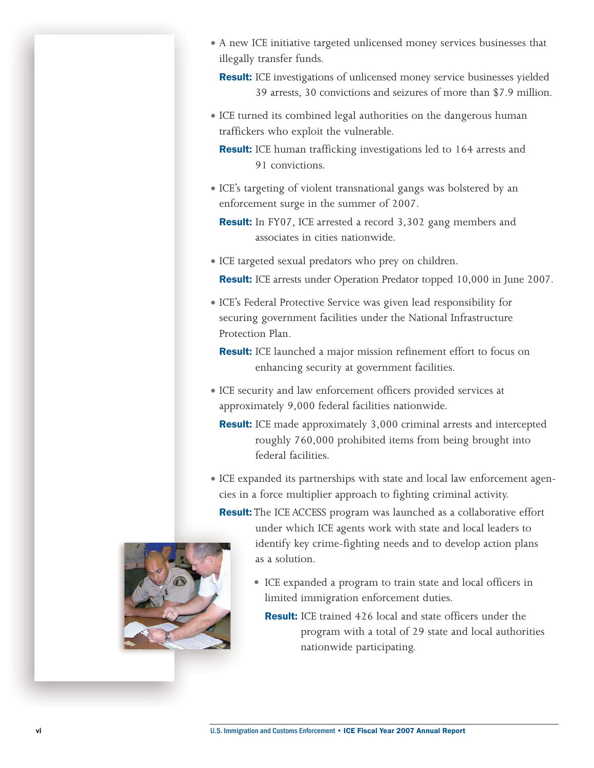- A new ICE initiative targeted unlicensed money services businesses that illegally transfer funds.

  **Result:** ICE investigations of unlicensed money service businesses yielded 39 arrests, 30 convictions and seizures of more than $7.9 million.

- ICE turned its combined legal authorities on the dangerous human traffickers who exploit the vulnerable.

  **Result:** ICE human trafficking investigations led to 164 arrests and 91 convictions.

- ICE's targeting of violent transnational gangs was bolstered by an enforcement surge in the summer of 2007.

  **Result:** In FY07, ICE arrested a record 3,302 gang members and associates in cities nationwide.

- ICE targeted sexual predators who prey on children.

  **Result:** ICE arrests under Operation Predator topped 10,000 in June 2007.

- ICE's Federal Protective Service was given lead responsibility for securing government facilities under the National Infrastructure Protection Plan.

  **Result:** ICE launched a major mission refinement effort to focus on enhancing security at government facilities.

- ICE security and law enforcement officers provided services at approximately 9,000 federal facilities nationwide.

  **Result:** ICE made approximately 3,000 criminal arrests and intercepted roughly 760,000 prohibited items from being brought into federal facilities.

- ICE expanded its partnerships with state and local law enforcement agencies in a force multiplier approach to fighting criminal activity.

  **Result:** The ICE ACCESS program was launched as a collaborative effort under which ICE agents work with state and local leaders to identify key crime-fighting needs and to develop action plans as a solution.

  - ICE expanded a program to train state and local officers in limited immigration enforcement duties.

    **Result:** ICE trained 426 local and state officers under the program with a total of 29 state and local authorities nationwide participating.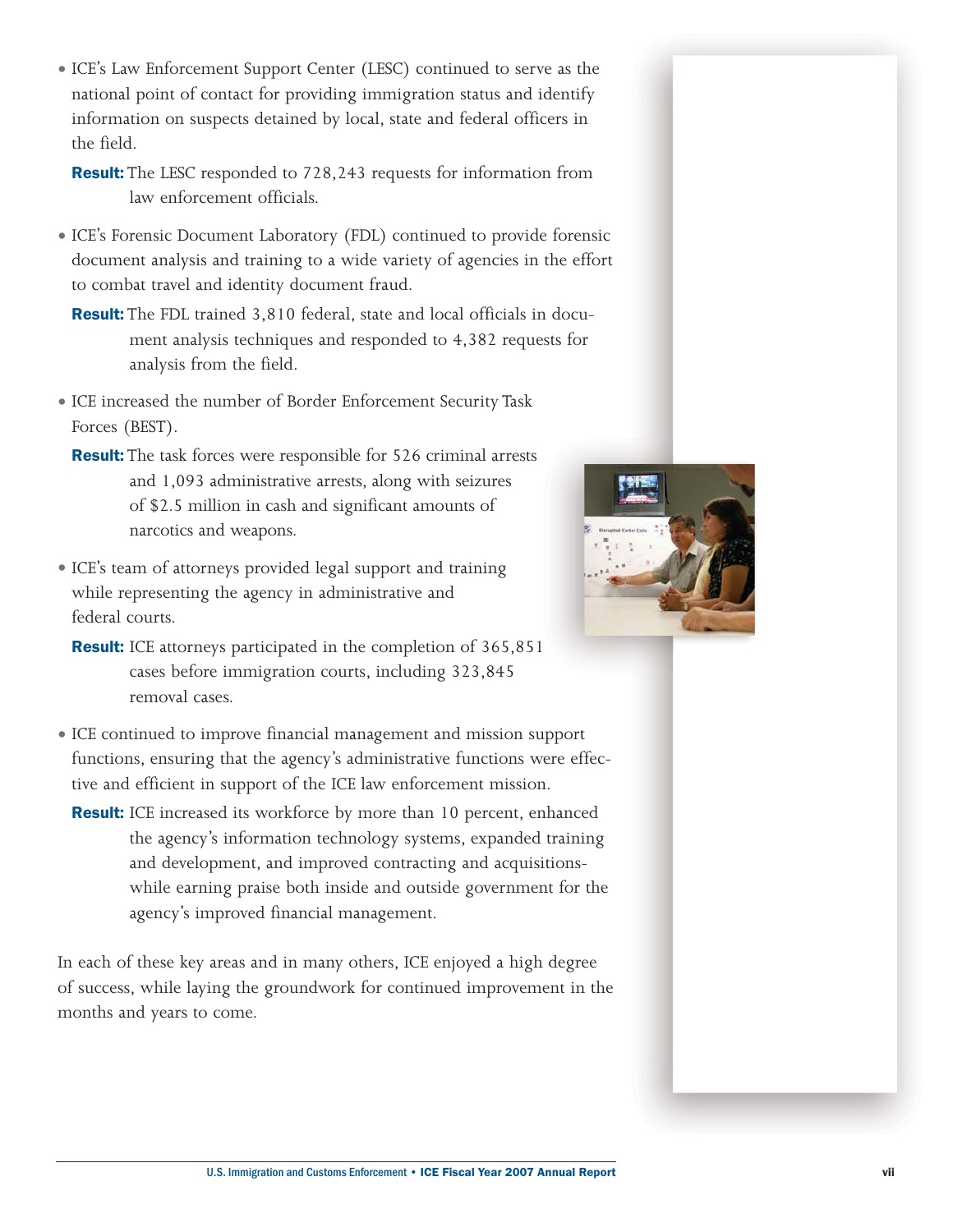- ICE's Law Enforcement Support Center (LESC) continued to serve as the national point of contact for providing immigration status and identify information on suspects detained by local, state and federal officers in the field.

  **Result:** The LESC responded to 728,243 requests for information from law enforcement officials.

- ICE's Forensic Document Laboratory (FDL) continued to provide forensic document analysis and training to a wide variety of agencies in the effort to combat travel and identity document fraud.

  **Result:** The FDL trained 3,810 federal, state and local officials in document analysis techniques and responded to 4,382 requests for analysis from the field.

- ICE increased the number of Border Enforcement Security Task Forces (BEST).

  **Result:** The task forces were responsible for 526 criminal arrests and 1,093 administrative arrests, along with seizures of $2.5 million in cash and significant amounts of narcotics and weapons.

- ICE's team of attorneys provided legal support and training while representing the agency in administrative and federal courts.

  **Result:** ICE attorneys participated in the completion of 365,851 cases before immigration courts, including 323,845 removal cases.

- ICE continued to improve financial management and mission support functions, ensuring that the agency's administrative functions were effective and efficient in support of the ICE law enforcement mission.

  **Result:** ICE increased its workforce by more than 10 percent, enhanced the agency's information technology systems, expanded training and development, and improved contracting and acquisitions-while earning praise both inside and outside government for the agency's improved financial management.

In each of these key areas and in many others, ICE enjoyed a high degree of success, while laying the groundwork for continued improvement in the months and years to come.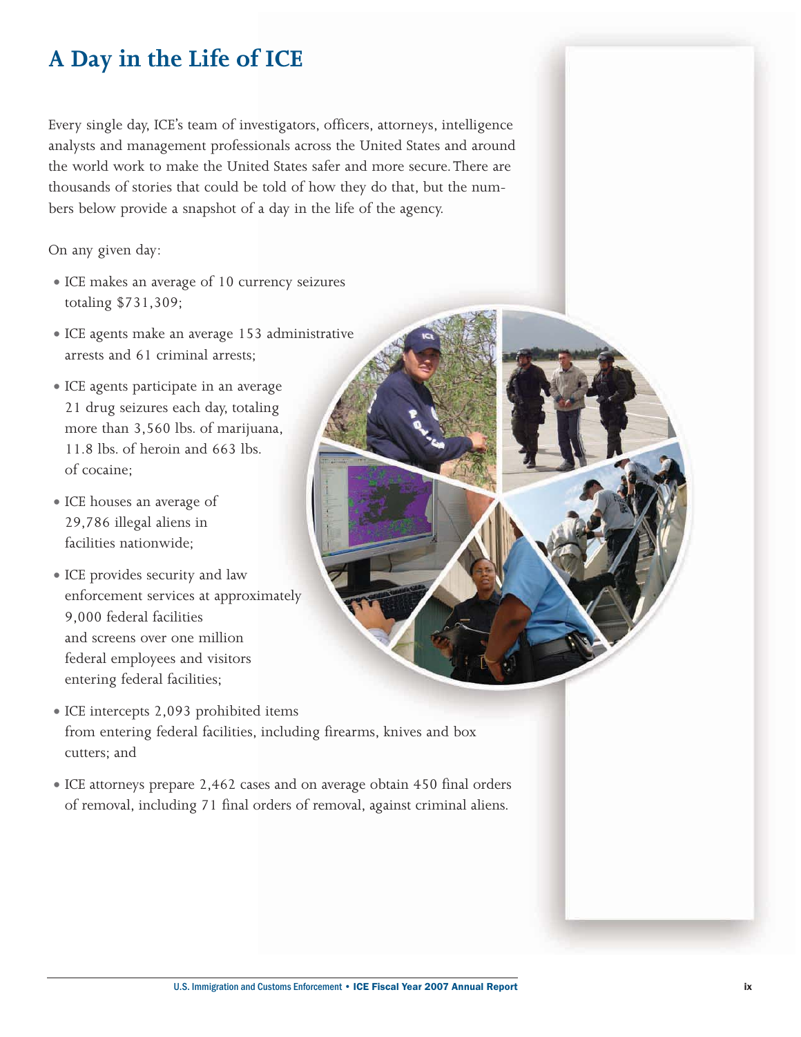# A Day in the Life of ICE

Every single day, ICE's team of investigators, officers, attorneys, intelligence analysts and management professionals across the United States and around the world work to make the United States safer and more secure. There are thousands of stories that could be told of how they do that, but the numbers below provide a snapshot of a day in the life of the agency.

On any given day:

- ICE makes an average of 10 currency seizures totaling $731,309;
- ICE agents make an average 153 administrative arrests and 61 criminal arrests;
- ICE agents participate in an average 21 drug seizures each day, totaling more than 3,560 lbs. of marijuana, 11.8 lbs. of heroin and 663 lbs. of cocaine;
- ICE houses an average of 29,786 illegal aliens in facilities nationwide;
- ICE provides security and law enforcement services at approximately 9,000 federal facilities and screens over one million federal employees and visitors entering federal facilities;
- ICE intercepts 2,093 prohibited items from entering federal facilities, including firearms, knives and box cutters; and
- ICE attorneys prepare 2,462 cases and on average obtain 450 final orders of removal, including 71 final orders of removal, against criminal aliens.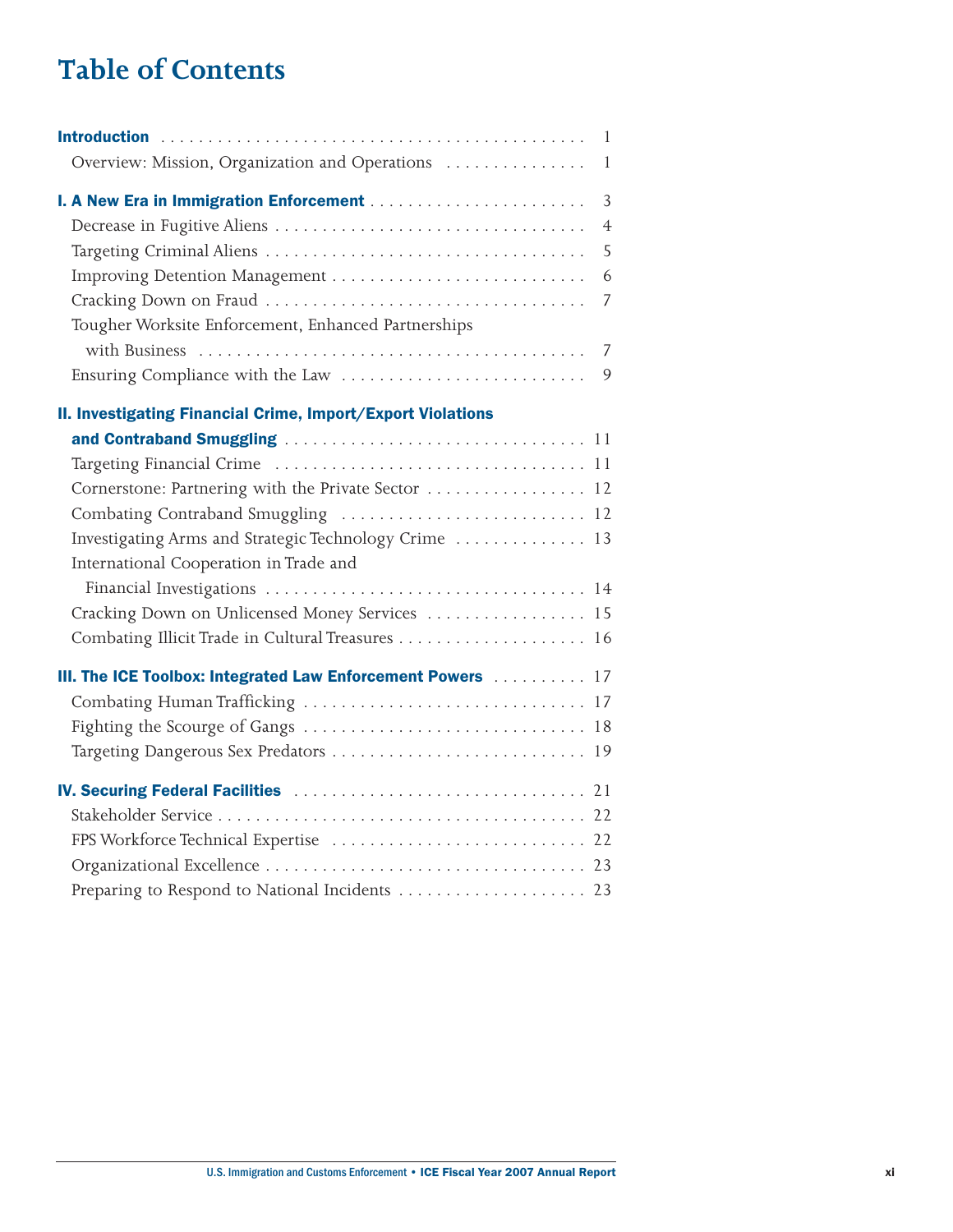# Table of Contents

| | |
|---|---|
| **Introduction** | 1 |
| Overview: Mission, Organization and Operations | 1 |
| **I. A New Era in Immigration Enforcement** | 3 |
| Decrease in Fugitive Aliens | 4 |
| Targeting Criminal Aliens | 5 |
| Improving Detention Management | 6 |
| Cracking Down on Fraud | 7 |
| Tougher Worksite Enforcement, Enhanced Partnerships with Business | 7 |
| Ensuring Compliance with the Law | 9 |
| **II. Investigating Financial Crime, Import/Export Violations and Contraband Smuggling** | 11 |
| Targeting Financial Crime | 11 |
| Cornerstone: Partnering with the Private Sector | 12 |
| Combating Contraband Smuggling | 12 |
| Investigating Arms and Strategic Technology Crime | 13 |
| International Cooperation in Trade and Financial Investigations | 14 |
| Cracking Down on Unlicensed Money Services | 15 |
| Combating Illicit Trade in Cultural Treasures | 16 |
| **III. The ICE Toolbox: Integrated Law Enforcement Powers** | 17 |
| Combating Human Trafficking | 17 |
| Fighting the Scourge of Gangs | 18 |
| Targeting Dangerous Sex Predators | 19 |
| **IV. Securing Federal Facilities** | 21 |
| Stakeholder Service | 22 |
| FPS Workforce Technical Expertise | 22 |
| Organizational Excellence | 23 |
| Preparing to Respond to National Incidents | 23 |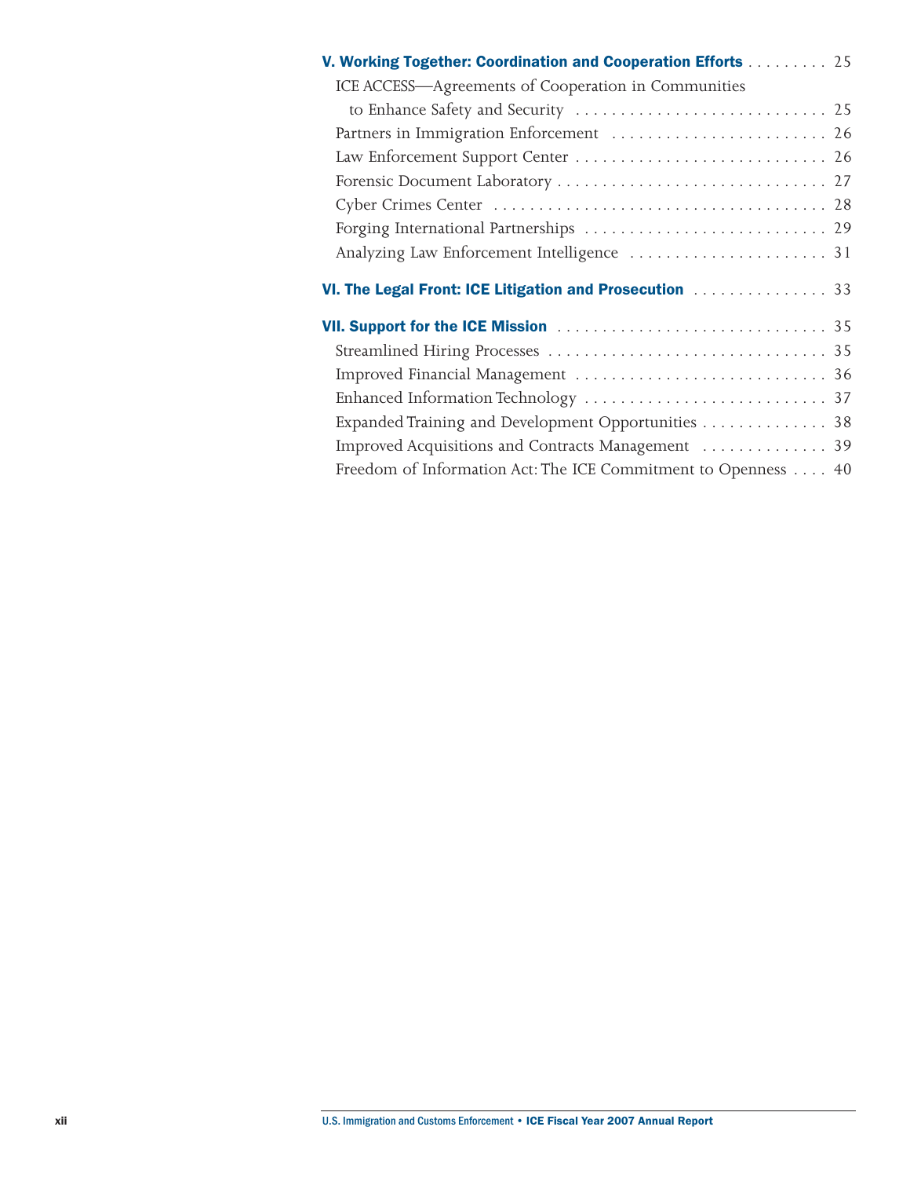**V. Working Together: Coordination and Cooperation Efforts** . . . . . . . . . 25

ICE ACCESS—Agreements of Cooperation in Communities to Enhance Safety and Security . . . . . . . . . . . . . . . . . . . . . . . . . . . . 25

Partners in Immigration Enforcement . . . . . . . . . . . . . . . . . . . . . . . . 26

Law Enforcement Support Center . . . . . . . . . . . . . . . . . . . . . . . . . . . . 26

Forensic Document Laboratory . . . . . . . . . . . . . . . . . . . . . . . . . . . . . . 27

Cyber Crimes Center . . . . . . . . . . . . . . . . . . . . . . . . . . . . . . . . . . . . 28

Forging International Partnerships . . . . . . . . . . . . . . . . . . . . . . . . . . . 29

Analyzing Law Enforcement Intelligence . . . . . . . . . . . . . . . . . . . . . . 31

**VI. The Legal Front: ICE Litigation and Prosecution** . . . . . . . . . . . . . . . 33

**VII. Support for the ICE Mission** . . . . . . . . . . . . . . . . . . . . . . . . . . . . . . 35

Streamlined Hiring Processes . . . . . . . . . . . . . . . . . . . . . . . . . . . . . . . 35

Improved Financial Management . . . . . . . . . . . . . . . . . . . . . . . . . . . . 36

Enhanced Information Technology . . . . . . . . . . . . . . . . . . . . . . . . . . . 37

Expanded Training and Development Opportunities . . . . . . . . . . . . . . 38

Improved Acquisitions and Contracts Management . . . . . . . . . . . . . . 39

Freedom of Information Act: The ICE Commitment to Openness . . . . 40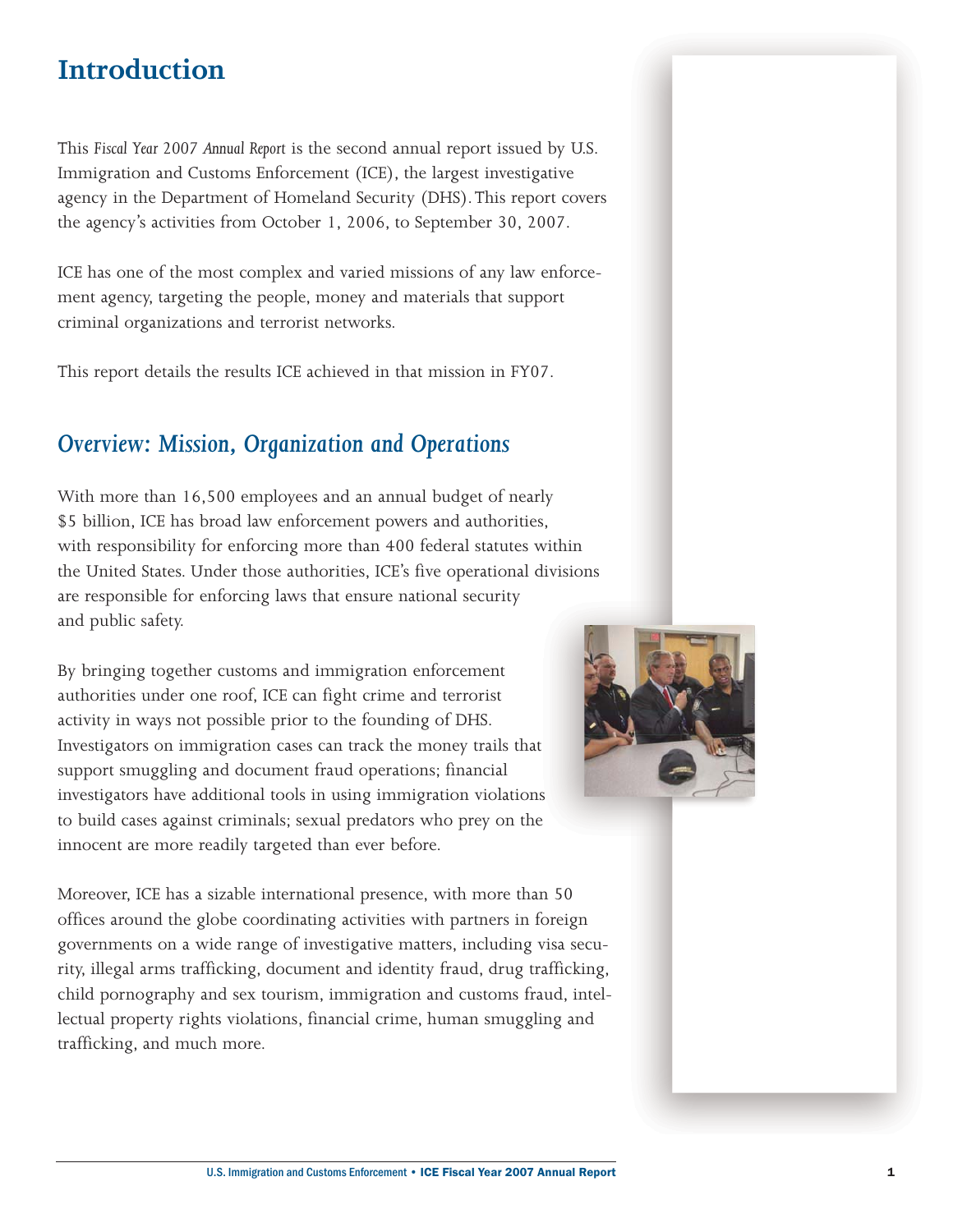# Introduction

This *Fiscal Year 2007 Annual Report* is the second annual report issued by U.S. Immigration and Customs Enforcement (ICE), the largest investigative agency in the Department of Homeland Security (DHS). This report covers the agency's activities from October 1, 2006, to September 30, 2007.

ICE has one of the most complex and varied missions of any law enforcement agency, targeting the people, money and materials that support criminal organizations and terrorist networks.

This report details the results ICE achieved in that mission in FY07.

## *Overview: Mission, Organization and Operations*

With more than 16,500 employees and an annual budget of nearly $5 billion, ICE has broad law enforcement powers and authorities, with responsibility for enforcing more than 400 federal statutes within the United States. Under those authorities, ICE's five operational divisions are responsible for enforcing laws that ensure national security and public safety.

By bringing together customs and immigration enforcement authorities under one roof, ICE can fight crime and terrorist activity in ways not possible prior to the founding of DHS. Investigators on immigration cases can track the money trails that support smuggling and document fraud operations; financial investigators have additional tools in using immigration violations to build cases against criminals; sexual predators who prey on the innocent are more readily targeted than ever before.

Moreover, ICE has a sizable international presence, with more than 50 offices around the globe coordinating activities with partners in foreign governments on a wide range of investigative matters, including visa security, illegal arms trafficking, document and identity fraud, drug trafficking, child pornography and sex tourism, immigration and customs fraud, intellectual property rights violations, financial crime, human smuggling and trafficking, and much more.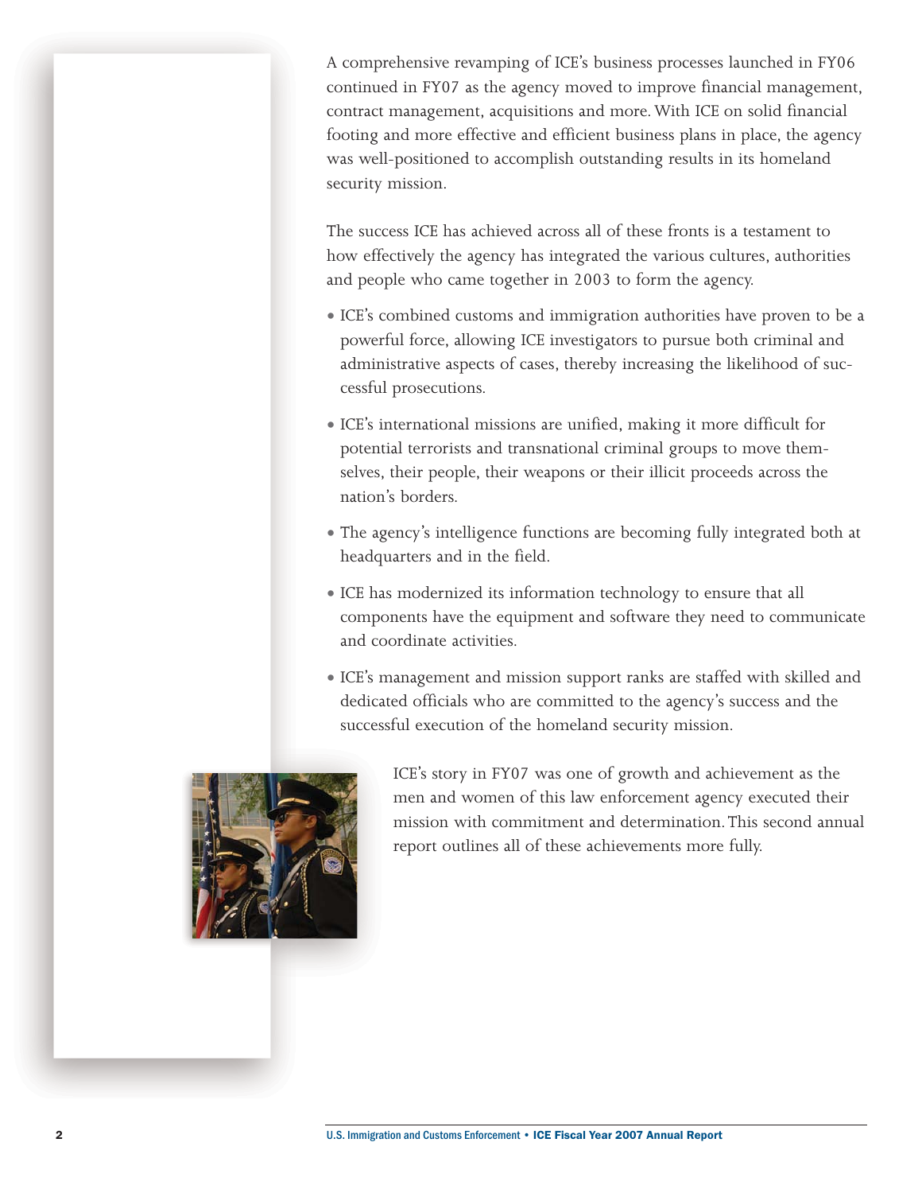A comprehensive revamping of ICE's business processes launched in FY06 continued in FY07 as the agency moved to improve financial management, contract management, acquisitions and more. With ICE on solid financial footing and more effective and efficient business plans in place, the agency was well-positioned to accomplish outstanding results in its homeland security mission.

The success ICE has achieved across all of these fronts is a testament to how effectively the agency has integrated the various cultures, authorities and people who came together in 2003 to form the agency.

- ICE's combined customs and immigration authorities have proven to be a powerful force, allowing ICE investigators to pursue both criminal and administrative aspects of cases, thereby increasing the likelihood of successful prosecutions.
- ICE's international missions are unified, making it more difficult for potential terrorists and transnational criminal groups to move themselves, their people, their weapons or their illicit proceeds across the nation's borders.
- The agency's intelligence functions are becoming fully integrated both at headquarters and in the field.
- ICE has modernized its information technology to ensure that all components have the equipment and software they need to communicate and coordinate activities.
- ICE's management and mission support ranks are staffed with skilled and dedicated officials who are committed to the agency's success and the successful execution of the homeland security mission.

ICE's story in FY07 was one of growth and achievement as the men and women of this law enforcement agency executed their mission with commitment and determination. This second annual report outlines all of these achievements more fully.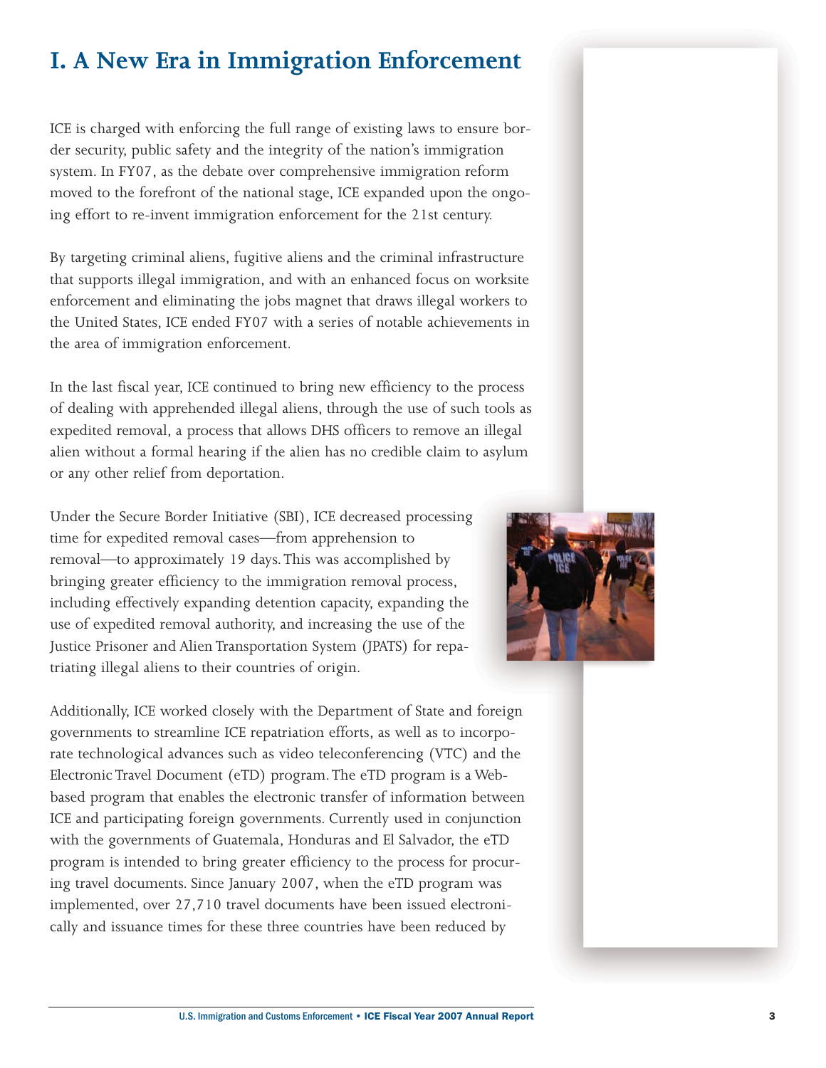# I. A New Era in Immigration Enforcement

ICE is charged with enforcing the full range of existing laws to ensure border security, public safety and the integrity of the nation's immigration system. In FY07, as the debate over comprehensive immigration reform moved to the forefront of the national stage, ICE expanded upon the ongoing effort to re-invent immigration enforcement for the 21st century.

By targeting criminal aliens, fugitive aliens and the criminal infrastructure that supports illegal immigration, and with an enhanced focus on worksite enforcement and eliminating the jobs magnet that draws illegal workers to the United States, ICE ended FY07 with a series of notable achievements in the area of immigration enforcement.

In the last fiscal year, ICE continued to bring new efficiency to the process of dealing with apprehended illegal aliens, through the use of such tools as expedited removal, a process that allows DHS officers to remove an illegal alien without a formal hearing if the alien has no credible claim to asylum or any other relief from deportation.

Under the Secure Border Initiative (SBI), ICE decreased processing time for expedited removal cases—from apprehension to removal—to approximately 19 days. This was accomplished by bringing greater efficiency to the immigration removal process, including effectively expanding detention capacity, expanding the use of expedited removal authority, and increasing the use of the Justice Prisoner and Alien Transportation System (JPATS) for repatriating illegal aliens to their countries of origin.

Additionally, ICE worked closely with the Department of State and foreign governments to streamline ICE repatriation efforts, as well as to incorporate technological advances such as video teleconferencing (VTC) and the Electronic Travel Document (eTD) program. The eTD program is a Web-based program that enables the electronic transfer of information between ICE and participating foreign governments. Currently used in conjunction with the governments of Guatemala, Honduras and El Salvador, the eTD program is intended to bring greater efficiency to the process for procuring travel documents. Since January 2007, when the eTD program was implemented, over 27,710 travel documents have been issued electronically and issuance times for these three countries have been reduced by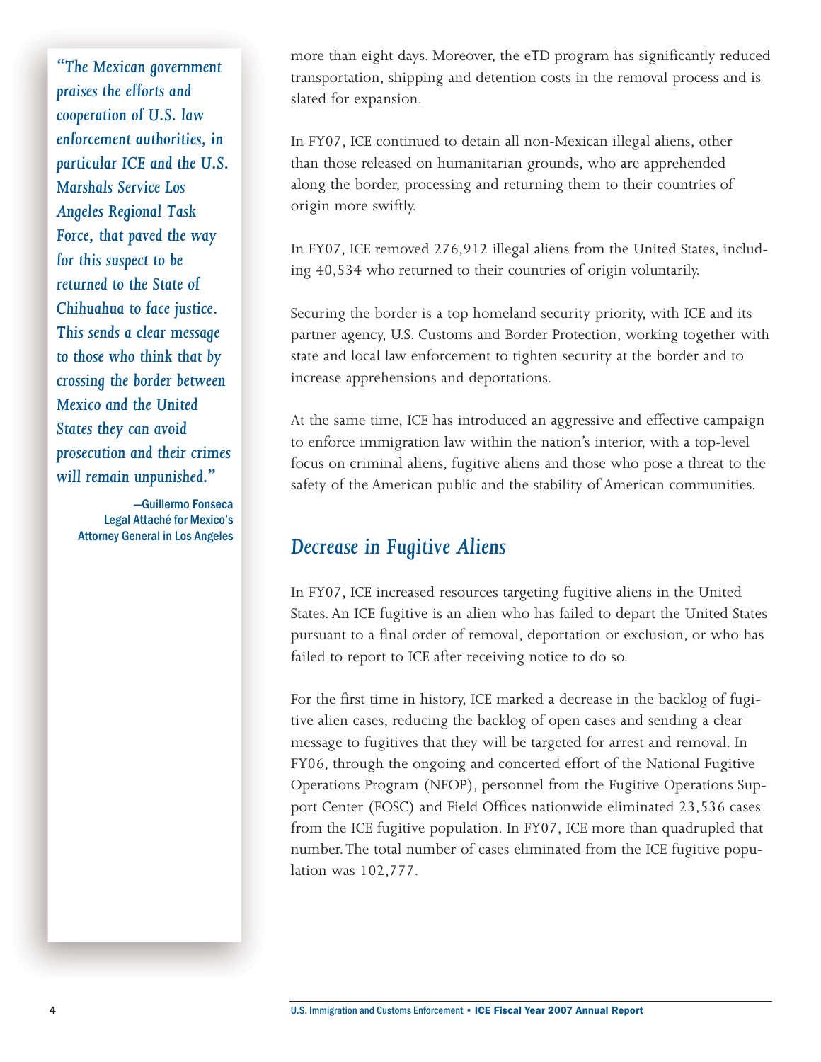> *"The Mexican government praises the efforts and cooperation of U.S. law enforcement authorities, in particular ICE and the U.S. Marshals Service Los Angeles Regional Task Force, that paved the way for this suspect to be returned to the State of Chihuahua to face justice. This sends a clear message to those who think that by crossing the border between Mexico and the United States they can avoid prosecution and their crimes will remain unpunished."*
>
> —Guillermo Fonseca
> Legal Attaché for Mexico's
> Attorney General in Los Angeles

more than eight days. Moreover, the eTD program has significantly reduced transportation, shipping and detention costs in the removal process and is slated for expansion.

In FY07, ICE continued to detain all non-Mexican illegal aliens, other than those released on humanitarian grounds, who are apprehended along the border, processing and returning them to their countries of origin more swiftly.

In FY07, ICE removed 276,912 illegal aliens from the United States, including 40,534 who returned to their countries of origin voluntarily.

Securing the border is a top homeland security priority, with ICE and its partner agency, U.S. Customs and Border Protection, working together with state and local law enforcement to tighten security at the border and to increase apprehensions and deportations.

At the same time, ICE has introduced an aggressive and effective campaign to enforce immigration law within the nation's interior, with a top-level focus on criminal aliens, fugitive aliens and those who pose a threat to the safety of the American public and the stability of American communities.

## *Decrease in Fugitive Aliens*

In FY07, ICE increased resources targeting fugitive aliens in the United States. An ICE fugitive is an alien who has failed to depart the United States pursuant to a final order of removal, deportation or exclusion, or who has failed to report to ICE after receiving notice to do so.

For the first time in history, ICE marked a decrease in the backlog of fugitive alien cases, reducing the backlog of open cases and sending a clear message to fugitives that they will be targeted for arrest and removal. In FY06, through the ongoing and concerted effort of the National Fugitive Operations Program (NFOP), personnel from the Fugitive Operations Support Center (FOSC) and Field Offices nationwide eliminated 23,536 cases from the ICE fugitive population. In FY07, ICE more than quadrupled that number. The total number of cases eliminated from the ICE fugitive population was 102,777.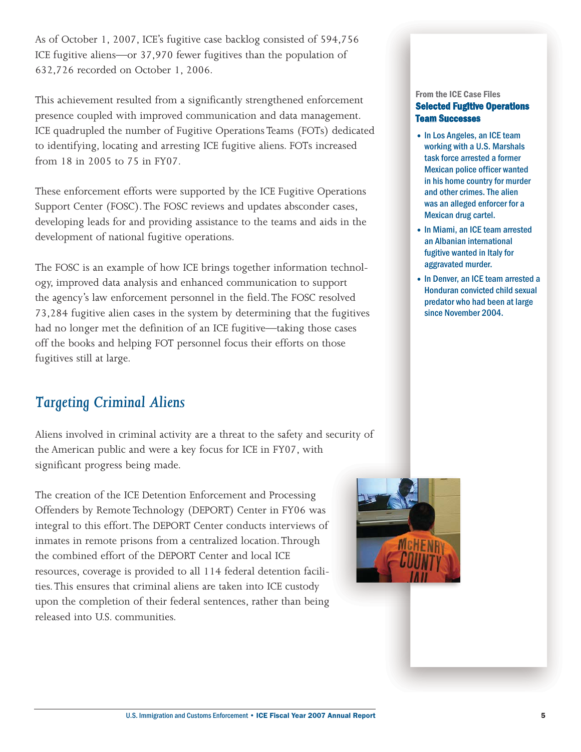As of October 1, 2007, ICE's fugitive case backlog consisted of 594,756 ICE fugitive aliens—or 37,970 fewer fugitives than the population of 632,726 recorded on October 1, 2006.

This achievement resulted from a significantly strengthened enforcement presence coupled with improved communication and data management. ICE quadrupled the number of Fugitive Operations Teams (FOTs) dedicated to identifying, locating and arresting ICE fugitive aliens. FOTs increased from 18 in 2005 to 75 in FY07.

These enforcement efforts were supported by the ICE Fugitive Operations Support Center (FOSC). The FOSC reviews and updates absconder cases, developing leads for and providing assistance to the teams and aids in the development of national fugitive operations.

The FOSC is an example of how ICE brings together information technology, improved data analysis and enhanced communication to support the agency's law enforcement personnel in the field. The FOSC resolved 73,284 fugitive alien cases in the system by determining that the fugitives had no longer met the definition of an ICE fugitive—taking those cases off the books and helping FOT personnel focus their efforts on those fugitives still at large.

From the ICE Case Files

### Selected Fugitive Operations Team Successes

- In Los Angeles, an ICE team working with a U.S. Marshals task force arrested a former Mexican police officer wanted in his home country for murder and other crimes. The alien was an alleged enforcer for a Mexican drug cartel.
- In Miami, an ICE team arrested an Albanian international fugitive wanted in Italy for aggravated murder.
- In Denver, an ICE team arrested a Honduran convicted child sexual predator who had been at large since November 2004.

## *Targeting Criminal Aliens*

Aliens involved in criminal activity are a threat to the safety and security of the American public and were a key focus for ICE in FY07, with significant progress being made.

The creation of the ICE Detention Enforcement and Processing Offenders by Remote Technology (DEPORT) Center in FY06 was integral to this effort. The DEPORT Center conducts interviews of inmates in remote prisons from a centralized location. Through the combined effort of the DEPORT Center and local ICE resources, coverage is provided to all 114 federal detention facilities. This ensures that criminal aliens are taken into ICE custody upon the completion of their federal sentences, rather than being released into U.S. communities.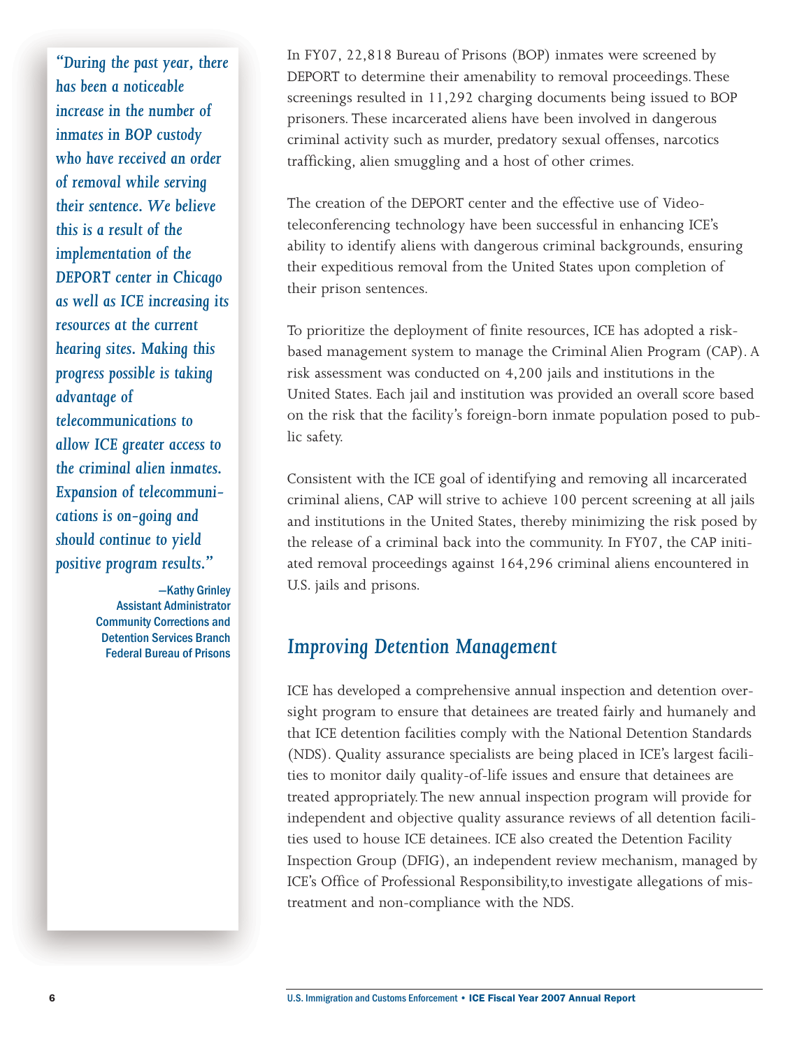*"During the past year, there has been a noticeable increase in the number of inmates in BOP custody who have received an order of removal while serving their sentence. We believe this is a result of the implementation of the DEPORT center in Chicago as well as ICE increasing its resources at the current hearing sites. Making this progress possible is taking advantage of telecommunications to allow ICE greater access to the criminal alien inmates. Expansion of telecommunications is on-going and should continue to yield positive program results."*

—Kathy Grinley
Assistant Administrator
Community Corrections and Detention Services Branch
Federal Bureau of Prisons

In FY07, 22,818 Bureau of Prisons (BOP) inmates were screened by DEPORT to determine their amenability to removal proceedings. These screenings resulted in 11,292 charging documents being issued to BOP prisoners. These incarcerated aliens have been involved in dangerous criminal activity such as murder, predatory sexual offenses, narcotics trafficking, alien smuggling and a host of other crimes.

The creation of the DEPORT center and the effective use of Video-teleconferencing technology have been successful in enhancing ICE's ability to identify aliens with dangerous criminal backgrounds, ensuring their expeditious removal from the United States upon completion of their prison sentences.

To prioritize the deployment of finite resources, ICE has adopted a risk-based management system to manage the Criminal Alien Program (CAP). A risk assessment was conducted on 4,200 jails and institutions in the United States. Each jail and institution was provided an overall score based on the risk that the facility's foreign-born inmate population posed to public safety.

Consistent with the ICE goal of identifying and removing all incarcerated criminal aliens, CAP will strive to achieve 100 percent screening at all jails and institutions in the United States, thereby minimizing the risk posed by the release of a criminal back into the community. In FY07, the CAP initiated removal proceedings against 164,296 criminal aliens encountered in U.S. jails and prisons.

## Improving Detention Management

ICE has developed a comprehensive annual inspection and detention oversight program to ensure that detainees are treated fairly and humanely and that ICE detention facilities comply with the National Detention Standards (NDS). Quality assurance specialists are being placed in ICE's largest facilities to monitor daily quality-of-life issues and ensure that detainees are treated appropriately. The new annual inspection program will provide for independent and objective quality assurance reviews of all detention facilities used to house ICE detainees. ICE also created the Detention Facility Inspection Group (DFIG), an independent review mechanism, managed by ICE's Office of Professional Responsibility,to investigate allegations of mistreatment and non-compliance with the NDS.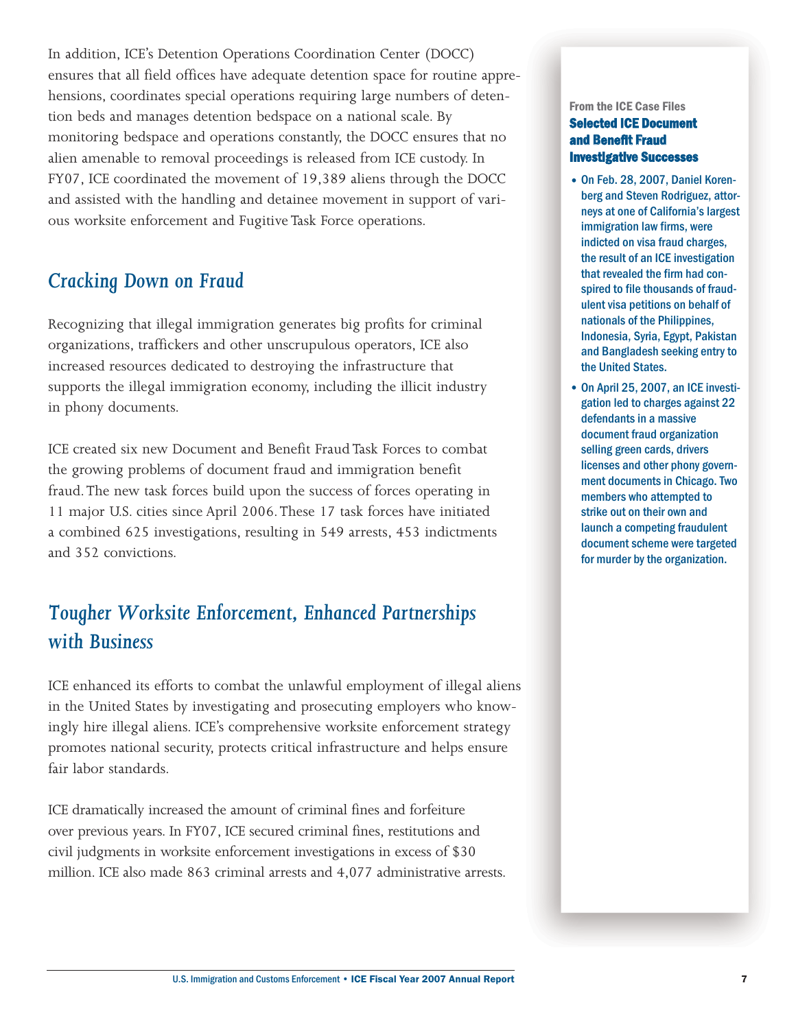In addition, ICE's Detention Operations Coordination Center (DOCC) ensures that all field offices have adequate detention space for routine apprehensions, coordinates special operations requiring large numbers of detention beds and manages detention bedspace on a national scale. By monitoring bedspace and operations constantly, the DOCC ensures that no alien amenable to removal proceedings is released from ICE custody. In FY07, ICE coordinated the movement of 19,389 aliens through the DOCC and assisted with the handling and detainee movement in support of various worksite enforcement and Fugitive Task Force operations.

## *Cracking Down on Fraud*

Recognizing that illegal immigration generates big profits for criminal organizations, traffickers and other unscrupulous operators, ICE also increased resources dedicated to destroying the infrastructure that supports the illegal immigration economy, including the illicit industry in phony documents.

ICE created six new Document and Benefit Fraud Task Forces to combat the growing problems of document fraud and immigration benefit fraud. The new task forces build upon the success of forces operating in 11 major U.S. cities since April 2006. These 17 task forces have initiated a combined 625 investigations, resulting in 549 arrests, 453 indictments and 352 convictions.

## *Tougher Worksite Enforcement, Enhanced Partnerships with Business*

ICE enhanced its efforts to combat the unlawful employment of illegal aliens in the United States by investigating and prosecuting employers who knowingly hire illegal aliens. ICE's comprehensive worksite enforcement strategy promotes national security, protects critical infrastructure and helps ensure fair labor standards.

ICE dramatically increased the amount of criminal fines and forfeiture over previous years. In FY07, ICE secured criminal fines, restitutions and civil judgments in worksite enforcement investigations in excess of $30 million. ICE also made 863 criminal arrests and 4,077 administrative arrests.

From the ICE Case Files

### Selected ICE Document and Benefit Fraud Investigative Successes

- On Feb. 28, 2007, Daniel Korenberg and Steven Rodriguez, attorneys at one of California's largest immigration law firms, were indicted on visa fraud charges, the result of an ICE investigation that revealed the firm had conspired to file thousands of fraudulent visa petitions on behalf of nationals of the Philippines, Indonesia, Syria, Egypt, Pakistan and Bangladesh seeking entry to the United States.
- On April 25, 2007, an ICE investigation led to charges against 22 defendants in a massive document fraud organization selling green cards, drivers licenses and other phony government documents in Chicago. Two members who attempted to strike out on their own and launch a competing fraudulent document scheme were targeted for murder by the organization.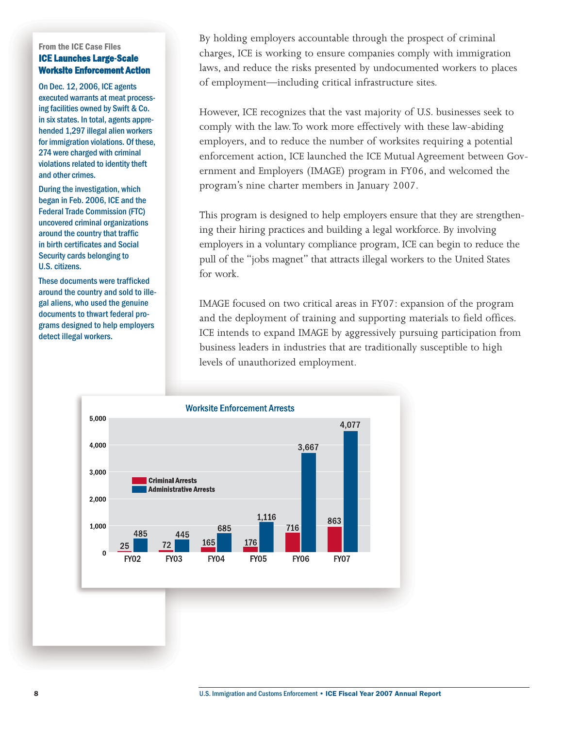From the ICE Case Files

### ICE Launches Large-Scale Worksite Enforcement Action

On Dec. 12, 2006, ICE agents executed warrants at meat processing facilities owned by Swift & Co. in six states. In total, agents apprehended 1,297 illegal alien workers for immigration violations. Of these, 274 were charged with criminal violations related to identity theft and other crimes.

During the investigation, which began in Feb. 2006, ICE and the Federal Trade Commission (FTC) uncovered criminal organizations around the country that traffic in birth certificates and Social Security cards belonging to U.S. citizens.

These documents were trafficked around the country and sold to illegal aliens, who used the genuine documents to thwart federal programs designed to help employers detect illegal workers.

By holding employers accountable through the prospect of criminal charges, ICE is working to ensure companies comply with immigration laws, and reduce the risks presented by undocumented workers to places of employment—including critical infrastructure sites.

However, ICE recognizes that the vast majority of U.S. businesses seek to comply with the law. To work more effectively with these law-abiding employers, and to reduce the number of worksites requiring a potential enforcement action, ICE launched the ICE Mutual Agreement between Government and Employers (IMAGE) program in FY06, and welcomed the program's nine charter members in January 2007.

This program is designed to help employers ensure that they are strengthening their hiring practices and building a legal workforce. By involving employers in a voluntary compliance program, ICE can begin to reduce the pull of the "jobs magnet" that attracts illegal workers to the United States for work.

IMAGE focused on two critical areas in FY07: expansion of the program and the deployment of training and supporting materials to field offices. ICE intends to expand IMAGE by aggressively pursuing participation from business leaders in industries that are traditionally susceptible to high levels of unauthorized employment.

Worksite Enforcement Arrests

Criminal Arrests
Administrative Arrests

5,000
4,000
3,000
2,000
1,000
0

FY02: 25, 485
FY03: 72, 445
FY04: 165, 685
FY05: 176, 1,116
FY06: 716, 3,667
FY07: 863, 4,077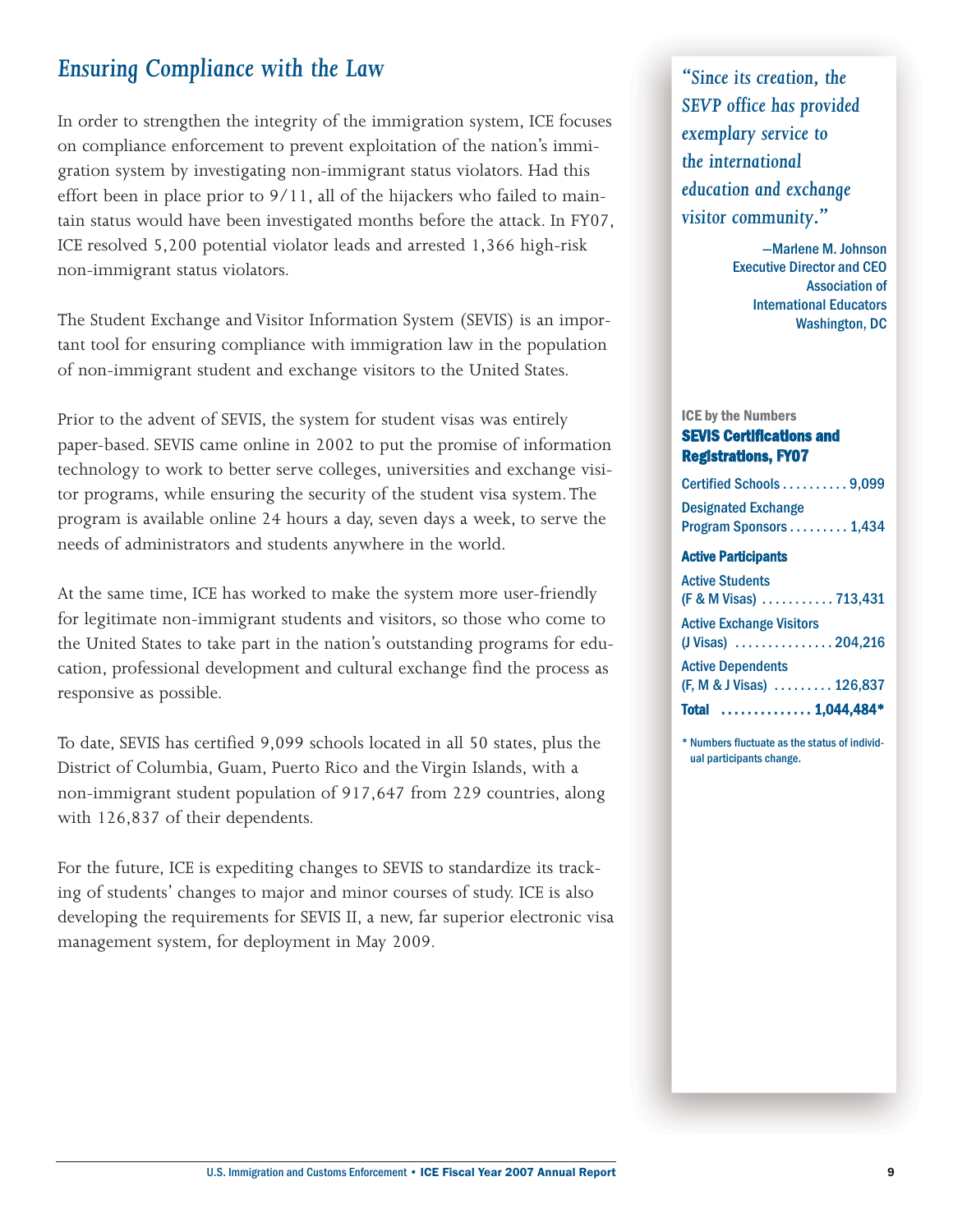## Ensuring Compliance with the Law

In order to strengthen the integrity of the immigration system, ICE focuses on compliance enforcement to prevent exploitation of the nation's immigration system by investigating non-immigrant status violators. Had this effort been in place prior to 9/11, all of the hijackers who failed to maintain status would have been investigated months before the attack. In FY07, ICE resolved 5,200 potential violator leads and arrested 1,366 high-risk non-immigrant status violators.

The Student Exchange and Visitor Information System (SEVIS) is an important tool for ensuring compliance with immigration law in the population of non-immigrant student and exchange visitors to the United States.

Prior to the advent of SEVIS, the system for student visas was entirely paper-based. SEVIS came online in 2002 to put the promise of information technology to work to better serve colleges, universities and exchange visitor programs, while ensuring the security of the student visa system. The program is available online 24 hours a day, seven days a week, to serve the needs of administrators and students anywhere in the world.

At the same time, ICE has worked to make the system more user-friendly for legitimate non-immigrant students and visitors, so those who come to the United States to take part in the nation's outstanding programs for education, professional development and cultural exchange find the process as responsive as possible.

To date, SEVIS has certified 9,099 schools located in all 50 states, plus the District of Columbia, Guam, Puerto Rico and the Virgin Islands, with a non-immigrant student population of 917,647 from 229 countries, along with 126,837 of their dependents.

For the future, ICE is expediting changes to SEVIS to standardize its tracking of students' changes to major and minor courses of study. ICE is also developing the requirements for SEVIS II, a new, far superior electronic visa management system, for deployment in May 2009.

*"Since its creation, the SEVP office has provided exemplary service to the international education and exchange visitor community."*

—Marlene M. Johnson
Executive Director and CEO
Association of International Educators
Washington, DC

ICE by the Numbers

**SEVIS Certifications and Registrations, FY07**

| | |
|---|---|
| Certified Schools | 9,099 |
| Designated Exchange Program Sponsors | 1,434 |
| **Active Participants** | |
| Active Students (F & M Visas) | 713,431 |
| Active Exchange Visitors (J Visas) | 204,216 |
| Active Dependents (F, M & J Visas) | 126,837 |
| **Total** | **1,044,484*** |

\* Numbers fluctuate as the status of individual participants change.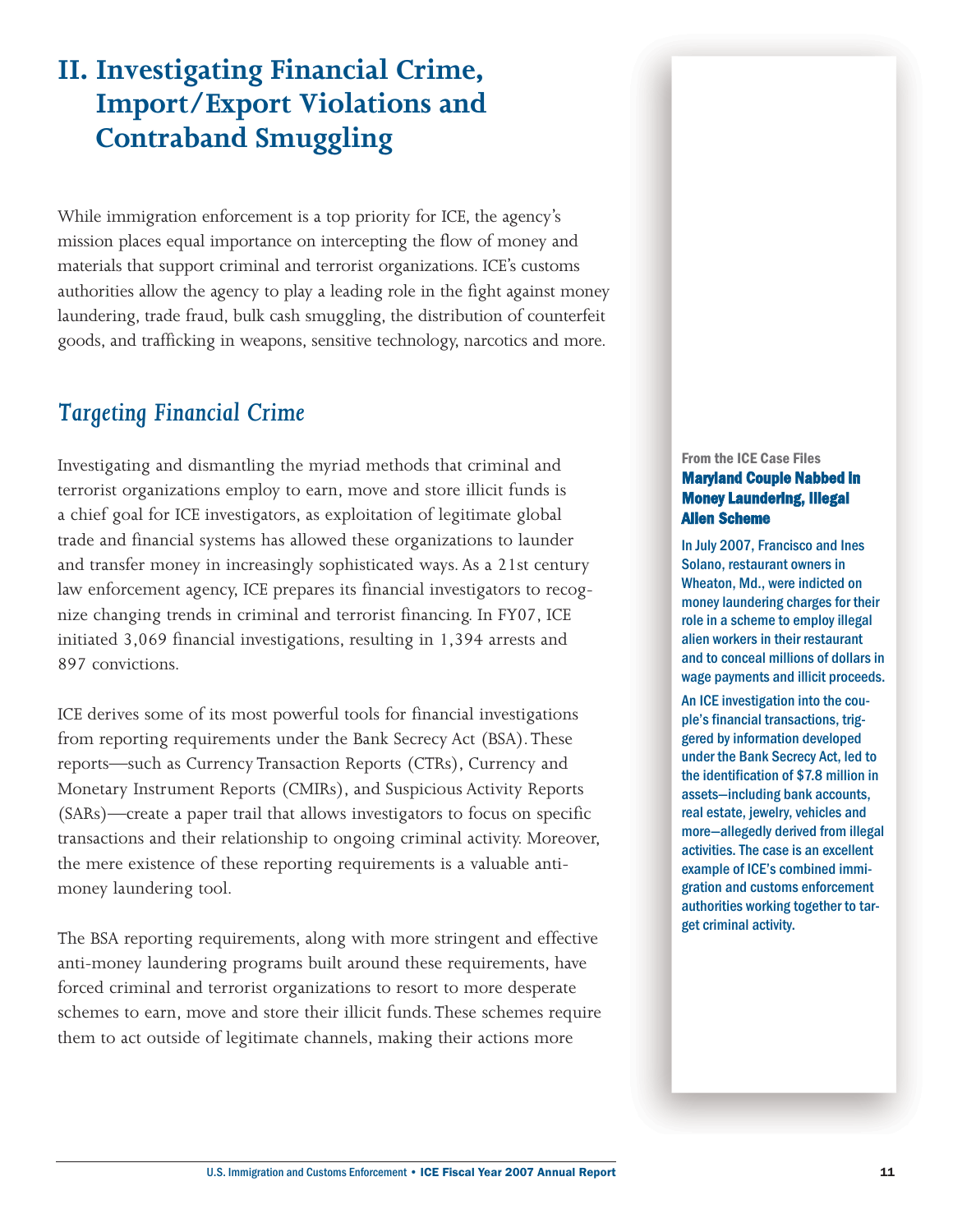# II. Investigating Financial Crime, Import/Export Violations and Contraband Smuggling

While immigration enforcement is a top priority for ICE, the agency's mission places equal importance on intercepting the flow of money and materials that support criminal and terrorist organizations. ICE's customs authorities allow the agency to play a leading role in the fight against money laundering, trade fraud, bulk cash smuggling, the distribution of counterfeit goods, and trafficking in weapons, sensitive technology, narcotics and more.

## *Targeting Financial Crime*

Investigating and dismantling the myriad methods that criminal and terrorist organizations employ to earn, move and store illicit funds is a chief goal for ICE investigators, as exploitation of legitimate global trade and financial systems has allowed these organizations to launder and transfer money in increasingly sophisticated ways. As a 21st century law enforcement agency, ICE prepares its financial investigators to recognize changing trends in criminal and terrorist financing. In FY07, ICE initiated 3,069 financial investigations, resulting in 1,394 arrests and 897 convictions.

ICE derives some of its most powerful tools for financial investigations from reporting requirements under the Bank Secrecy Act (BSA). These reports—such as Currency Transaction Reports (CTRs), Currency and Monetary Instrument Reports (CMIRs), and Suspicious Activity Reports (SARs)—create a paper trail that allows investigators to focus on specific transactions and their relationship to ongoing criminal activity. Moreover, the mere existence of these reporting requirements is a valuable anti-money laundering tool.

The BSA reporting requirements, along with more stringent and effective anti-money laundering programs built around these requirements, have forced criminal and terrorist organizations to resort to more desperate schemes to earn, move and store their illicit funds. These schemes require them to act outside of legitimate channels, making their actions more

**From the ICE Case Files**

**Maryland Couple Nabbed in Money Laundering, Illegal Alien Scheme**

In July 2007, Francisco and Ines Solano, restaurant owners in Wheaton, Md., were indicted on money laundering charges for their role in a scheme to employ illegal alien workers in their restaurant and to conceal millions of dollars in wage payments and illicit proceeds.

An ICE investigation into the couple's financial transactions, triggered by information developed under the Bank Secrecy Act, led to the identification of $7.8 million in assets—including bank accounts, real estate, jewelry, vehicles and more—allegedly derived from illegal activities. The case is an excellent example of ICE's combined immigration and customs enforcement authorities working together to target criminal activity.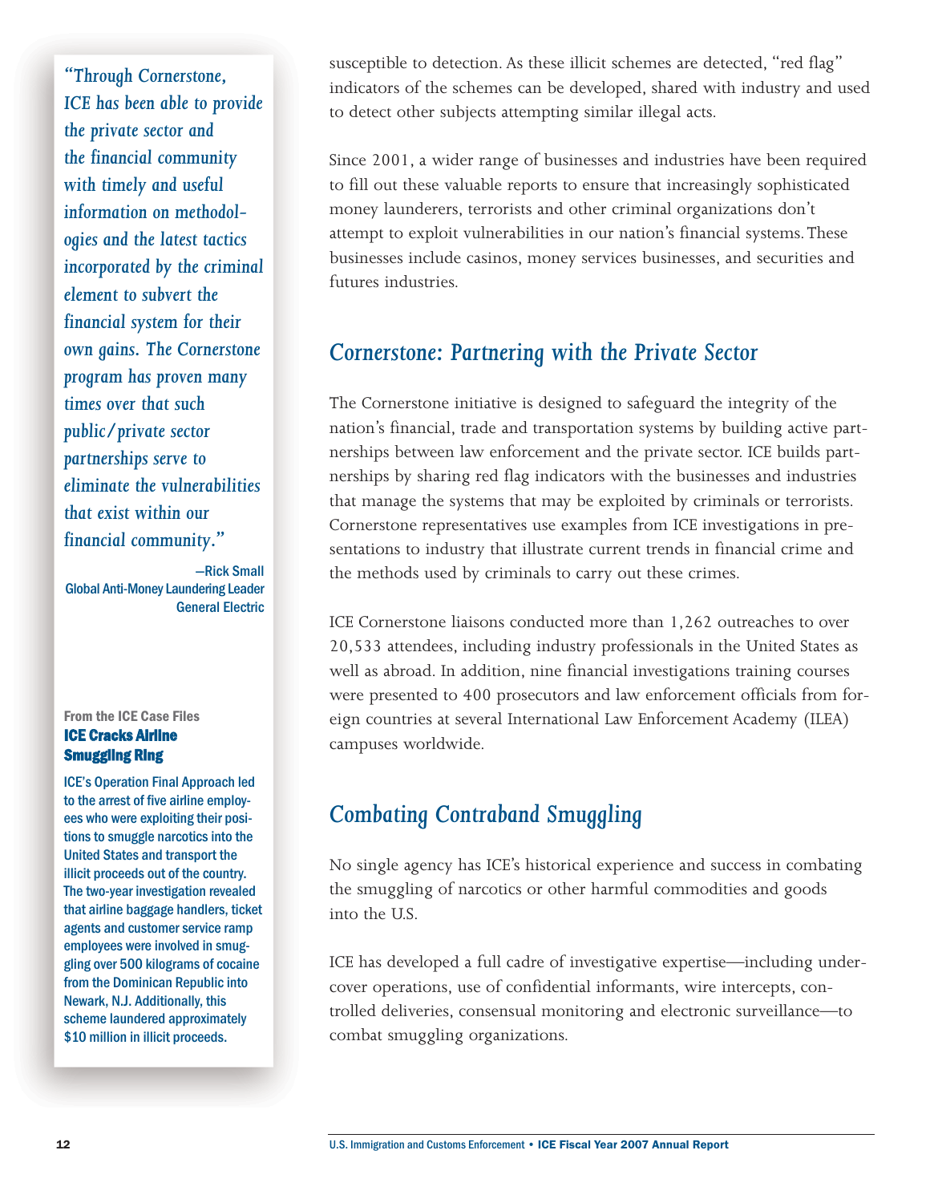*"Through Cornerstone, ICE has been able to provide the private sector and the financial community with timely and useful information on methodologies and the latest tactics incorporated by the criminal element to subvert the financial system for their own gains. The Cornerstone program has proven many times over that such public/private sector partnerships serve to eliminate the vulnerabilities that exist within our financial community."*

—Rick Small
Global Anti-Money Laundering Leader
General Electric

From the ICE Case Files

**ICE Cracks Airline Smuggling Ring**

ICE's Operation Final Approach led to the arrest of five airline employees who were exploiting their positions to smuggle narcotics into the United States and transport the illicit proceeds out of the country. The two-year investigation revealed that airline baggage handlers, ticket agents and customer service ramp employees were involved in smuggling over 500 kilograms of cocaine from the Dominican Republic into Newark, N.J. Additionally, this scheme laundered approximately $10 million in illicit proceeds.

susceptible to detection. As these illicit schemes are detected, "red flag" indicators of the schemes can be developed, shared with industry and used to detect other subjects attempting similar illegal acts.

Since 2001, a wider range of businesses and industries have been required to fill out these valuable reports to ensure that increasingly sophisticated money launderers, terrorists and other criminal organizations don't attempt to exploit vulnerabilities in our nation's financial systems. These businesses include casinos, money services businesses, and securities and futures industries.

## Cornerstone: Partnering with the Private Sector

The Cornerstone initiative is designed to safeguard the integrity of the nation's financial, trade and transportation systems by building active partnerships between law enforcement and the private sector. ICE builds partnerships by sharing red flag indicators with the businesses and industries that manage the systems that may be exploited by criminals or terrorists. Cornerstone representatives use examples from ICE investigations in presentations to industry that illustrate current trends in financial crime and the methods used by criminals to carry out these crimes.

ICE Cornerstone liaisons conducted more than 1,262 outreaches to over 20,533 attendees, including industry professionals in the United States as well as abroad. In addition, nine financial investigations training courses were presented to 400 prosecutors and law enforcement officials from foreign countries at several International Law Enforcement Academy (ILEA) campuses worldwide.

## Combating Contraband Smuggling

No single agency has ICE's historical experience and success in combating the smuggling of narcotics or other harmful commodities and goods into the U.S.

ICE has developed a full cadre of investigative expertise—including undercover operations, use of confidential informants, wire intercepts, controlled deliveries, consensual monitoring and electronic surveillance—to combat smuggling organizations.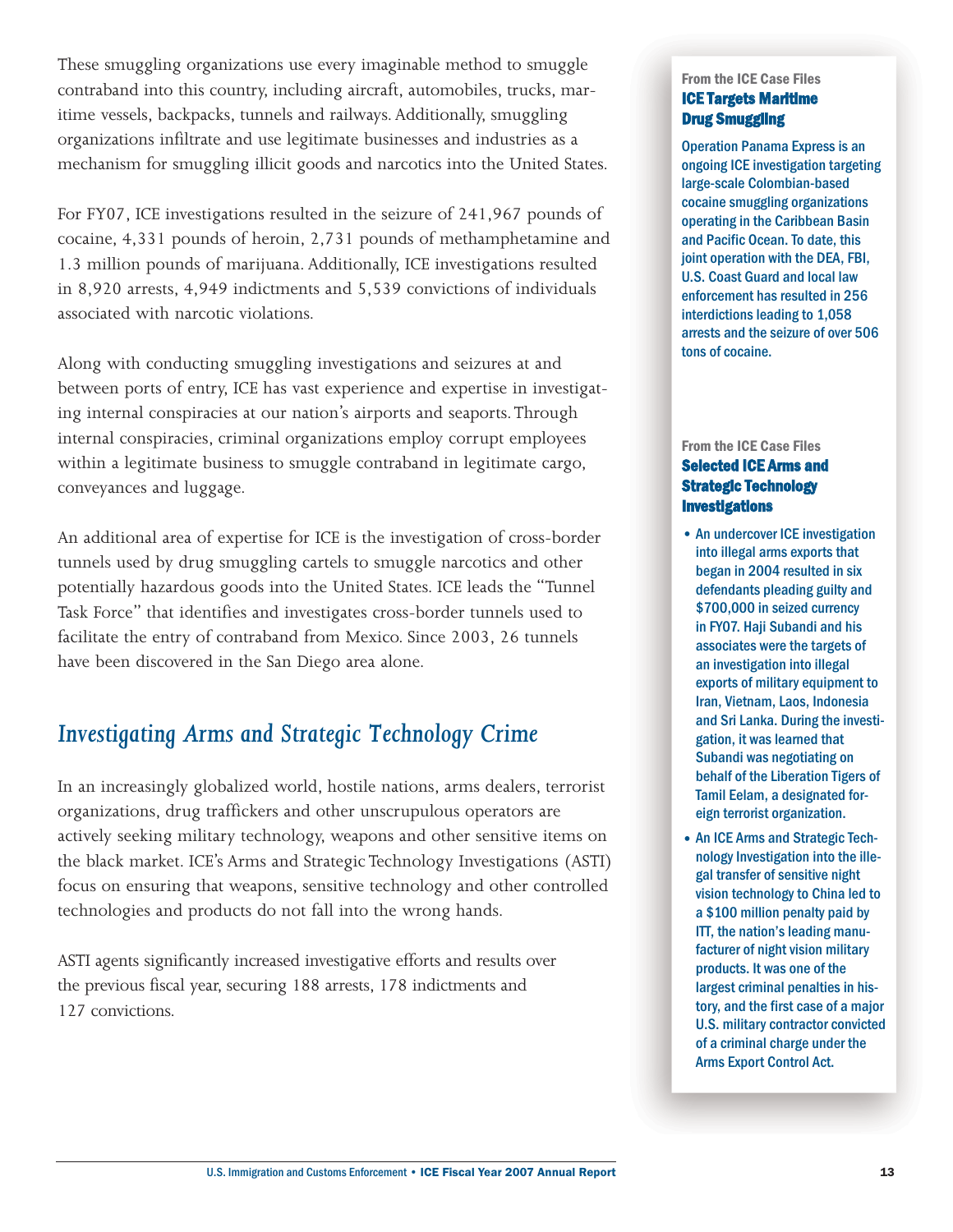These smuggling organizations use every imaginable method to smuggle contraband into this country, including aircraft, automobiles, trucks, maritime vessels, backpacks, tunnels and railways. Additionally, smuggling organizations infiltrate and use legitimate businesses and industries as a mechanism for smuggling illicit goods and narcotics into the United States.

For FY07, ICE investigations resulted in the seizure of 241,967 pounds of cocaine, 4,331 pounds of heroin, 2,731 pounds of methamphetamine and 1.3 million pounds of marijuana. Additionally, ICE investigations resulted in 8,920 arrests, 4,949 indictments and 5,539 convictions of individuals associated with narcotic violations.

Along with conducting smuggling investigations and seizures at and between ports of entry, ICE has vast experience and expertise in investigating internal conspiracies at our nation's airports and seaports. Through internal conspiracies, criminal organizations employ corrupt employees within a legitimate business to smuggle contraband in legitimate cargo, conveyances and luggage.

An additional area of expertise for ICE is the investigation of cross-border tunnels used by drug smuggling cartels to smuggle narcotics and other potentially hazardous goods into the United States. ICE leads the "Tunnel Task Force" that identifies and investigates cross-border tunnels used to facilitate the entry of contraband from Mexico. Since 2003, 26 tunnels have been discovered in the San Diego area alone.

## *Investigating Arms and Strategic Technology Crime*

In an increasingly globalized world, hostile nations, arms dealers, terrorist organizations, drug traffickers and other unscrupulous operators are actively seeking military technology, weapons and other sensitive items on the black market. ICE's Arms and Strategic Technology Investigations (ASTI) focus on ensuring that weapons, sensitive technology and other controlled technologies and products do not fall into the wrong hands.

ASTI agents significantly increased investigative efforts and results over the previous fiscal year, securing 188 arrests, 178 indictments and 127 convictions.

From the ICE Case Files

### ICE Targets Maritime Drug Smuggling

Operation Panama Express is an ongoing ICE investigation targeting large-scale Colombian-based cocaine smuggling organizations operating in the Caribbean Basin and Pacific Ocean. To date, this joint operation with the DEA, FBI, U.S. Coast Guard and local law enforcement has resulted in 256 interdictions leading to 1,058 arrests and the seizure of over 506 tons of cocaine.

From the ICE Case Files

### Selected ICE Arms and Strategic Technology Investigations

- An undercover ICE investigation into illegal arms exports that began in 2004 resulted in six defendants pleading guilty and $700,000 in seized currency in FY07. Haji Subandi and his associates were the targets of an investigation into illegal exports of military equipment to Iran, Vietnam, Laos, Indonesia and Sri Lanka. During the investigation, it was learned that Subandi was negotiating on behalf of the Liberation Tigers of Tamil Eelam, a designated foreign terrorist organization.
- An ICE Arms and Strategic Technology Investigation into the illegal transfer of sensitive night vision technology to China led to a $100 million penalty paid by ITT, the nation's leading manufacturer of night vision military products. It was one of the largest criminal penalties in history, and the first case of a major U.S. military contractor convicted of a criminal charge under the Arms Export Control Act.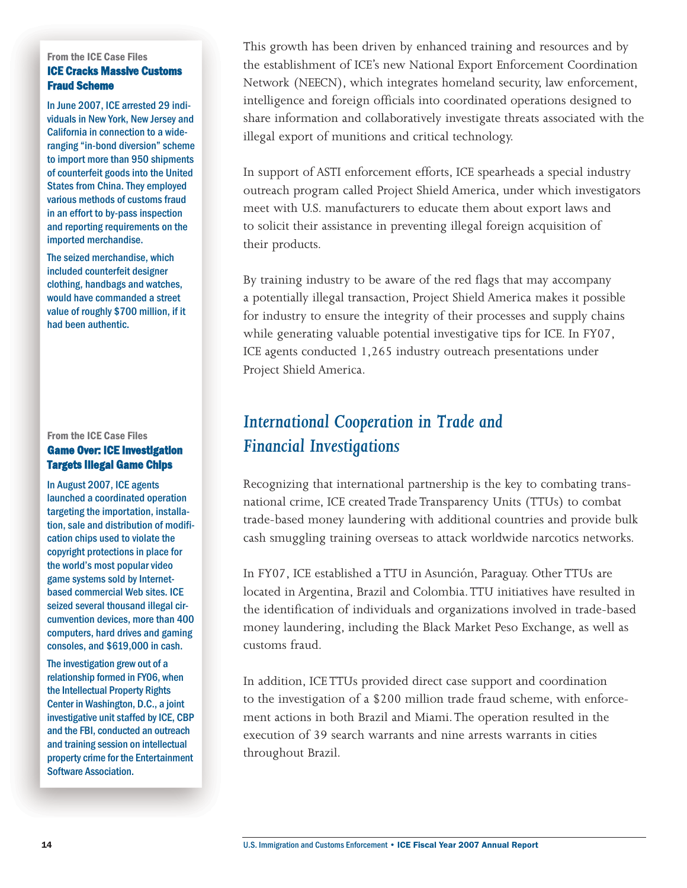**From the ICE Case Files**

**ICE Cracks Massive Customs Fraud Scheme**

In June 2007, ICE arrested 29 individuals in New York, New Jersey and California in connection to a wide-ranging "in-bond diversion" scheme to import more than 950 shipments of counterfeit goods into the United States from China. They employed various methods of customs fraud in an effort to by-pass inspection and reporting requirements on the imported merchandise.

The seized merchandise, which included counterfeit designer clothing, handbags and watches, would have commanded a street value of roughly $700 million, if it had been authentic.

**From the ICE Case Files**

**Game Over: ICE Investigation Targets Illegal Game Chips**

In August 2007, ICE agents launched a coordinated operation targeting the importation, installation, sale and distribution of modification chips used to violate the copyright protections in place for the world's most popular video game systems sold by Internet-based commercial Web sites. ICE seized several thousand illegal circumvention devices, more than 400 computers, hard drives and gaming consoles, and $619,000 in cash.

The investigation grew out of a relationship formed in FY06, when the Intellectual Property Rights Center in Washington, D.C., a joint investigative unit staffed by ICE, CBP and the FBI, conducted an outreach and training session on intellectual property crime for the Entertainment Software Association.

This growth has been driven by enhanced training and resources and by the establishment of ICE's new National Export Enforcement Coordination Network (NEECN), which integrates homeland security, law enforcement, intelligence and foreign officials into coordinated operations designed to share information and collaboratively investigate threats associated with the illegal export of munitions and critical technology.

In support of ASTI enforcement efforts, ICE spearheads a special industry outreach program called Project Shield America, under which investigators meet with U.S. manufacturers to educate them about export laws and to solicit their assistance in preventing illegal foreign acquisition of their products.

By training industry to be aware of the red flags that may accompany a potentially illegal transaction, Project Shield America makes it possible for industry to ensure the integrity of their processes and supply chains while generating valuable potential investigative tips for ICE. In FY07, ICE agents conducted 1,265 industry outreach presentations under Project Shield America.

## *International Cooperation in Trade and Financial Investigations*

Recognizing that international partnership is the key to combating transnational crime, ICE created Trade Transparency Units (TTUs) to combat trade-based money laundering with additional countries and provide bulk cash smuggling training overseas to attack worldwide narcotics networks.

In FY07, ICE established a TTU in Asunción, Paraguay. Other TTUs are located in Argentina, Brazil and Colombia. TTU initiatives have resulted in the identification of individuals and organizations involved in trade-based money laundering, including the Black Market Peso Exchange, as well as customs fraud.

In addition, ICE TTUs provided direct case support and coordination to the investigation of a $200 million trade fraud scheme, with enforcement actions in both Brazil and Miami. The operation resulted in the execution of 39 search warrants and nine arrests warrants in cities throughout Brazil.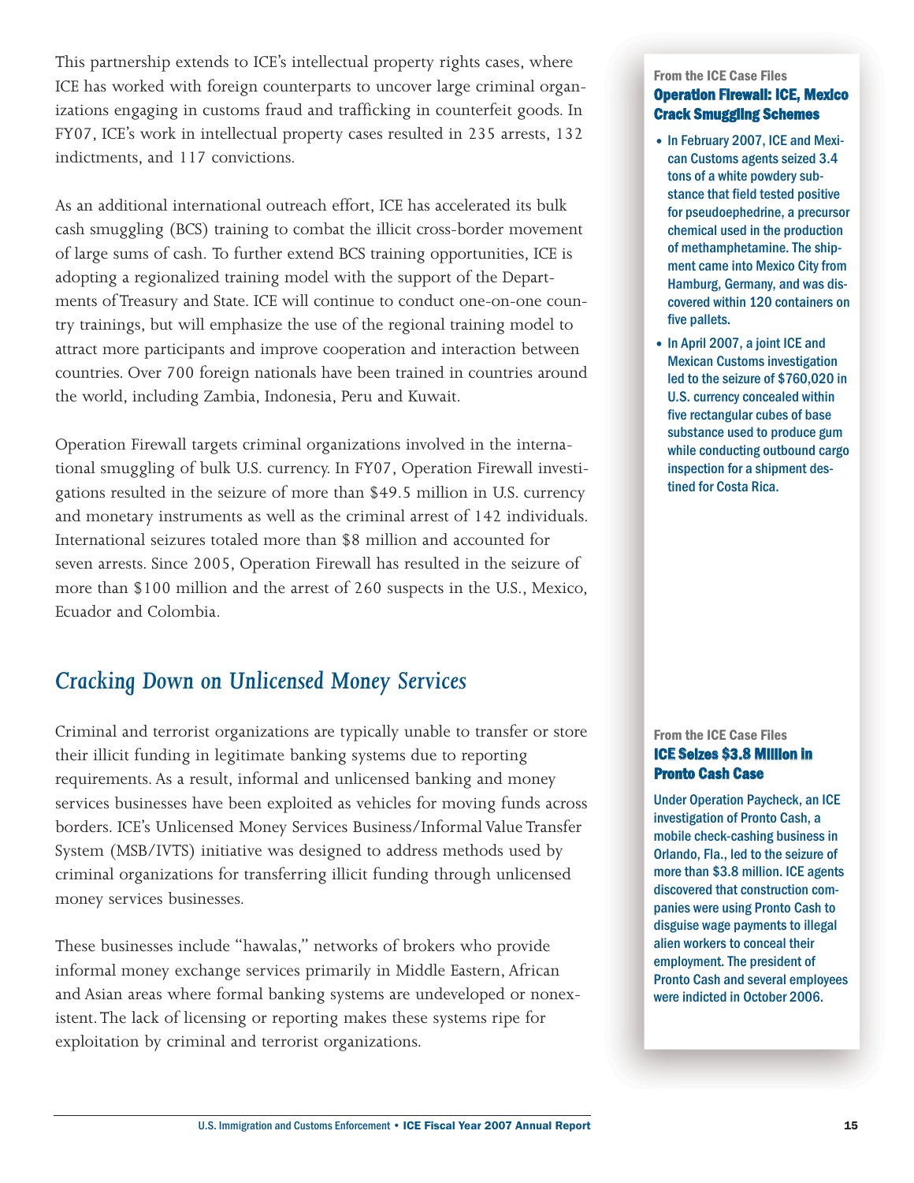This partnership extends to ICE's intellectual property rights cases, where ICE has worked with foreign counterparts to uncover large criminal organizations engaging in customs fraud and trafficking in counterfeit goods. In FY07, ICE's work in intellectual property cases resulted in 235 arrests, 132 indictments, and 117 convictions.

As an additional international outreach effort, ICE has accelerated its bulk cash smuggling (BCS) training to combat the illicit cross-border movement of large sums of cash. To further extend BCS training opportunities, ICE is adopting a regionalized training model with the support of the Departments of Treasury and State. ICE will continue to conduct one-on-one country trainings, but will emphasize the use of the regional training model to attract more participants and improve cooperation and interaction between countries. Over 700 foreign nationals have been trained in countries around the world, including Zambia, Indonesia, Peru and Kuwait.

Operation Firewall targets criminal organizations involved in the international smuggling of bulk U.S. currency. In FY07, Operation Firewall investigations resulted in the seizure of more than $49.5 million in U.S. currency and monetary instruments as well as the criminal arrest of 142 individuals. International seizures totaled more than $8 million and accounted for seven arrests. Since 2005, Operation Firewall has resulted in the seizure of more than $100 million and the arrest of 260 suspects in the U.S., Mexico, Ecuador and Colombia.

## *Cracking Down on Unlicensed Money Services*

Criminal and terrorist organizations are typically unable to transfer or store their illicit funding in legitimate banking systems due to reporting requirements. As a result, informal and unlicensed banking and money services businesses have been exploited as vehicles for moving funds across borders. ICE's Unlicensed Money Services Business/Informal Value Transfer System (MSB/IVTS) initiative was designed to address methods used by criminal organizations for transferring illicit funding through unlicensed money services businesses.

These businesses include "hawalas," networks of brokers who provide informal money exchange services primarily in Middle Eastern, African and Asian areas where formal banking systems are undeveloped or nonexistent. The lack of licensing or reporting makes these systems ripe for exploitation by criminal and terrorist organizations.

From the ICE Case Files

### Operation Firewall: ICE, Mexico Crack Smuggling Schemes

- In February 2007, ICE and Mexican Customs agents seized 3.4 tons of a white powdery substance that field tested positive for pseudoephedrine, a precursor chemical used in the production of methamphetamine. The shipment came into Mexico City from Hamburg, Germany, and was discovered within 120 containers on five pallets.
- In April 2007, a joint ICE and Mexican Customs investigation led to the seizure of $760,020 in U.S. currency concealed within five rectangular cubes of base substance used to produce gum while conducting outbound cargo inspection for a shipment destined for Costa Rica.

From the ICE Case Files

### ICE Seizes $3.8 Million in Pronto Cash Case

Under Operation Paycheck, an ICE investigation of Pronto Cash, a mobile check-cashing business in Orlando, Fla., led to the seizure of more than $3.8 million. ICE agents discovered that construction companies were using Pronto Cash to disguise wage payments to illegal alien workers to conceal their employment. The president of Pronto Cash and several employees were indicted in October 2006.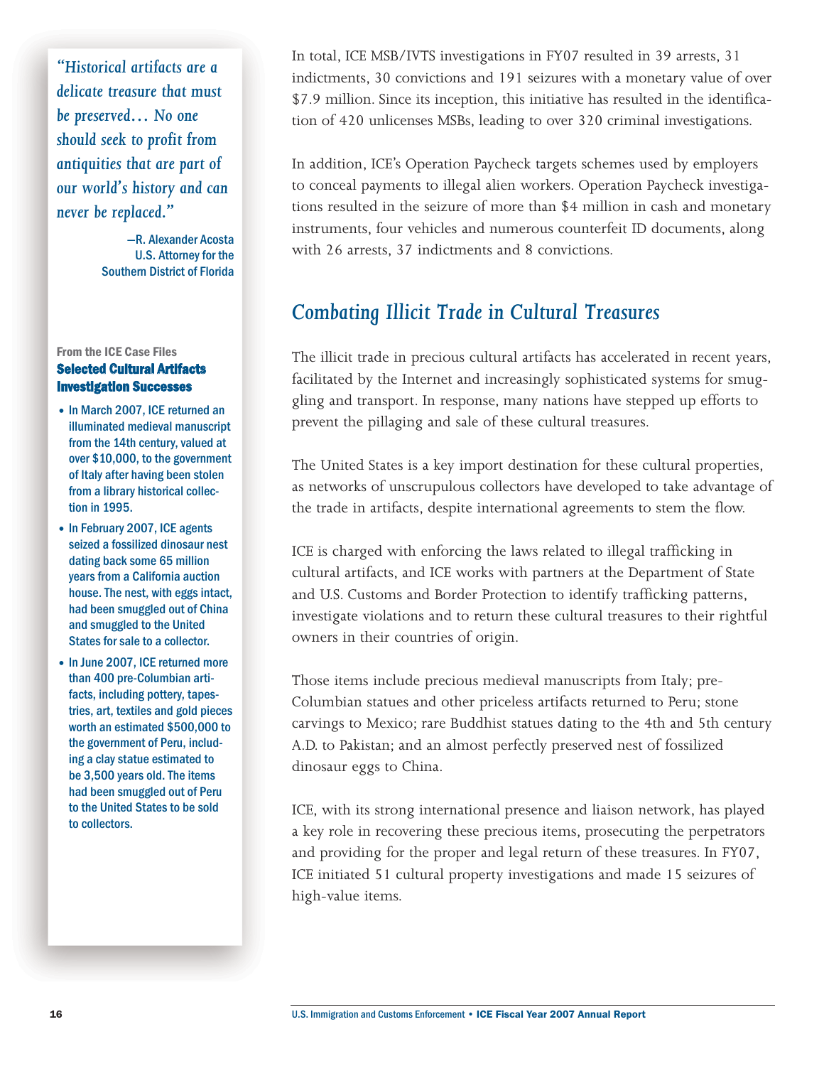*"Historical artifacts are a delicate treasure that must be preserved… No one should seek to profit from antiquities that are part of our world's history and can never be replaced."*

—R. Alexander Acosta
U.S. Attorney for the
Southern District of Florida

From the ICE Case Files

**Selected Cultural Artifacts Investigation Successes**

- In March 2007, ICE returned an illuminated medieval manuscript from the 14th century, valued at over $10,000, to the government of Italy after having been stolen from a library historical collection in 1995.
- In February 2007, ICE agents seized a fossilized dinosaur nest dating back some 65 million years from a California auction house. The nest, with eggs intact, had been smuggled out of China and smuggled to the United States for sale to a collector.
- In June 2007, ICE returned more than 400 pre-Columbian artifacts, including pottery, tapestries, art, textiles and gold pieces worth an estimated $500,000 to the government of Peru, including a clay statue estimated to be 3,500 years old. The items had been smuggled out of Peru to the United States to be sold to collectors.

In total, ICE MSB/IVTS investigations in FY07 resulted in 39 arrests, 31 indictments, 30 convictions and 191 seizures with a monetary value of over $7.9 million. Since its inception, this initiative has resulted in the identification of 420 unlicenses MSBs, leading to over 320 criminal investigations.

In addition, ICE's Operation Paycheck targets schemes used by employers to conceal payments to illegal alien workers. Operation Paycheck investigations resulted in the seizure of more than $4 million in cash and monetary instruments, four vehicles and numerous counterfeit ID documents, along with 26 arrests, 37 indictments and 8 convictions.

## Combating Illicit Trade in Cultural Treasures

The illicit trade in precious cultural artifacts has accelerated in recent years, facilitated by the Internet and increasingly sophisticated systems for smuggling and transport. In response, many nations have stepped up efforts to prevent the pillaging and sale of these cultural treasures.

The United States is a key import destination for these cultural properties, as networks of unscrupulous collectors have developed to take advantage of the trade in artifacts, despite international agreements to stem the flow.

ICE is charged with enforcing the laws related to illegal trafficking in cultural artifacts, and ICE works with partners at the Department of State and U.S. Customs and Border Protection to identify trafficking patterns, investigate violations and to return these cultural treasures to their rightful owners in their countries of origin.

Those items include precious medieval manuscripts from Italy; pre-Columbian statues and other priceless artifacts returned to Peru; stone carvings to Mexico; rare Buddhist statues dating to the 4th and 5th century A.D. to Pakistan; and an almost perfectly preserved nest of fossilized dinosaur eggs to China.

ICE, with its strong international presence and liaison network, has played a key role in recovering these precious items, prosecuting the perpetrators and providing for the proper and legal return of these treasures. In FY07, ICE initiated 51 cultural property investigations and made 15 seizures of high-value items.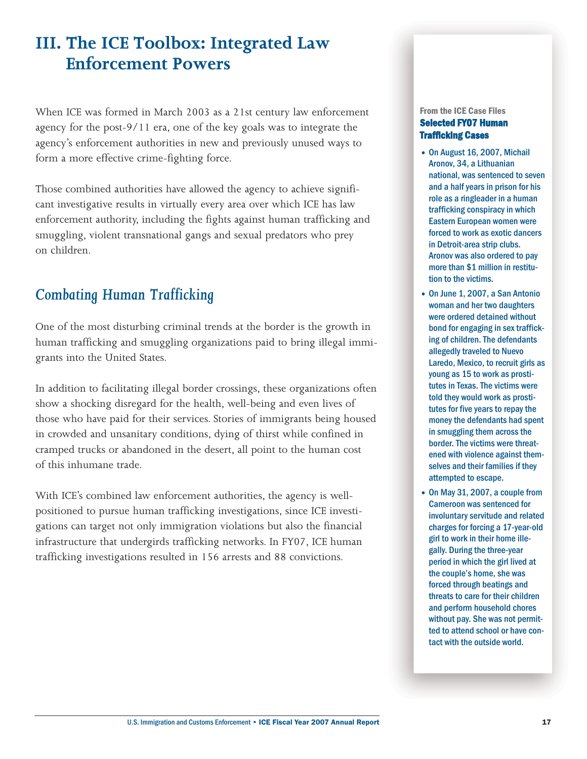# III. The ICE Toolbox: Integrated Law Enforcement Powers

When ICE was formed in March 2003 as a 21st century law enforcement agency for the post-9/11 era, one of the key goals was to integrate the agency's enforcement authorities in new and previously unused ways to form a more effective crime-fighting force.

Those combined authorities have allowed the agency to achieve significant investigative results in virtually every area over which ICE has law enforcement authority, including the fights against human trafficking and smuggling, violent transnational gangs and sexual predators who prey on children.

## *Combating Human Trafficking*

One of the most disturbing criminal trends at the border is the growth in human trafficking and smuggling organizations paid to bring illegal immigrants into the United States.

In addition to facilitating illegal border crossings, these organizations often show a shocking disregard for the health, well-being and even lives of those who have paid for their services. Stories of immigrants being housed in crowded and unsanitary conditions, dying of thirst while confined in cramped trucks or abandoned in the desert, all point to the human cost of this inhumane trade.

With ICE's combined law enforcement authorities, the agency is well-positioned to pursue human trafficking investigations, since ICE investigations can target not only immigration violations but also the financial infrastructure that undergirds trafficking networks. In FY07, ICE human trafficking investigations resulted in 156 arrests and 88 convictions.

From the ICE Case Files

**Selected FY07 Human Trafficking Cases**

- On August 16, 2007, Michail Aronov, 34, a Lithuanian national, was sentenced to seven and a half years in prison for his role as a ringleader in a human trafficking conspiracy in which Eastern European women were forced to work as exotic dancers in Detroit-area strip clubs. Aronov was also ordered to pay more than $1 million in restitution to the victims.
- On June 1, 2007, a San Antonio woman and her two daughters were ordered detained without bond for engaging in sex trafficking of children. The defendants allegedly traveled to Nuevo Laredo, Mexico, to recruit girls as young as 15 to work as prostitutes in Texas. The victims were told they would work as prostitutes for five years to repay the money the defendants had spent in smuggling them across the border. The victims were threatened with violence against themselves and their families if they attempted to escape.
- On May 31, 2007, a couple from Cameroon was sentenced for involuntary servitude and related charges for forcing a 17-year-old girl to work in their home illegally. During the three-year period in which the girl lived at the couple's home, she was forced through beatings and threats to care for their children and perform household chores without pay. She was not permitted to attend school or have contact with the outside world.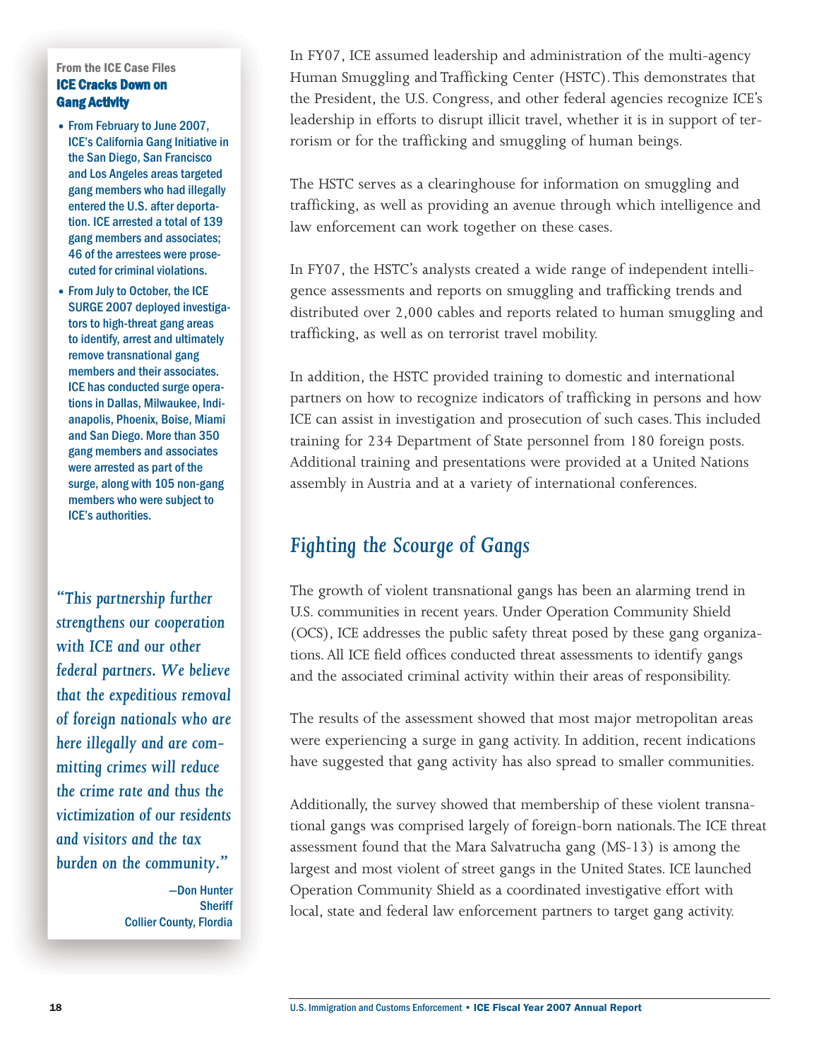From the ICE Case Files

### ICE Cracks Down on Gang Activity

- From February to June 2007, ICE's California Gang Initiative in the San Diego, San Francisco and Los Angeles areas targeted gang members who had illegally entered the U.S. after deportation. ICE arrested a total of 139 gang members and associates; 46 of the arrestees were prosecuted for criminal violations.
- From July to October, the ICE SURGE 2007 deployed investigators to high-threat gang areas to identify, arrest and ultimately remove transnational gang members and their associates. ICE has conducted surge operations in Dallas, Milwaukee, Indianapolis, Phoenix, Boise, Miami and San Diego. More than 350 gang members and associates were arrested as part of the surge, along with 105 non-gang members who were subject to ICE's authorities.

*"This partnership further strengthens our cooperation with ICE and our other federal partners. We believe that the expeditious removal of foreign nationals who are here illegally and are committing crimes will reduce the crime rate and thus the victimization of our residents and visitors and the tax burden on the community."*

—Don Hunter
Sheriff
Collier County, Flordia

In FY07, ICE assumed leadership and administration of the multi-agency Human Smuggling and Trafficking Center (HSTC). This demonstrates that the President, the U.S. Congress, and other federal agencies recognize ICE's leadership in efforts to disrupt illicit travel, whether it is in support of terrorism or for the trafficking and smuggling of human beings.

The HSTC serves as a clearinghouse for information on smuggling and trafficking, as well as providing an avenue through which intelligence and law enforcement can work together on these cases.

In FY07, the HSTC's analysts created a wide range of independent intelligence assessments and reports on smuggling and trafficking trends and distributed over 2,000 cables and reports related to human smuggling and trafficking, as well as on terrorist travel mobility.

In addition, the HSTC provided training to domestic and international partners on how to recognize indicators of trafficking in persons and how ICE can assist in investigation and prosecution of such cases. This included training for 234 Department of State personnel from 180 foreign posts. Additional training and presentations were provided at a United Nations assembly in Austria and at a variety of international conferences.

## Fighting the Scourge of Gangs

The growth of violent transnational gangs has been an alarming trend in U.S. communities in recent years. Under Operation Community Shield (OCS), ICE addresses the public safety threat posed by these gang organizations. All ICE field offices conducted threat assessments to identify gangs and the associated criminal activity within their areas of responsibility.

The results of the assessment showed that most major metropolitan areas were experiencing a surge in gang activity. In addition, recent indications have suggested that gang activity has also spread to smaller communities.

Additionally, the survey showed that membership of these violent transnational gangs was comprised largely of foreign-born nationals. The ICE threat assessment found that the Mara Salvatrucha gang (MS-13) is among the largest and most violent of street gangs in the United States. ICE launched Operation Community Shield as a coordinated investigative effort with local, state and federal law enforcement partners to target gang activity.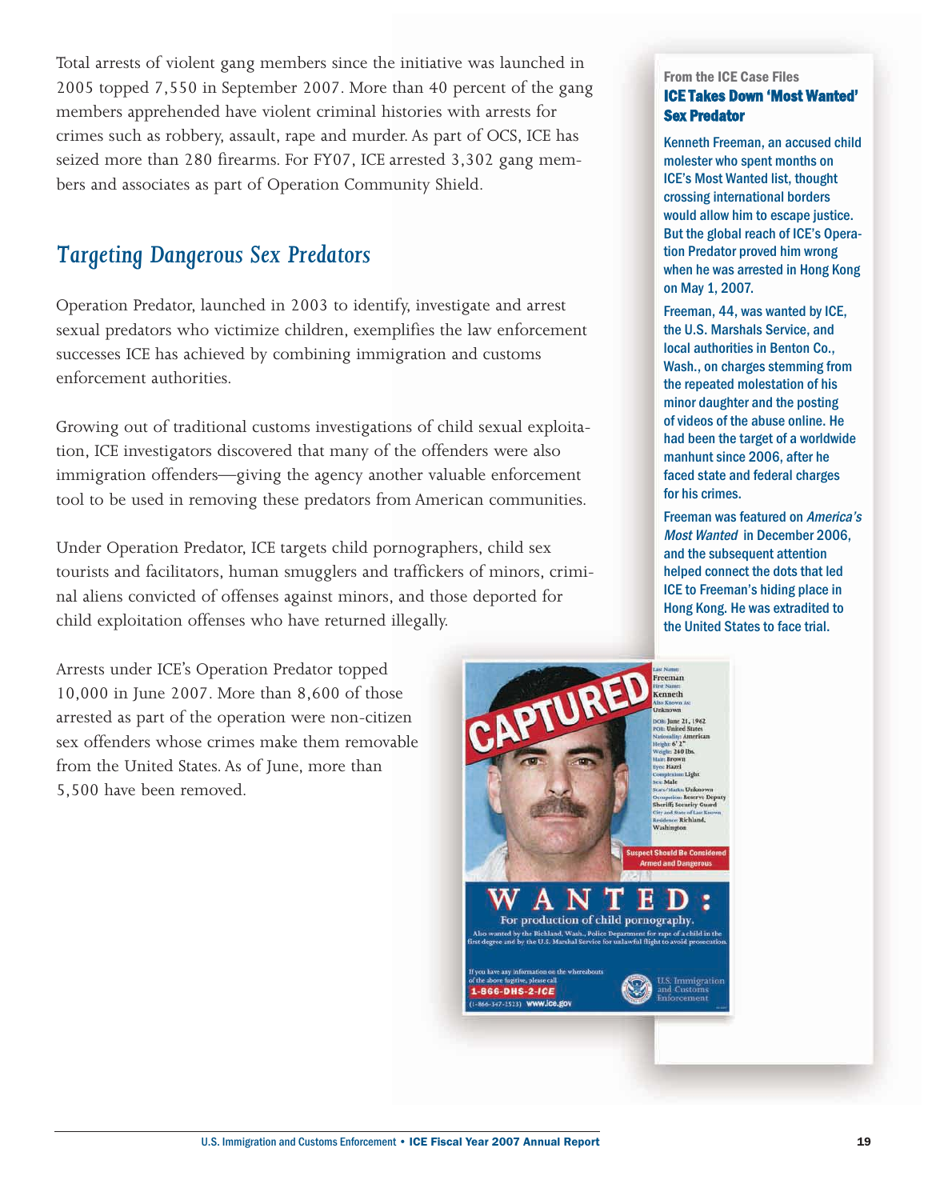Total arrests of violent gang members since the initiative was launched in 2005 topped 7,550 in September 2007. More than 40 percent of the gang members apprehended have violent criminal histories with arrests for crimes such as robbery, assault, rape and murder. As part of OCS, ICE has seized more than 280 firearms. For FY07, ICE arrested 3,302 gang members and associates as part of Operation Community Shield.

## *Targeting Dangerous Sex Predators*

Operation Predator, launched in 2003 to identify, investigate and arrest sexual predators who victimize children, exemplifies the law enforcement successes ICE has achieved by combining immigration and customs enforcement authorities.

Growing out of traditional customs investigations of child sexual exploitation, ICE investigators discovered that many of the offenders were also immigration offenders—giving the agency another valuable enforcement tool to be used in removing these predators from American communities.

Under Operation Predator, ICE targets child pornographers, child sex tourists and facilitators, human smugglers and traffickers of minors, criminal aliens convicted of offenses against minors, and those deported for child exploitation offenses who have returned illegally.

Arrests under ICE's Operation Predator topped 10,000 in June 2007. More than 8,600 of those arrested as part of the operation were non-citizen sex offenders whose crimes make them removable from the United States. As of June, more than 5,500 have been removed.

From the ICE Case Files

### ICE Takes Down 'Most Wanted' Sex Predator

Kenneth Freeman, an accused child molester who spent months on ICE's Most Wanted list, thought crossing international borders would allow him to escape justice. But the global reach of ICE's Operation Predator proved him wrong when he was arrested in Hong Kong on May 1, 2007.

Freeman, 44, was wanted by ICE, the U.S. Marshals Service, and local authorities in Benton Co., Wash., on charges stemming from the repeated molestation of his minor daughter and the posting of videos of the abuse online. He had been the target of a worldwide manhunt since 2006, after he faced state and federal charges for his crimes.

Freeman was featured on *America's Most Wanted* in December 2006, and the subsequent attention helped connect the dots that led ICE to Freeman's hiding place in Hong Kong. He was extradited to the United States to face trial.

CAPTURED

Last Name: Freeman
First Name: Kenneth
Also Known As: Unknown
DOB: June 21, 1962
POB: United States
Nationality: American
Height: 6' 2"
Weight: 240 lbs.
Hair: Brown
Eyes: Hazel
Complexion: Light
Sex: Male
Scars/Marks: Unknown
Occupation: Reserve Deputy Sheriff; Security Guard
City and State of Last Known Residence: Richland, Washington

Suspect Should Be Considered Armed and Dangerous

WANTED:
For production of child pornography.
Also wanted by the Richland, Wash., Police Department for rape of a child in the first degree and by the U.S. Marshal Service for unlawful flight to avoid prosecution.

If you have any information on the whereabouts of the above fugitive, please call
1-866-DHS-2-ICE
(1-866-347-2423) www.ice.gov

U.S. Immigration and Customs Enforcement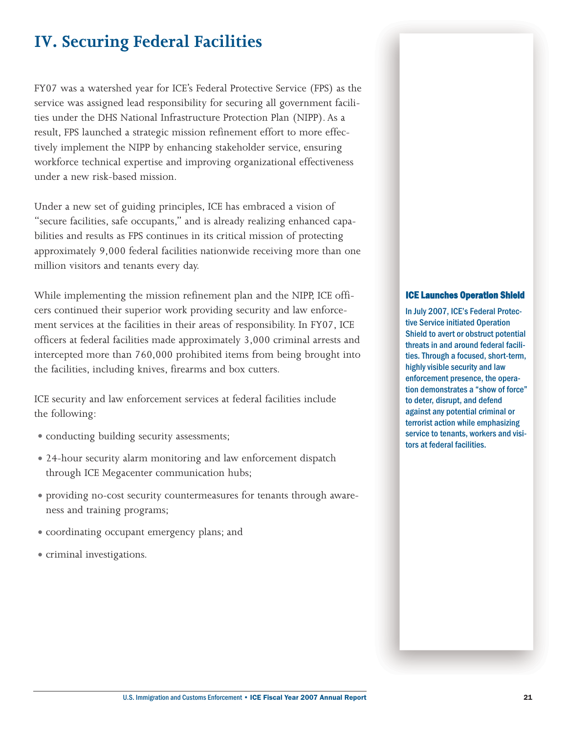# IV. Securing Federal Facilities

FY07 was a watershed year for ICE's Federal Protective Service (FPS) as the service was assigned lead responsibility for securing all government facilities under the DHS National Infrastructure Protection Plan (NIPP). As a result, FPS launched a strategic mission refinement effort to more effectively implement the NIPP by enhancing stakeholder service, ensuring workforce technical expertise and improving organizational effectiveness under a new risk-based mission.

Under a new set of guiding principles, ICE has embraced a vision of "secure facilities, safe occupants," and is already realizing enhanced capabilities and results as FPS continues in its critical mission of protecting approximately 9,000 federal facilities nationwide receiving more than one million visitors and tenants every day.

While implementing the mission refinement plan and the NIPP, ICE officers continued their superior work providing security and law enforcement services at the facilities in their areas of responsibility. In FY07, ICE officers at federal facilities made approximately 3,000 criminal arrests and intercepted more than 760,000 prohibited items from being brought into the facilities, including knives, firearms and box cutters.

ICE security and law enforcement services at federal facilities include the following:

- conducting building security assessments;
- 24-hour security alarm monitoring and law enforcement dispatch through ICE Megacenter communication hubs;
- providing no-cost security countermeasures for tenants through awareness and training programs;
- coordinating occupant emergency plans; and
- criminal investigations.

### ICE Launches Operation Shield

In July 2007, ICE's Federal Protective Service initiated Operation Shield to avert or obstruct potential threats in and around federal facilities. Through a focused, short-term, highly visible security and law enforcement presence, the operation demonstrates a "show of force" to deter, disrupt, and defend against any potential criminal or terrorist action while emphasizing service to tenants, workers and visitors at federal facilities.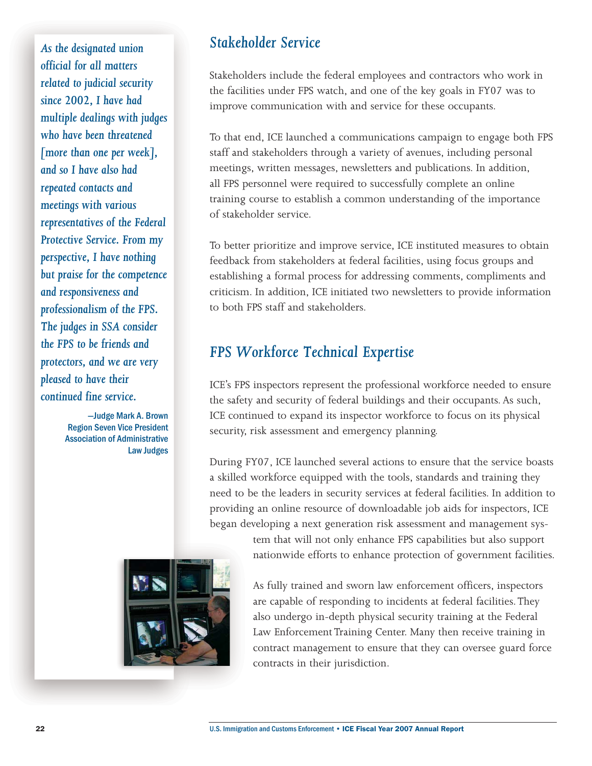*As the designated union official for all matters related to judicial security since 2002, I have had multiple dealings with judges who have been threatened [more than one per week], and so I have also had repeated contacts and meetings with various representatives of the Federal Protective Service. From my perspective, I have nothing but praise for the competence and responsiveness and professionalism of the FPS. The judges in SSA consider the FPS to be friends and protectors, and we are very pleased to have their continued fine service.*

—Judge Mark A. Brown
Region Seven Vice President
Association of Administrative Law Judges

## Stakeholder Service

Stakeholders include the federal employees and contractors who work in the facilities under FPS watch, and one of the key goals in FY07 was to improve communication with and service for these occupants.

To that end, ICE launched a communications campaign to engage both FPS staff and stakeholders through a variety of avenues, including personal meetings, written messages, newsletters and publications. In addition, all FPS personnel were required to successfully complete an online training course to establish a common understanding of the importance of stakeholder service.

To better prioritize and improve service, ICE instituted measures to obtain feedback from stakeholders at federal facilities, using focus groups and establishing a formal process for addressing comments, compliments and criticism. In addition, ICE initiated two newsletters to provide information to both FPS staff and stakeholders.

## FPS Workforce Technical Expertise

ICE's FPS inspectors represent the professional workforce needed to ensure the safety and security of federal buildings and their occupants. As such, ICE continued to expand its inspector workforce to focus on its physical security, risk assessment and emergency planning.

During FY07, ICE launched several actions to ensure that the service boasts a skilled workforce equipped with the tools, standards and training they need to be the leaders in security services at federal facilities. In addition to providing an online resource of downloadable job aids for inspectors, ICE began developing a next generation risk assessment and management system that will not only enhance FPS capabilities but also support nationwide efforts to enhance protection of government facilities.

As fully trained and sworn law enforcement officers, inspectors are capable of responding to incidents at federal facilities. They also undergo in-depth physical security training at the Federal Law Enforcement Training Center. Many then receive training in contract management to ensure that they can oversee guard force contracts in their jurisdiction.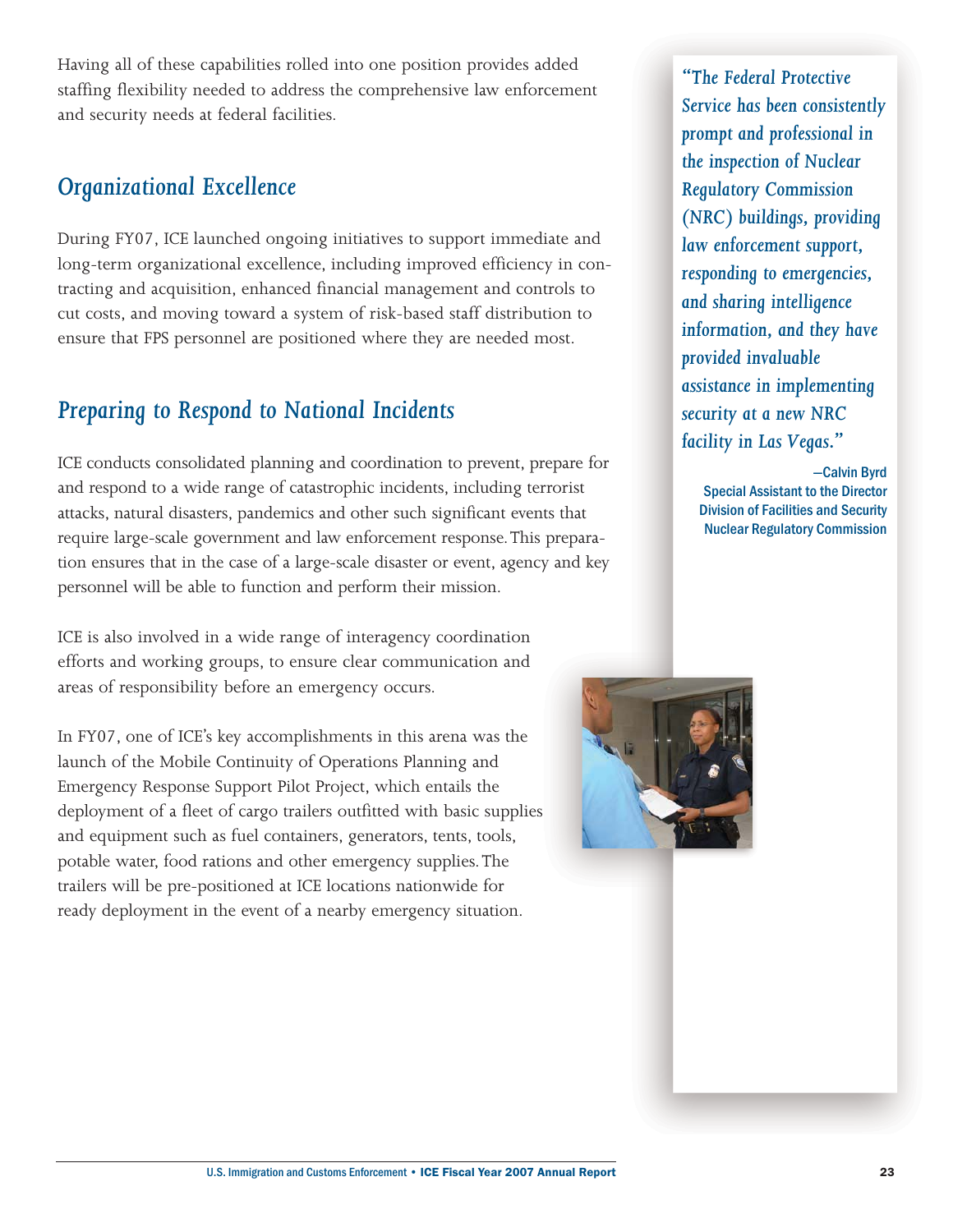Having all of these capabilities rolled into one position provides added staffing flexibility needed to address the comprehensive law enforcement and security needs at federal facilities.

## Organizational Excellence

During FY07, ICE launched ongoing initiatives to support immediate and long-term organizational excellence, including improved efficiency in contracting and acquisition, enhanced financial management and controls to cut costs, and moving toward a system of risk-based staff distribution to ensure that FPS personnel are positioned where they are needed most.

## Preparing to Respond to National Incidents

ICE conducts consolidated planning and coordination to prevent, prepare for and respond to a wide range of catastrophic incidents, including terrorist attacks, natural disasters, pandemics and other such significant events that require large-scale government and law enforcement response. This preparation ensures that in the case of a large-scale disaster or event, agency and key personnel will be able to function and perform their mission.

ICE is also involved in a wide range of interagency coordination efforts and working groups, to ensure clear communication and areas of responsibility before an emergency occurs.

In FY07, one of ICE's key accomplishments in this arena was the launch of the Mobile Continuity of Operations Planning and Emergency Response Support Pilot Project, which entails the deployment of a fleet of cargo trailers outfitted with basic supplies and equipment such as fuel containers, generators, tents, tools, potable water, food rations and other emergency supplies. The trailers will be pre-positioned at ICE locations nationwide for ready deployment in the event of a nearby emergency situation.

*"The Federal Protective Service has been consistently prompt and professional in the inspection of Nuclear Regulatory Commission (NRC) buildings, providing law enforcement support, responding to emergencies, and sharing intelligence information, and they have provided invaluable assistance in implementing security at a new NRC facility in Las Vegas."*

—Calvin Byrd
Special Assistant to the Director
Division of Facilities and Security
Nuclear Regulatory Commission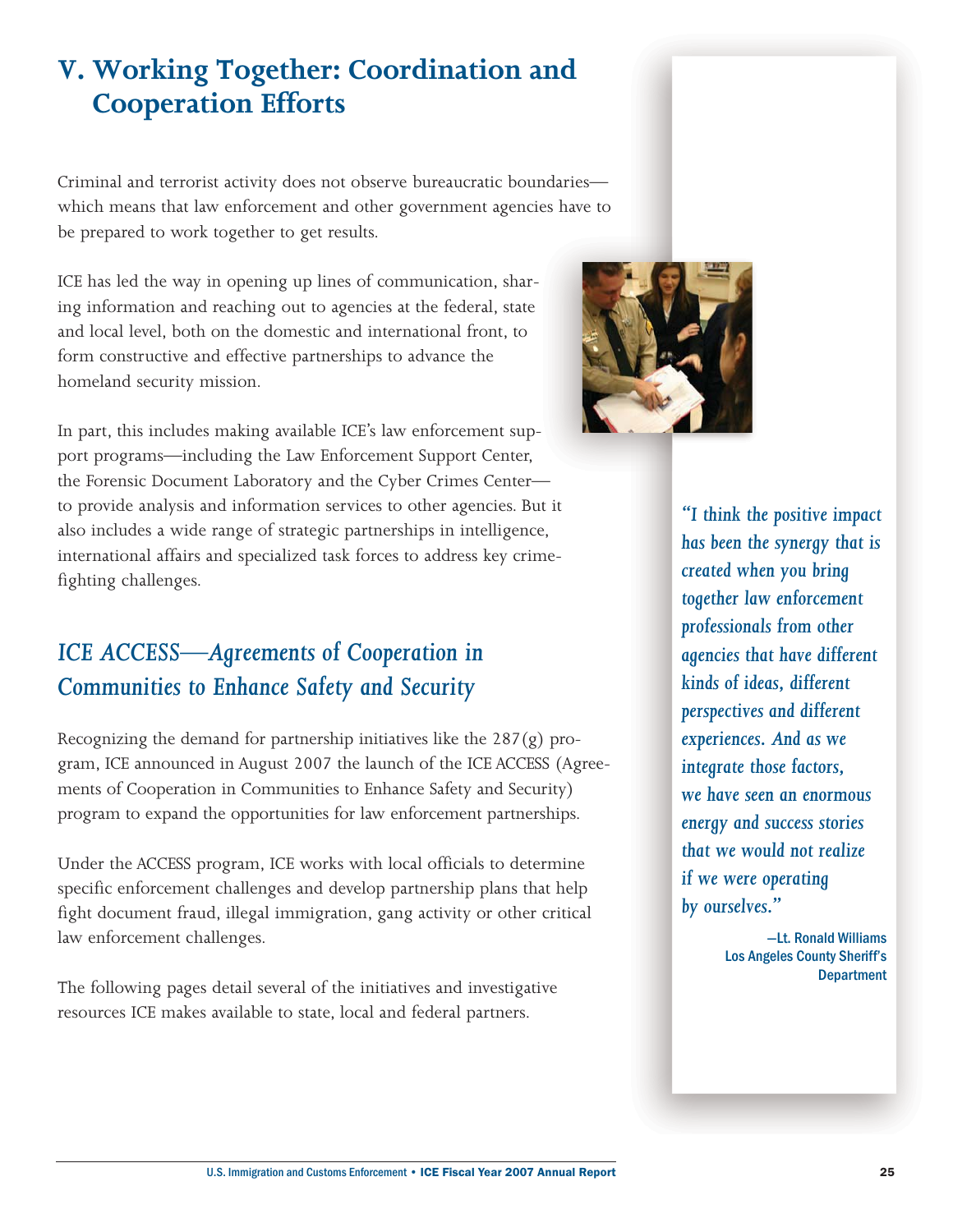# V. Working Together: Coordination and Cooperation Efforts

Criminal and terrorist activity does not observe bureaucratic boundaries—which means that law enforcement and other government agencies have to be prepared to work together to get results.

ICE has led the way in opening up lines of communication, sharing information and reaching out to agencies at the federal, state and local level, both on the domestic and international front, to form constructive and effective partnerships to advance the homeland security mission.

In part, this includes making available ICE's law enforcement support programs—including the Law Enforcement Support Center, the Forensic Document Laboratory and the Cyber Crimes Center—to provide analysis and information services to other agencies. But it also includes a wide range of strategic partnerships in intelligence, international affairs and specialized task forces to address key crime-fighting challenges.

## *ICE ACCESS—Agreements of Cooperation in Communities to Enhance Safety and Security*

Recognizing the demand for partnership initiatives like the 287(g) program, ICE announced in August 2007 the launch of the ICE ACCESS (Agreements of Cooperation in Communities to Enhance Safety and Security) program to expand the opportunities for law enforcement partnerships.

Under the ACCESS program, ICE works with local officials to determine specific enforcement challenges and develop partnership plans that help fight document fraud, illegal immigration, gang activity or other critical law enforcement challenges.

The following pages detail several of the initiatives and investigative resources ICE makes available to state, local and federal partners.

*"I think the positive impact has been the synergy that is created when you bring together law enforcement professionals from other agencies that have different kinds of ideas, different perspectives and different experiences. And as we integrate those factors, we have seen an enormous energy and success stories that we would not realize if we were operating by ourselves."*

—Lt. Ronald Williams
Los Angeles County Sheriff's Department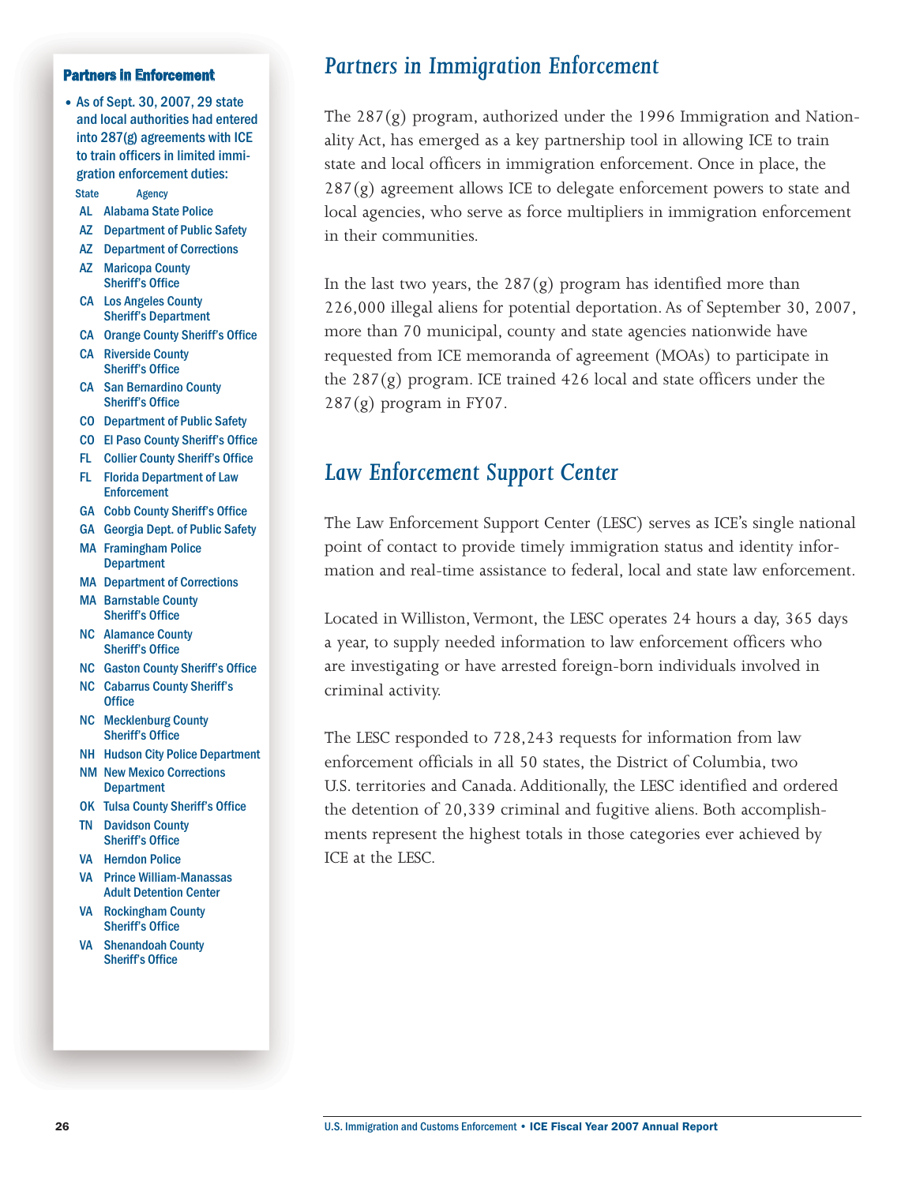## Partners in Enforcement

- As of Sept. 30, 2007, 29 state and local authorities had entered into 287(g) agreements with ICE to train officers in limited immigration enforcement duties:

| State | Agency |
|---|---|
| AL | Alabama State Police |
| AZ | Department of Public Safety |
| AZ | Department of Corrections |
| AZ | Maricopa County Sheriff's Office |
| CA | Los Angeles County Sheriff's Department |
| CA | Orange County Sheriff's Office |
| CA | Riverside County Sheriff's Office |
| CA | San Bernardino County Sheriff's Office |
| CO | Department of Public Safety |
| CO | El Paso County Sheriff's Office |
| FL | Collier County Sheriff's Office |
| FL | Florida Department of Law Enforcement |
| GA | Cobb County Sheriff's Office |
| GA | Georgia Dept. of Public Safety |
| MA | Framingham Police Department |
| MA | Department of Corrections |
| MA | Barnstable County Sheriff's Office |
| NC | Alamance County Sheriff's Office |
| NC | Gaston County Sheriff's Office |
| NC | Cabarrus County Sheriff's Office |
| NC | Mecklenburg County Sheriff's Office |
| NH | Hudson City Police Department |
| NM | New Mexico Corrections Department |
| OK | Tulsa County Sheriff's Office |
| TN | Davidson County Sheriff's Office |
| VA | Herndon Police |
| VA | Prince William-Manassas Adult Detention Center |
| VA | Rockingham County Sheriff's Office |
| VA | Shenandoah County Sheriff's Office |

## *Partners in Immigration Enforcement*

The 287(g) program, authorized under the 1996 Immigration and Nationality Act, has emerged as a key partnership tool in allowing ICE to train state and local officers in immigration enforcement. Once in place, the 287(g) agreement allows ICE to delegate enforcement powers to state and local agencies, who serve as force multipliers in immigration enforcement in their communities.

In the last two years, the 287(g) program has identified more than 226,000 illegal aliens for potential deportation. As of September 30, 2007, more than 70 municipal, county and state agencies nationwide have requested from ICE memoranda of agreement (MOAs) to participate in the 287(g) program. ICE trained 426 local and state officers under the 287(g) program in FY07.

## *Law Enforcement Support Center*

The Law Enforcement Support Center (LESC) serves as ICE's single national point of contact to provide timely immigration status and identity information and real-time assistance to federal, local and state law enforcement.

Located in Williston, Vermont, the LESC operates 24 hours a day, 365 days a year, to supply needed information to law enforcement officers who are investigating or have arrested foreign-born individuals involved in criminal activity.

The LESC responded to 728,243 requests for information from law enforcement officials in all 50 states, the District of Columbia, two U.S. territories and Canada. Additionally, the LESC identified and ordered the detention of 20,339 criminal and fugitive aliens. Both accomplishments represent the highest totals in those categories ever achieved by ICE at the LESC.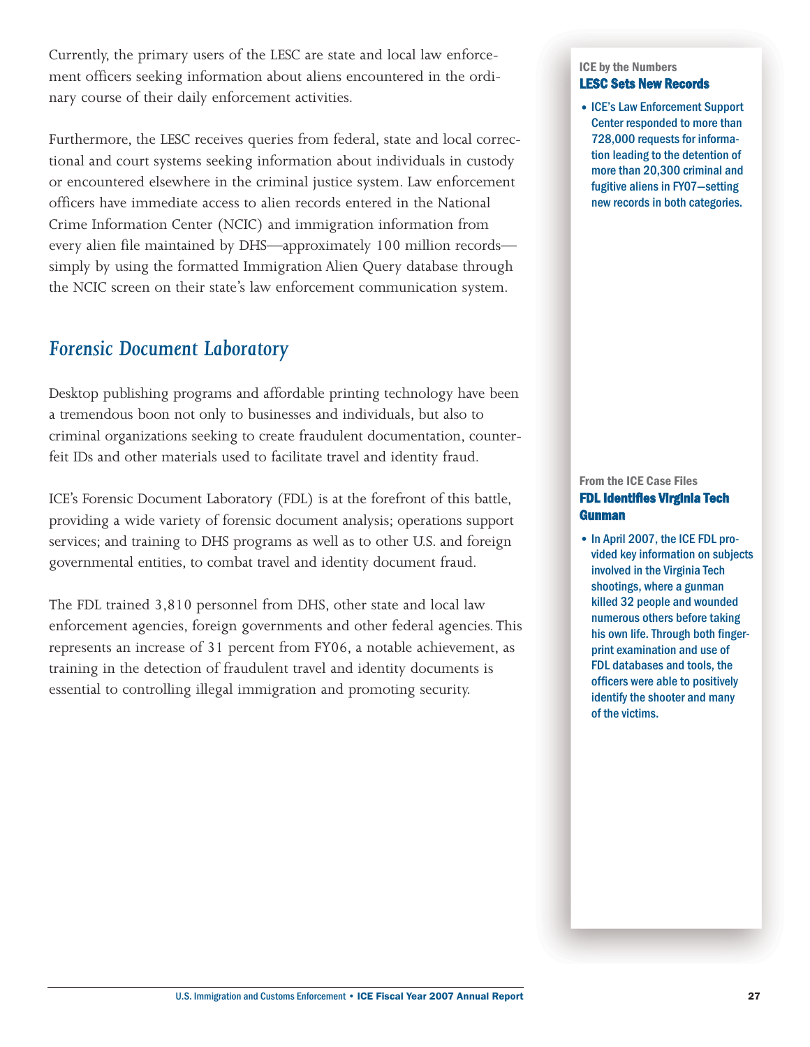Currently, the primary users of the LESC are state and local law enforcement officers seeking information about aliens encountered in the ordinary course of their daily enforcement activities.

Furthermore, the LESC receives queries from federal, state and local correctional and court systems seeking information about individuals in custody or encountered elsewhere in the criminal justice system. Law enforcement officers have immediate access to alien records entered in the National Crime Information Center (NCIC) and immigration information from every alien file maintained by DHS—approximately 100 million records—simply by using the formatted Immigration Alien Query database through the NCIC screen on their state's law enforcement communication system.

## *Forensic Document Laboratory*

Desktop publishing programs and affordable printing technology have been a tremendous boon not only to businesses and individuals, but also to criminal organizations seeking to create fraudulent documentation, counterfeit IDs and other materials used to facilitate travel and identity fraud.

ICE's Forensic Document Laboratory (FDL) is at the forefront of this battle, providing a wide variety of forensic document analysis; operations support services; and training to DHS programs as well as to other U.S. and foreign governmental entities, to combat travel and identity document fraud.

The FDL trained 3,810 personnel from DHS, other state and local law enforcement agencies, foreign governments and other federal agencies. This represents an increase of 31 percent from FY06, a notable achievement, as training in the detection of fraudulent travel and identity documents is essential to controlling illegal immigration and promoting security.

ICE by the Numbers

### LESC Sets New Records

- ICE's Law Enforcement Support Center responded to more than 728,000 requests for information leading to the detention of more than 20,300 criminal and fugitive aliens in FY07—setting new records in both categories.

From the ICE Case Files

### FDL Identifies Virginia Tech Gunman

- In April 2007, the ICE FDL provided key information on subjects involved in the Virginia Tech shootings, where a gunman killed 32 people and wounded numerous others before taking his own life. Through both fingerprint examination and use of FDL databases and tools, the officers were able to positively identify the shooter and many of the victims.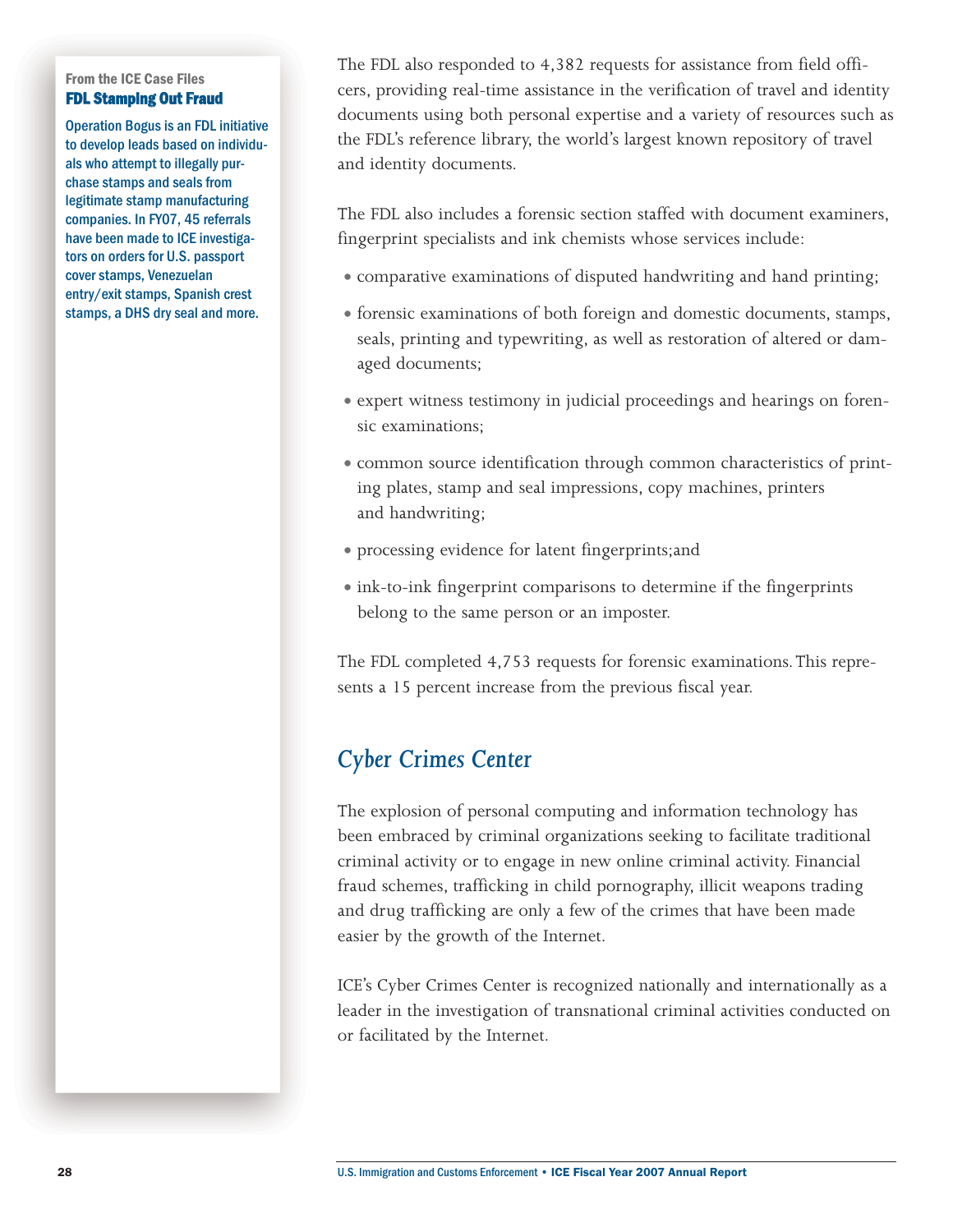From the ICE Case Files

**FDL Stamping Out Fraud**

Operation Bogus is an FDL initiative to develop leads based on individuals who attempt to illegally purchase stamps and seals from legitimate stamp manufacturing companies. In FY07, 45 referrals have been made to ICE investigators on orders for U.S. passport cover stamps, Venezuelan entry/exit stamps, Spanish crest stamps, a DHS dry seal and more.

The FDL also responded to 4,382 requests for assistance from field officers, providing real-time assistance in the verification of travel and identity documents using both personal expertise and a variety of resources such as the FDL's reference library, the world's largest known repository of travel and identity documents.

The FDL also includes a forensic section staffed with document examiners, fingerprint specialists and ink chemists whose services include:

- comparative examinations of disputed handwriting and hand printing;
- forensic examinations of both foreign and domestic documents, stamps, seals, printing and typewriting, as well as restoration of altered or damaged documents;
- expert witness testimony in judicial proceedings and hearings on forensic examinations;
- common source identification through common characteristics of printing plates, stamp and seal impressions, copy machines, printers and handwriting;
- processing evidence for latent fingerprints;and
- ink-to-ink fingerprint comparisons to determine if the fingerprints belong to the same person or an imposter.

The FDL completed 4,753 requests for forensic examinations. This represents a 15 percent increase from the previous fiscal year.

## Cyber Crimes Center

The explosion of personal computing and information technology has been embraced by criminal organizations seeking to facilitate traditional criminal activity or to engage in new online criminal activity. Financial fraud schemes, trafficking in child pornography, illicit weapons trading and drug trafficking are only a few of the crimes that have been made easier by the growth of the Internet.

ICE's Cyber Crimes Center is recognized nationally and internationally as a leader in the investigation of transnational criminal activities conducted on or facilitated by the Internet.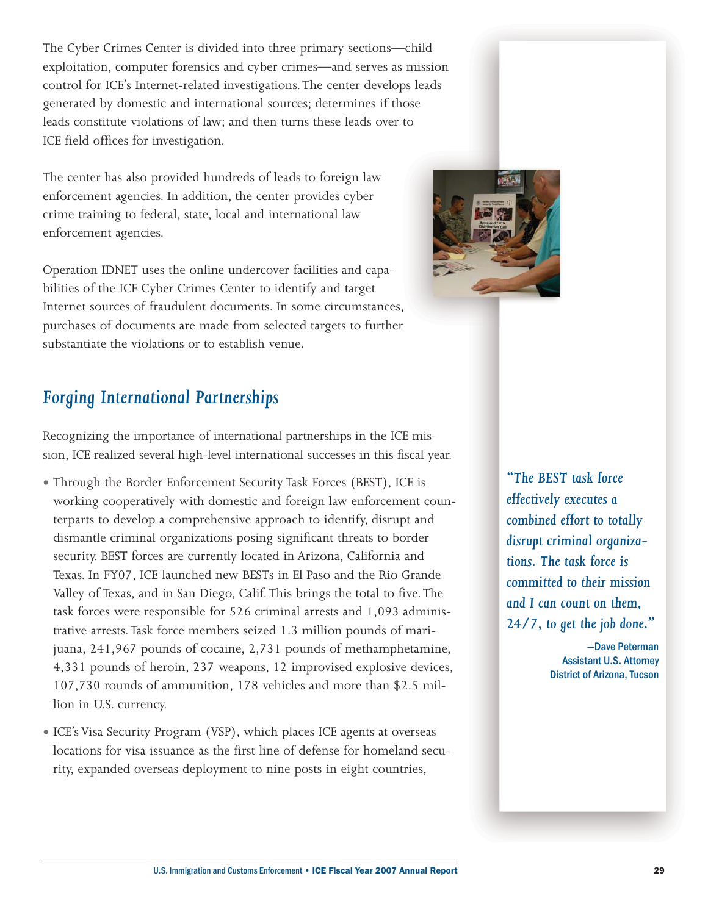The Cyber Crimes Center is divided into three primary sections—child exploitation, computer forensics and cyber crimes—and serves as mission control for ICE's Internet-related investigations. The center develops leads generated by domestic and international sources; determines if those leads constitute violations of law; and then turns these leads over to ICE field offices for investigation.

The center has also provided hundreds of leads to foreign law enforcement agencies. In addition, the center provides cyber crime training to federal, state, local and international law enforcement agencies.

Operation IDNET uses the online undercover facilities and capabilities of the ICE Cyber Crimes Center to identify and target Internet sources of fraudulent documents. In some circumstances, purchases of documents are made from selected targets to further substantiate the violations or to establish venue.

## *Forging International Partnerships*

Recognizing the importance of international partnerships in the ICE mission, ICE realized several high-level international successes in this fiscal year.

- Through the Border Enforcement Security Task Forces (BEST), ICE is working cooperatively with domestic and foreign law enforcement counterparts to develop a comprehensive approach to identify, disrupt and dismantle criminal organizations posing significant threats to border security. BEST forces are currently located in Arizona, California and Texas. In FY07, ICE launched new BESTs in El Paso and the Rio Grande Valley of Texas, and in San Diego, Calif. This brings the total to five. The task forces were responsible for 526 criminal arrests and 1,093 administrative arrests. Task force members seized 1.3 million pounds of marijuana, 241,967 pounds of cocaine, 2,731 pounds of methamphetamine, 4,331 pounds of heroin, 237 weapons, 12 improvised explosive devices, 107,730 rounds of ammunition, 178 vehicles and more than $2.5 million in U.S. currency.
- ICE's Visa Security Program (VSP), which places ICE agents at overseas locations for visa issuance as the first line of defense for homeland security, expanded overseas deployment to nine posts in eight countries,

*"The BEST task force effectively executes a combined effort to totally disrupt criminal organizations. The task force is committed to their mission and I can count on them, 24/7, to get the job done."*

—Dave Peterman
Assistant U.S. Attorney
District of Arizona, Tucson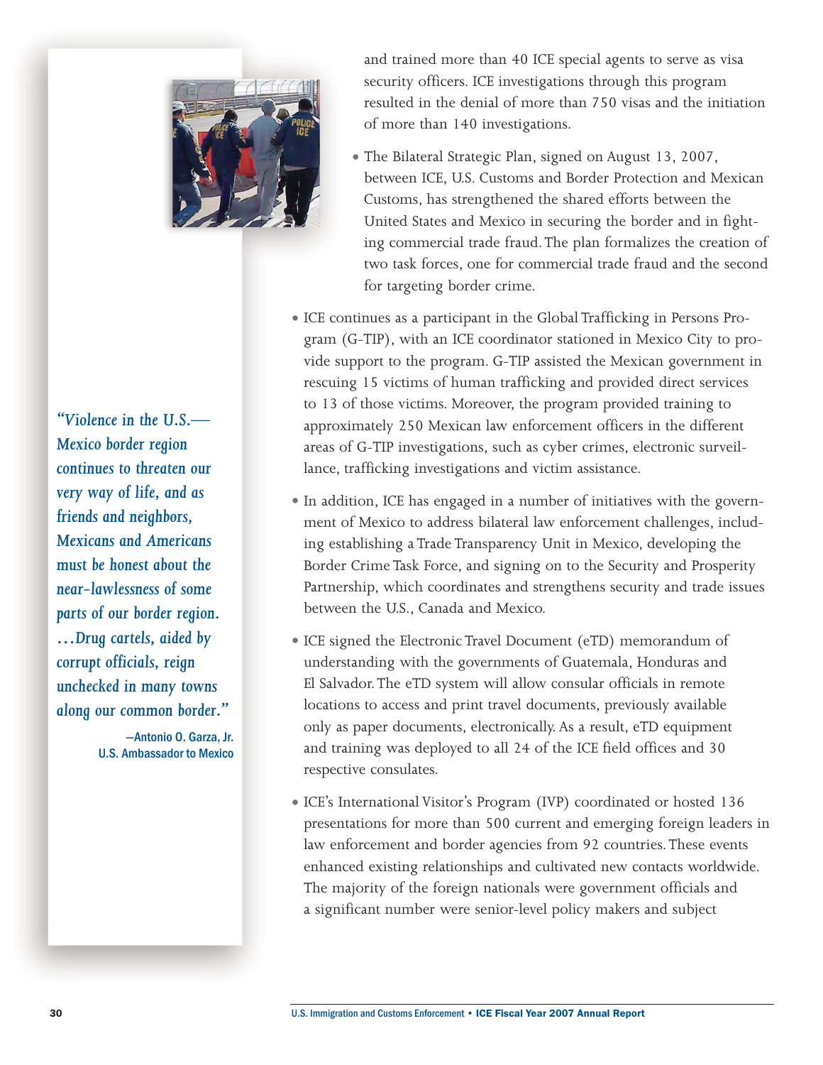and trained more than 40 ICE special agents to serve as visa security officers. ICE investigations through this program resulted in the denial of more than 750 visas and the initiation of more than 140 investigations.

- The Bilateral Strategic Plan, signed on August 13, 2007, between ICE, U.S. Customs and Border Protection and Mexican Customs, has strengthened the shared efforts between the United States and Mexico in securing the border and in fighting commercial trade fraud. The plan formalizes the creation of two task forces, one for commercial trade fraud and the second for targeting border crime.

*"Violence in the U.S.—Mexico border region continues to threaten our very way of life, and as friends and neighbors, Mexicans and Americans must be honest about the near-lawlessness of some parts of our border region. …Drug cartels, aided by corrupt officials, reign unchecked in many towns along our common border."*

—Antonio O. Garza, Jr.
U.S. Ambassador to Mexico

- ICE continues as a participant in the Global Trafficking in Persons Program (G-TIP), with an ICE coordinator stationed in Mexico City to provide support to the program. G-TIP assisted the Mexican government in rescuing 15 victims of human trafficking and provided direct services to 13 of those victims. Moreover, the program provided training to approximately 250 Mexican law enforcement officers in the different areas of G-TIP investigations, such as cyber crimes, electronic surveillance, trafficking investigations and victim assistance.

- In addition, ICE has engaged in a number of initiatives with the government of Mexico to address bilateral law enforcement challenges, including establishing a Trade Transparency Unit in Mexico, developing the Border Crime Task Force, and signing on to the Security and Prosperity Partnership, which coordinates and strengthens security and trade issues between the U.S., Canada and Mexico.

- ICE signed the Electronic Travel Document (eTD) memorandum of understanding with the governments of Guatemala, Honduras and El Salvador. The eTD system will allow consular officials in remote locations to access and print travel documents, previously available only as paper documents, electronically. As a result, eTD equipment and training was deployed to all 24 of the ICE field offices and 30 respective consulates.

- ICE's International Visitor's Program (IVP) coordinated or hosted 136 presentations for more than 500 current and emerging foreign leaders in law enforcement and border agencies from 92 countries. These events enhanced existing relationships and cultivated new contacts worldwide. The majority of the foreign nationals were government officials and a significant number were senior-level policy makers and subject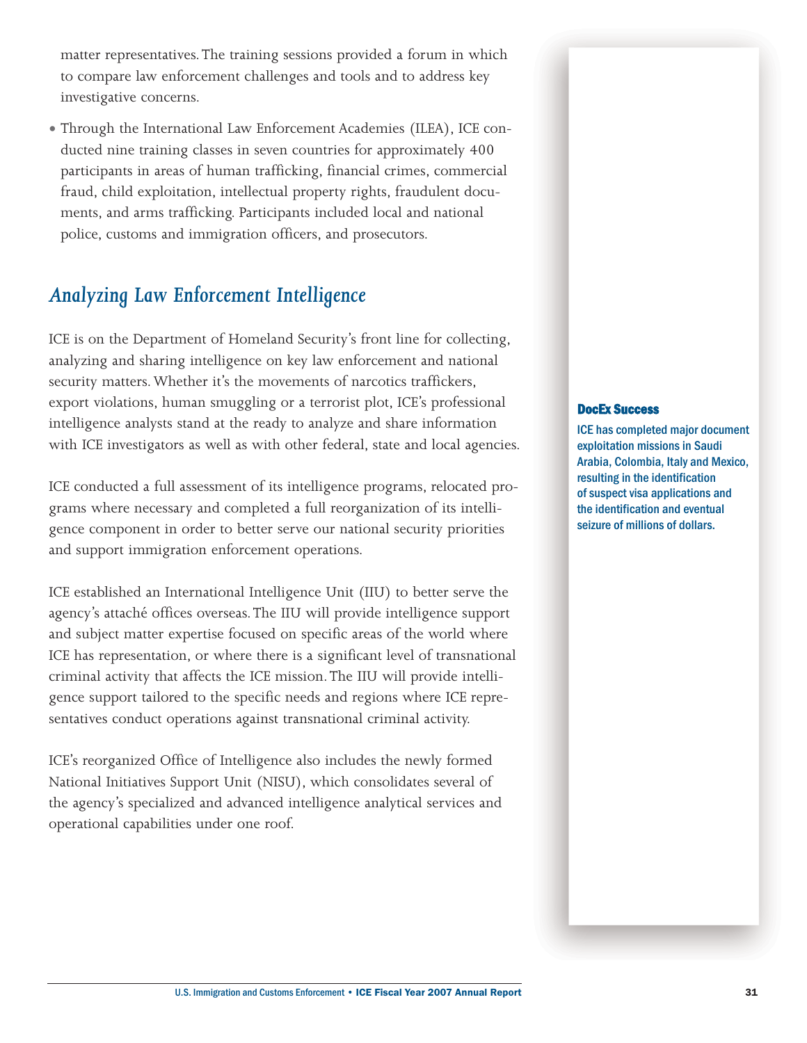matter representatives. The training sessions provided a forum in which to compare law enforcement challenges and tools and to address key investigative concerns.

- Through the International Law Enforcement Academies (ILEA), ICE conducted nine training classes in seven countries for approximately 400 participants in areas of human trafficking, financial crimes, commercial fraud, child exploitation, intellectual property rights, fraudulent documents, and arms trafficking. Participants included local and national police, customs and immigration officers, and prosecutors.

## *Analyzing Law Enforcement Intelligence*

ICE is on the Department of Homeland Security's front line for collecting, analyzing and sharing intelligence on key law enforcement and national security matters. Whether it's the movements of narcotics traffickers, export violations, human smuggling or a terrorist plot, ICE's professional intelligence analysts stand at the ready to analyze and share information with ICE investigators as well as with other federal, state and local agencies.

ICE conducted a full assessment of its intelligence programs, relocated programs where necessary and completed a full reorganization of its intelligence component in order to better serve our national security priorities and support immigration enforcement operations.

ICE established an International Intelligence Unit (IIU) to better serve the agency's attaché offices overseas. The IIU will provide intelligence support and subject matter expertise focused on specific areas of the world where ICE has representation, or where there is a significant level of transnational criminal activity that affects the ICE mission. The IIU will provide intelligence support tailored to the specific needs and regions where ICE representatives conduct operations against transnational criminal activity.

ICE's reorganized Office of Intelligence also includes the newly formed National Initiatives Support Unit (NISU), which consolidates several of the agency's specialized and advanced intelligence analytical services and operational capabilities under one roof.

**DocEx Success**

ICE has completed major document exploitation missions in Saudi Arabia, Colombia, Italy and Mexico, resulting in the identification of suspect visa applications and the identification and eventual seizure of millions of dollars.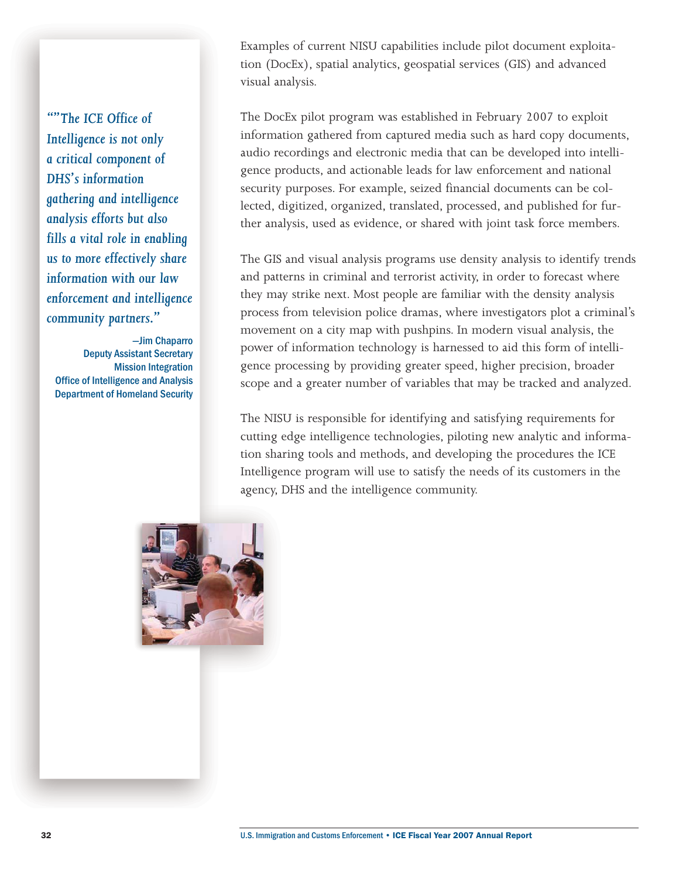*""The ICE Office of Intelligence is not only a critical component of DHS's information gathering and intelligence analysis efforts but also fills a vital role in enabling us to more effectively share information with our law enforcement and intelligence community partners."*

—Jim Chaparro
Deputy Assistant Secretary
Mission Integration
Office of Intelligence and Analysis
Department of Homeland Security

Examples of current NISU capabilities include pilot document exploitation (DocEx), spatial analytics, geospatial services (GIS) and advanced visual analysis.

The DocEx pilot program was established in February 2007 to exploit information gathered from captured media such as hard copy documents, audio recordings and electronic media that can be developed into intelligence products, and actionable leads for law enforcement and national security purposes. For example, seized financial documents can be collected, digitized, organized, translated, processed, and published for further analysis, used as evidence, or shared with joint task force members.

The GIS and visual analysis programs use density analysis to identify trends and patterns in criminal and terrorist activity, in order to forecast where they may strike next. Most people are familiar with the density analysis process from television police dramas, where investigators plot a criminal's movement on a city map with pushpins. In modern visual analysis, the power of information technology is harnessed to aid this form of intelligence processing by providing greater speed, higher precision, broader scope and a greater number of variables that may be tracked and analyzed.

The NISU is responsible for identifying and satisfying requirements for cutting edge intelligence technologies, piloting new analytic and information sharing tools and methods, and developing the procedures the ICE Intelligence program will use to satisfy the needs of its customers in the agency, DHS and the intelligence community.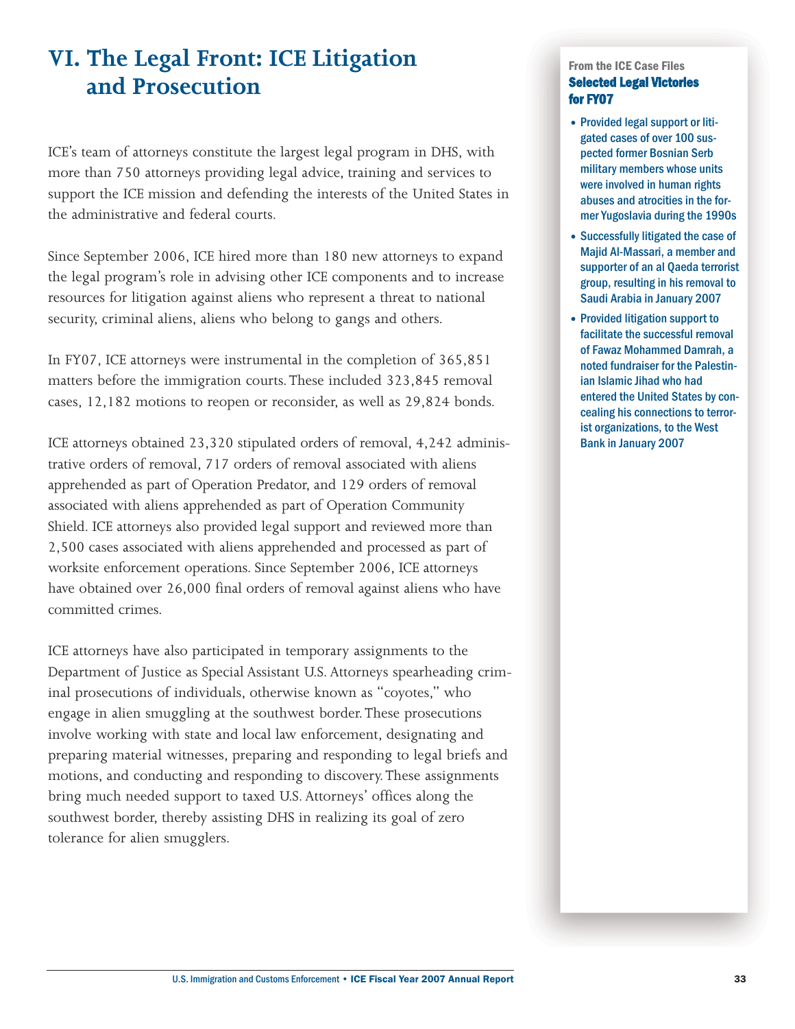# VI. The Legal Front: ICE Litigation and Prosecution

ICE's team of attorneys constitute the largest legal program in DHS, with more than 750 attorneys providing legal advice, training and services to support the ICE mission and defending the interests of the United States in the administrative and federal courts.

Since September 2006, ICE hired more than 180 new attorneys to expand the legal program's role in advising other ICE components and to increase resources for litigation against aliens who represent a threat to national security, criminal aliens, aliens who belong to gangs and others.

In FY07, ICE attorneys were instrumental in the completion of 365,851 matters before the immigration courts. These included 323,845 removal cases, 12,182 motions to reopen or reconsider, as well as 29,824 bonds.

ICE attorneys obtained 23,320 stipulated orders of removal, 4,242 administrative orders of removal, 717 orders of removal associated with aliens apprehended as part of Operation Predator, and 129 orders of removal associated with aliens apprehended as part of Operation Community Shield. ICE attorneys also provided legal support and reviewed more than 2,500 cases associated with aliens apprehended and processed as part of worksite enforcement operations. Since September 2006, ICE attorneys have obtained over 26,000 final orders of removal against aliens who have committed crimes.

ICE attorneys have also participated in temporary assignments to the Department of Justice as Special Assistant U.S. Attorneys spearheading criminal prosecutions of individuals, otherwise known as "coyotes," who engage in alien smuggling at the southwest border. These prosecutions involve working with state and local law enforcement, designating and preparing material witnesses, preparing and responding to legal briefs and motions, and conducting and responding to discovery. These assignments bring much needed support to taxed U.S. Attorneys' offices along the southwest border, thereby assisting DHS in realizing its goal of zero tolerance for alien smugglers.

From the ICE Case Files

**Selected Legal Victories for FY07**

- Provided legal support or litigated cases of over 100 suspected former Bosnian Serb military members whose units were involved in human rights abuses and atrocities in the former Yugoslavia during the 1990s
- Successfully litigated the case of Majid Al-Massari, a member and supporter of an al Qaeda terrorist group, resulting in his removal to Saudi Arabia in January 2007
- Provided litigation support to facilitate the successful removal of Fawaz Mohammed Damrah, a noted fundraiser for the Palestinian Islamic Jihad who had entered the United States by concealing his connections to terrorist organizations, to the West Bank in January 2007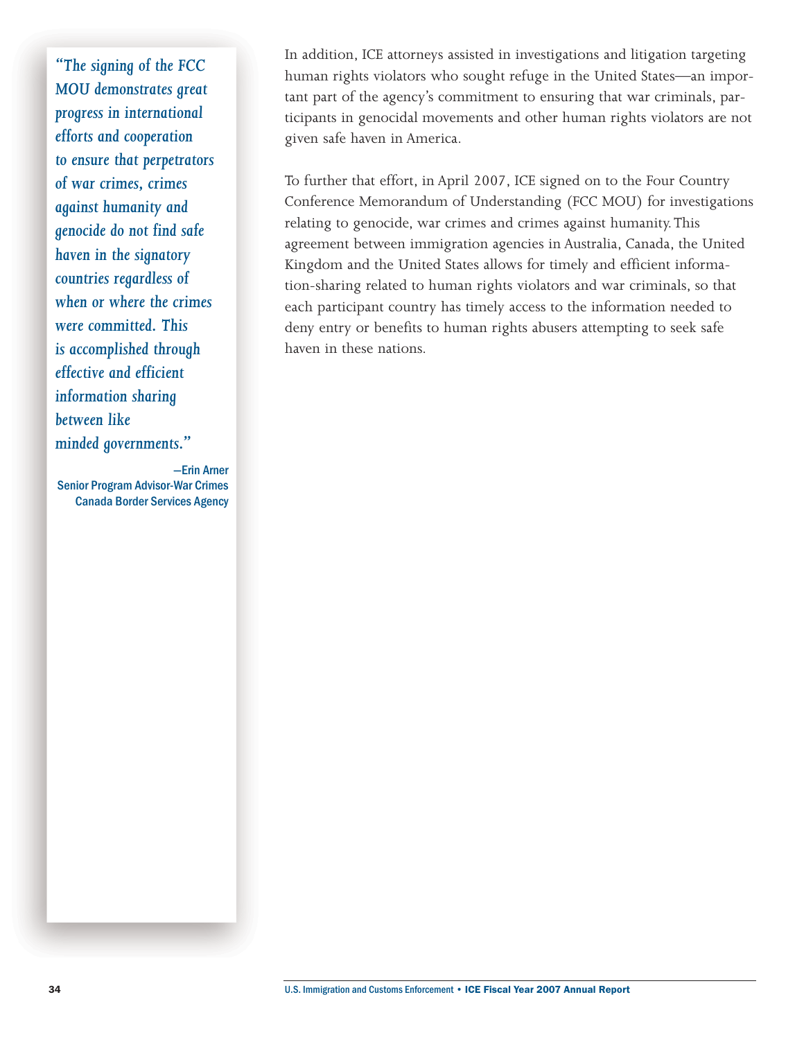*"The signing of the FCC MOU demonstrates great progress in international efforts and cooperation to ensure that perpetrators of war crimes, crimes against humanity and genocide do not find safe haven in the signatory countries regardless of when or where the crimes were committed. This is accomplished through effective and efficient information sharing between like minded governments."*

—Erin Arner
Senior Program Advisor-War Crimes
Canada Border Services Agency

In addition, ICE attorneys assisted in investigations and litigation targeting human rights violators who sought refuge in the United States—an important part of the agency's commitment to ensuring that war criminals, participants in genocidal movements and other human rights violators are not given safe haven in America.

To further that effort, in April 2007, ICE signed on to the Four Country Conference Memorandum of Understanding (FCC MOU) for investigations relating to genocide, war crimes and crimes against humanity. This agreement between immigration agencies in Australia, Canada, the United Kingdom and the United States allows for timely and efficient information-sharing related to human rights violators and war criminals, so that each participant country has timely access to the information needed to deny entry or benefits to human rights abusers attempting to seek safe haven in these nations.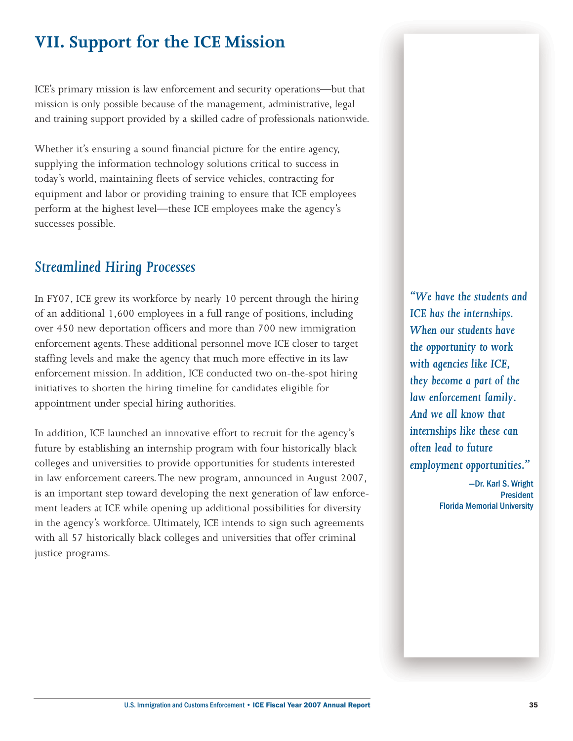# VII. Support for the ICE Mission

ICE's primary mission is law enforcement and security operations—but that mission is only possible because of the management, administrative, legal and training support provided by a skilled cadre of professionals nationwide.

Whether it's ensuring a sound financial picture for the entire agency, supplying the information technology solutions critical to success in today's world, maintaining fleets of service vehicles, contracting for equipment and labor or providing training to ensure that ICE employees perform at the highest level—these ICE employees make the agency's successes possible.

## *Streamlined Hiring Processes*

In FY07, ICE grew its workforce by nearly 10 percent through the hiring of an additional 1,600 employees in a full range of positions, including over 450 new deportation officers and more than 700 new immigration enforcement agents. These additional personnel move ICE closer to target staffing levels and make the agency that much more effective in its law enforcement mission. In addition, ICE conducted two on-the-spot hiring initiatives to shorten the hiring timeline for candidates eligible for appointment under special hiring authorities.

In addition, ICE launched an innovative effort to recruit for the agency's future by establishing an internship program with four historically black colleges and universities to provide opportunities for students interested in law enforcement careers. The new program, announced in August 2007, is an important step toward developing the next generation of law enforcement leaders at ICE while opening up additional possibilities for diversity in the agency's workforce. Ultimately, ICE intends to sign such agreements with all 57 historically black colleges and universities that offer criminal justice programs.

> *"We have the students and ICE has the internships. When our students have the opportunity to work with agencies like ICE, they become a part of the law enforcement family. And we all know that internships like these can often lead to future employment opportunities."*
>
> —Dr. Karl S. Wright
> President
> Florida Memorial University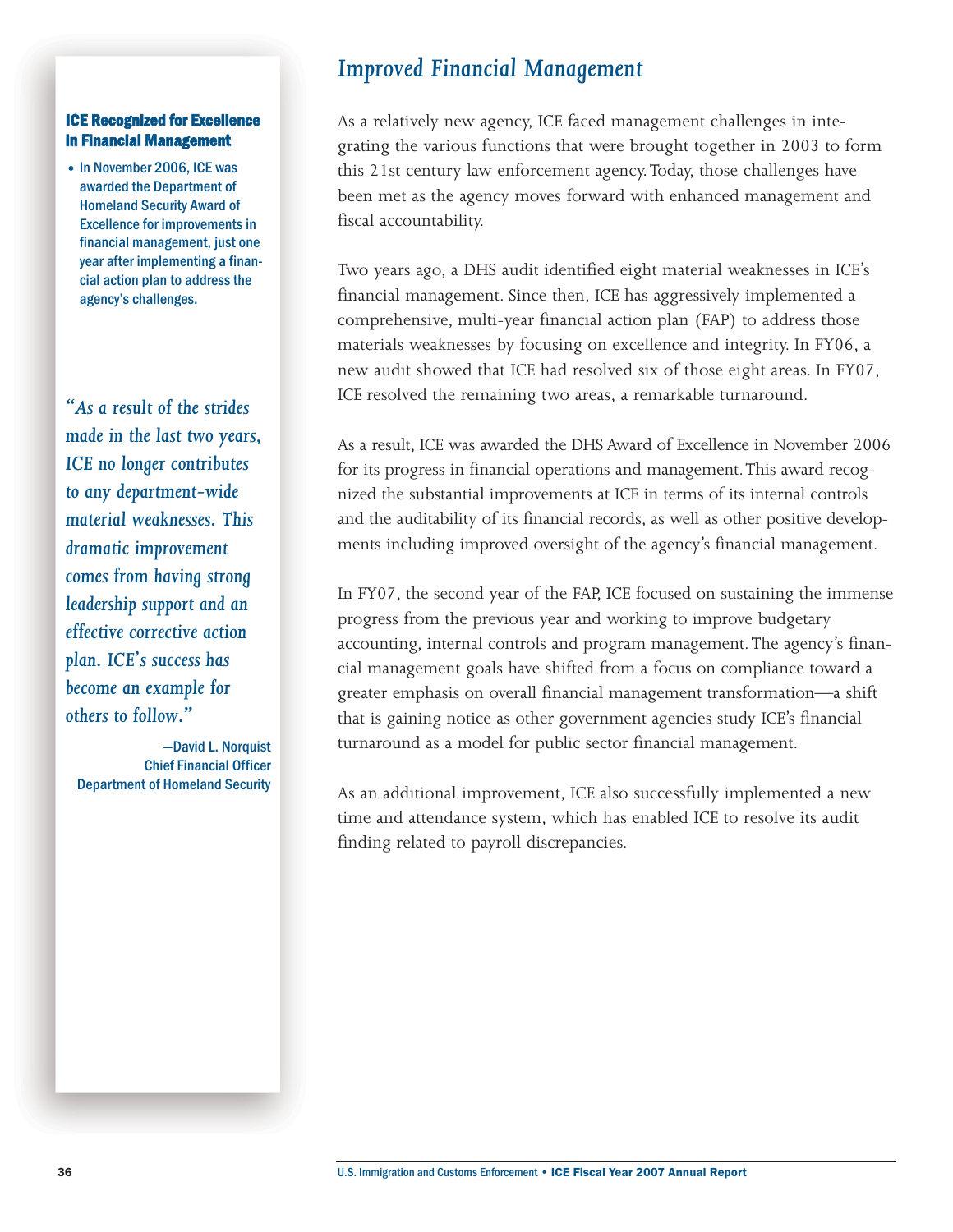## Improved Financial Management

As a relatively new agency, ICE faced management challenges in integrating the various functions that were brought together in 2003 to form this 21st century law enforcement agency. Today, those challenges have been met as the agency moves forward with enhanced management and fiscal accountability.

Two years ago, a DHS audit identified eight material weaknesses in ICE's financial management. Since then, ICE has aggressively implemented a comprehensive, multi-year financial action plan (FAP) to address those materials weaknesses by focusing on excellence and integrity. In FY06, a new audit showed that ICE had resolved six of those eight areas. In FY07, ICE resolved the remaining two areas, a remarkable turnaround.

As a result, ICE was awarded the DHS Award of Excellence in November 2006 for its progress in financial operations and management. This award recognized the substantial improvements at ICE in terms of its internal controls and the auditability of its financial records, as well as other positive developments including improved oversight of the agency's financial management.

In FY07, the second year of the FAP, ICE focused on sustaining the immense progress from the previous year and working to improve budgetary accounting, internal controls and program management. The agency's financial management goals have shifted from a focus on compliance toward a greater emphasis on overall financial management transformation—a shift that is gaining notice as other government agencies study ICE's financial turnaround as a model for public sector financial management.

As an additional improvement, ICE also successfully implemented a new time and attendance system, which has enabled ICE to resolve its audit finding related to payroll discrepancies.

**ICE Recognized for Excellence in Financial Management**

- In November 2006, ICE was awarded the Department of Homeland Security Award of Excellence for improvements in financial management, just one year after implementing a financial action plan to address the agency's challenges.

*"As a result of the strides made in the last two years, ICE no longer contributes to any department-wide material weaknesses. This dramatic improvement comes from having strong leadership support and an effective corrective action plan. ICE's success has become an example for others to follow."*

—David L. Norquist
Chief Financial Officer
Department of Homeland Security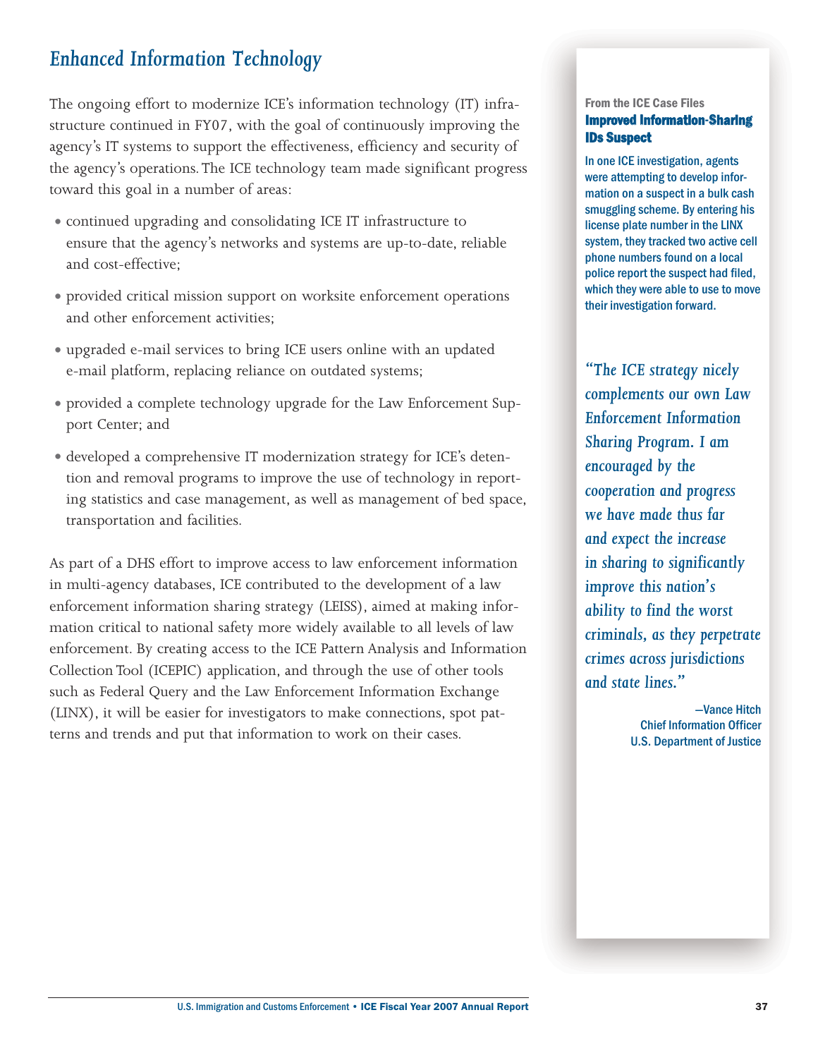## Enhanced Information Technology

The ongoing effort to modernize ICE's information technology (IT) infrastructure continued in FY07, with the goal of continuously improving the agency's IT systems to support the effectiveness, efficiency and security of the agency's operations. The ICE technology team made significant progress toward this goal in a number of areas:

- continued upgrading and consolidating ICE IT infrastructure to ensure that the agency's networks and systems are up-to-date, reliable and cost-effective;
- provided critical mission support on worksite enforcement operations and other enforcement activities;
- upgraded e-mail services to bring ICE users online with an updated e-mail platform, replacing reliance on outdated systems;
- provided a complete technology upgrade for the Law Enforcement Support Center; and
- developed a comprehensive IT modernization strategy for ICE's detention and removal programs to improve the use of technology in reporting statistics and case management, as well as management of bed space, transportation and facilities.

As part of a DHS effort to improve access to law enforcement information in multi-agency databases, ICE contributed to the development of a law enforcement information sharing strategy (LEISS), aimed at making information critical to national safety more widely available to all levels of law enforcement. By creating access to the ICE Pattern Analysis and Information Collection Tool (ICEPIC) application, and through the use of other tools such as Federal Query and the Law Enforcement Information Exchange (LINX), it will be easier for investigators to make connections, spot patterns and trends and put that information to work on their cases.

From the ICE Case Files

**Improved Information-Sharing IDs Suspect**

In one ICE investigation, agents were attempting to develop information on a suspect in a bulk cash smuggling scheme. By entering his license plate number in the LINX system, they tracked two active cell phone numbers found on a local police report the suspect had filed, which they were able to use to move their investigation forward.

*"The ICE strategy nicely complements our own Law Enforcement Information Sharing Program. I am encouraged by the cooperation and progress we have made thus far and expect the increase in sharing to significantly improve this nation's ability to find the worst criminals, as they perpetrate crimes across jurisdictions and state lines."*

—Vance Hitch
Chief Information Officer
U.S. Department of Justice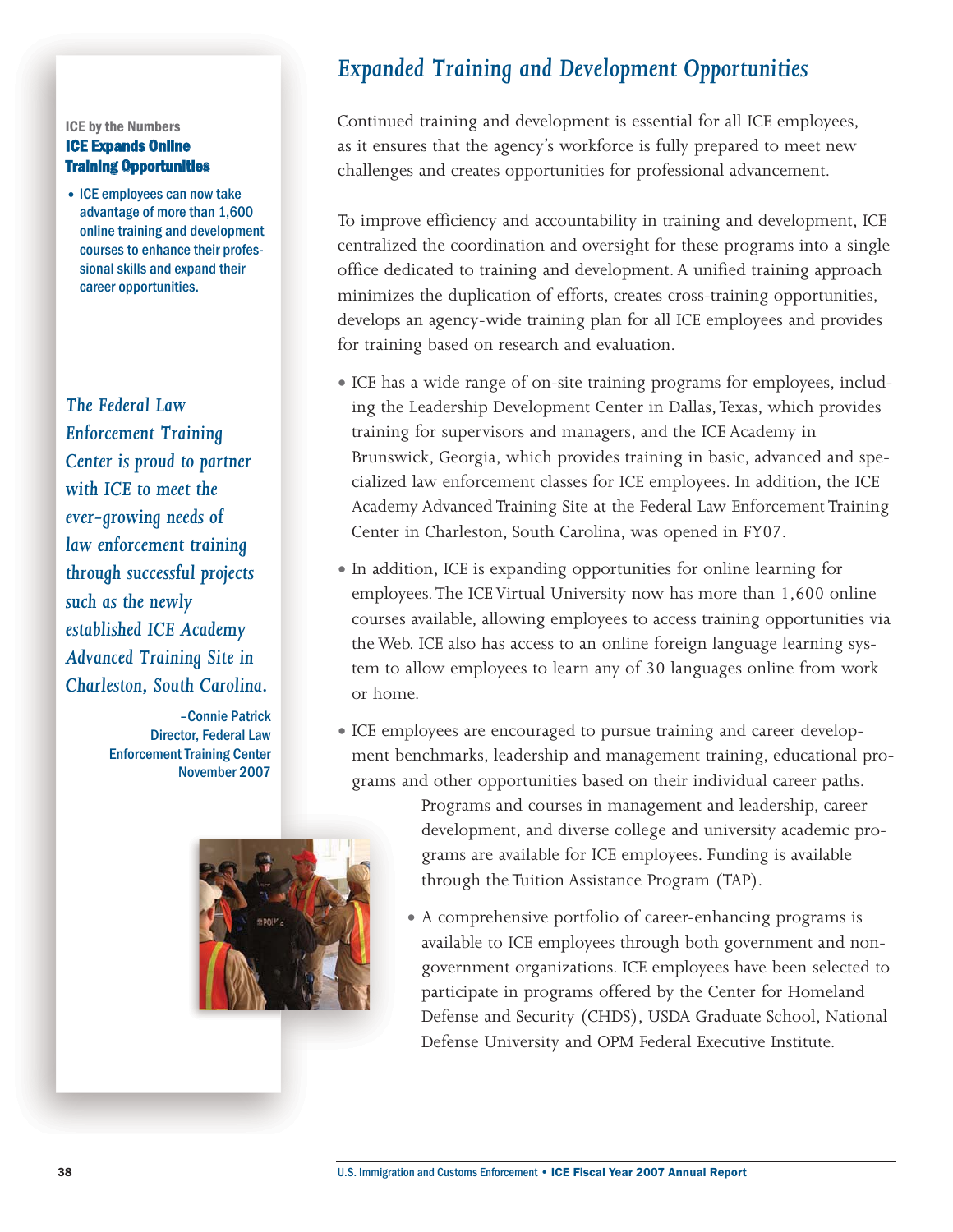## Expanded Training and Development Opportunities

Continued training and development is essential for all ICE employees, as it ensures that the agency's workforce is fully prepared to meet new challenges and creates opportunities for professional advancement.

To improve efficiency and accountability in training and development, ICE centralized the coordination and oversight for these programs into a single office dedicated to training and development. A unified training approach minimizes the duplication of efforts, creates cross-training opportunities, develops an agency-wide training plan for all ICE employees and provides for training based on research and evaluation.

- ICE has a wide range of on-site training programs for employees, including the Leadership Development Center in Dallas, Texas, which provides training for supervisors and managers, and the ICE Academy in Brunswick, Georgia, which provides training in basic, advanced and specialized law enforcement classes for ICE employees. In addition, the ICE Academy Advanced Training Site at the Federal Law Enforcement Training Center in Charleston, South Carolina, was opened in FY07.
- In addition, ICE is expanding opportunities for online learning for employees. The ICE Virtual University now has more than 1,600 online courses available, allowing employees to access training opportunities via the Web. ICE also has access to an online foreign language learning system to allow employees to learn any of 30 languages online from work or home.
- ICE employees are encouraged to pursue training and career development benchmarks, leadership and management training, educational programs and other opportunities based on their individual career paths. Programs and courses in management and leadership, career development, and diverse college and university academic programs are available for ICE employees. Funding is available through the Tuition Assistance Program (TAP).
- A comprehensive portfolio of career-enhancing programs is available to ICE employees through both government and non-government organizations. ICE employees have been selected to participate in programs offered by the Center for Homeland Defense and Security (CHDS), USDA Graduate School, National Defense University and OPM Federal Executive Institute.

ICE by the Numbers

**ICE Expands Online Training Opportunities**

- ICE employees can now take advantage of more than 1,600 online training and development courses to enhance their professional skills and expand their career opportunities.

*The Federal Law Enforcement Training Center is proud to partner with ICE to meet the ever-growing needs of law enforcement training through successful projects such as the newly established ICE Academy Advanced Training Site in Charleston, South Carolina.*

–Connie Patrick
Director, Federal Law Enforcement Training Center
November 2007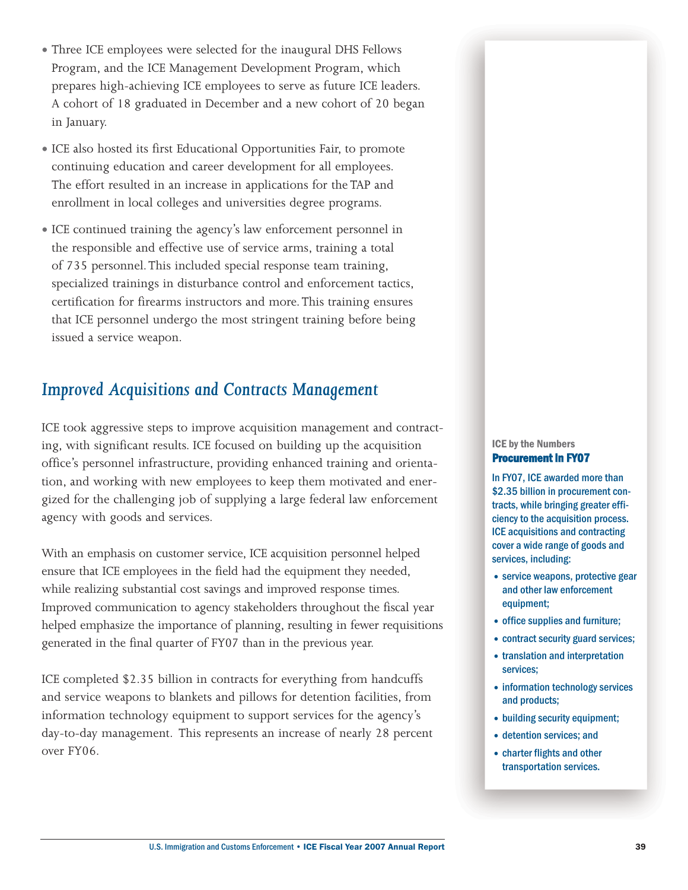- Three ICE employees were selected for the inaugural DHS Fellows Program, and the ICE Management Development Program, which prepares high-achieving ICE employees to serve as future ICE leaders. A cohort of 18 graduated in December and a new cohort of 20 began in January.
- ICE also hosted its first Educational Opportunities Fair, to promote continuing education and career development for all employees. The effort resulted in an increase in applications for the TAP and enrollment in local colleges and universities degree programs.
- ICE continued training the agency's law enforcement personnel in the responsible and effective use of service arms, training a total of 735 personnel. This included special response team training, specialized trainings in disturbance control and enforcement tactics, certification for firearms instructors and more. This training ensures that ICE personnel undergo the most stringent training before being issued a service weapon.

## *Improved Acquisitions and Contracts Management*

ICE took aggressive steps to improve acquisition management and contracting, with significant results. ICE focused on building up the acquisition office's personnel infrastructure, providing enhanced training and orientation, and working with new employees to keep them motivated and energized for the challenging job of supplying a large federal law enforcement agency with goods and services.

With an emphasis on customer service, ICE acquisition personnel helped ensure that ICE employees in the field had the equipment they needed, while realizing substantial cost savings and improved response times. Improved communication to agency stakeholders throughout the fiscal year helped emphasize the importance of planning, resulting in fewer requisitions generated in the final quarter of FY07 than in the previous year.

ICE completed $2.35 billion in contracts for everything from handcuffs and service weapons to blankets and pillows for detention facilities, from information technology equipment to support services for the agency's day-to-day management. This represents an increase of nearly 28 percent over FY06.

**ICE by the Numbers**

**Procurement in FY07**

In FY07, ICE awarded more than $2.35 billion in procurement contracts, while bringing greater efficiency to the acquisition process. ICE acquisitions and contracting cover a wide range of goods and services, including:

- service weapons, protective gear and other law enforcement equipment;
- office supplies and furniture;
- contract security guard services;
- translation and interpretation services;
- information technology services and products;
- building security equipment;
- detention services; and
- charter flights and other transportation services.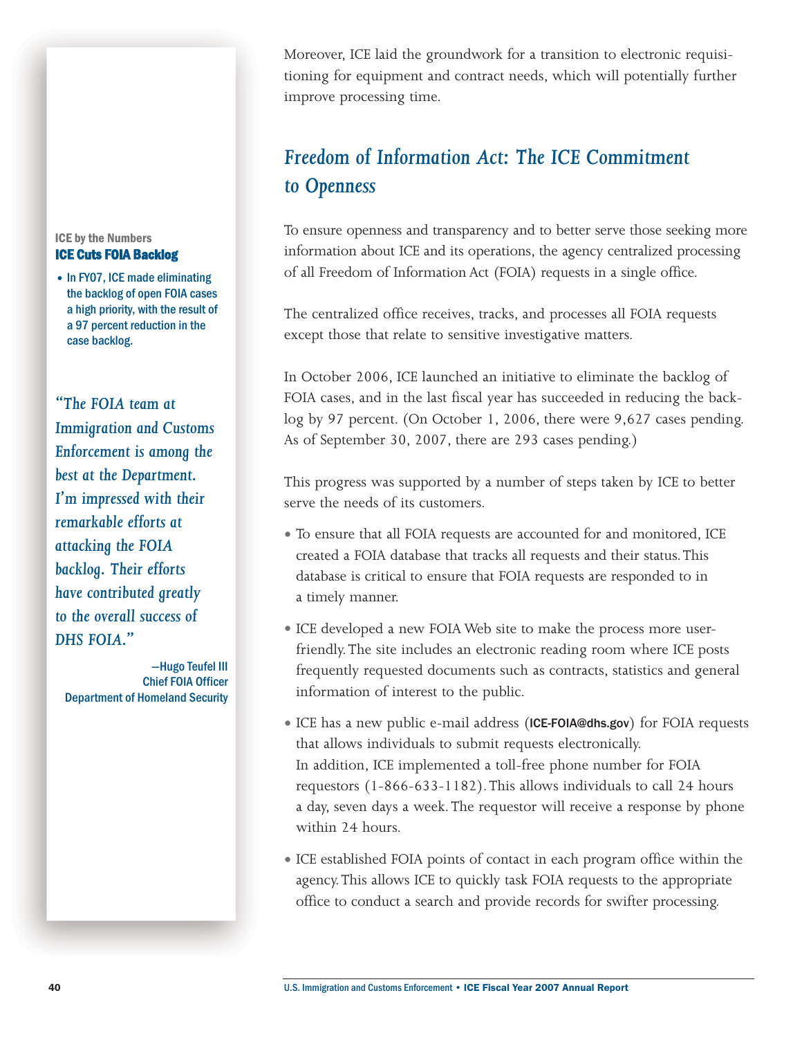Moreover, ICE laid the groundwork for a transition to electronic requisitioning for equipment and contract needs, which will potentially further improve processing time.

## Freedom of Information Act: The ICE Commitment to Openness

To ensure openness and transparency and to better serve those seeking more information about ICE and its operations, the agency centralized processing of all Freedom of Information Act (FOIA) requests in a single office.

The centralized office receives, tracks, and processes all FOIA requests except those that relate to sensitive investigative matters.

In October 2006, ICE launched an initiative to eliminate the backlog of FOIA cases, and in the last fiscal year has succeeded in reducing the backlog by 97 percent. (On October 1, 2006, there were 9,627 cases pending. As of September 30, 2007, there are 293 cases pending.)

This progress was supported by a number of steps taken by ICE to better serve the needs of its customers.

- To ensure that all FOIA requests are accounted for and monitored, ICE created a FOIA database that tracks all requests and their status. This database is critical to ensure that FOIA requests are responded to in a timely manner.
- ICE developed a new FOIA Web site to make the process more user-friendly. The site includes an electronic reading room where ICE posts frequently requested documents such as contracts, statistics and general information of interest to the public.
- ICE has a new public e-mail address (**ICE-FOIA@dhs.gov**) for FOIA requests that allows individuals to submit requests electronically. In addition, ICE implemented a toll-free phone number for FOIA requestors (1-866-633-1182). This allows individuals to call 24 hours a day, seven days a week. The requestor will receive a response by phone within 24 hours.
- ICE established FOIA points of contact in each program office within the agency. This allows ICE to quickly task FOIA requests to the appropriate office to conduct a search and provide records for swifter processing.

**ICE by the Numbers**

**ICE Cuts FOIA Backlog**

- In FY07, ICE made eliminating the backlog of open FOIA cases a high priority, with the result of a 97 percent reduction in the case backlog.

*"The FOIA team at Immigration and Customs Enforcement is among the best at the Department. I'm impressed with their remarkable efforts at attacking the FOIA backlog. Their efforts have contributed greatly to the overall success of DHS FOIA."*

—Hugo Teufel III
Chief FOIA Officer
Department of Homeland Security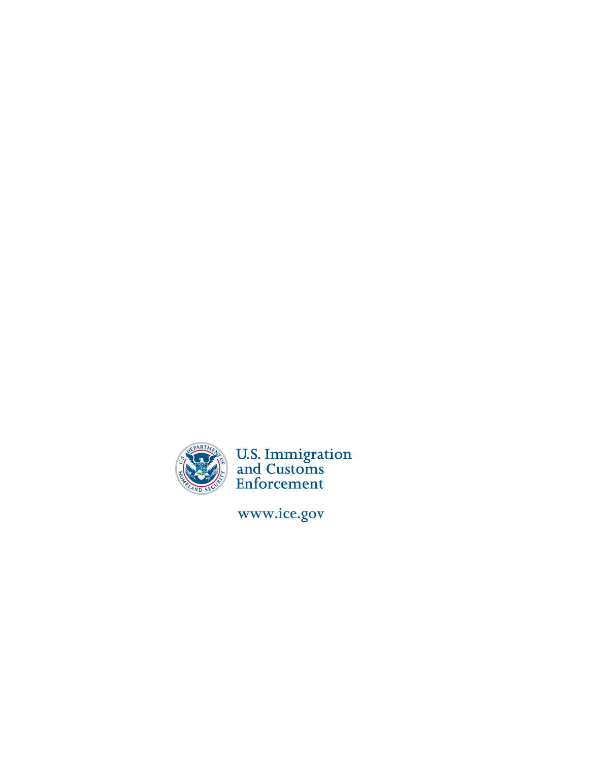U.S. Immigration
and Customs
Enforcement

www.ice.gov